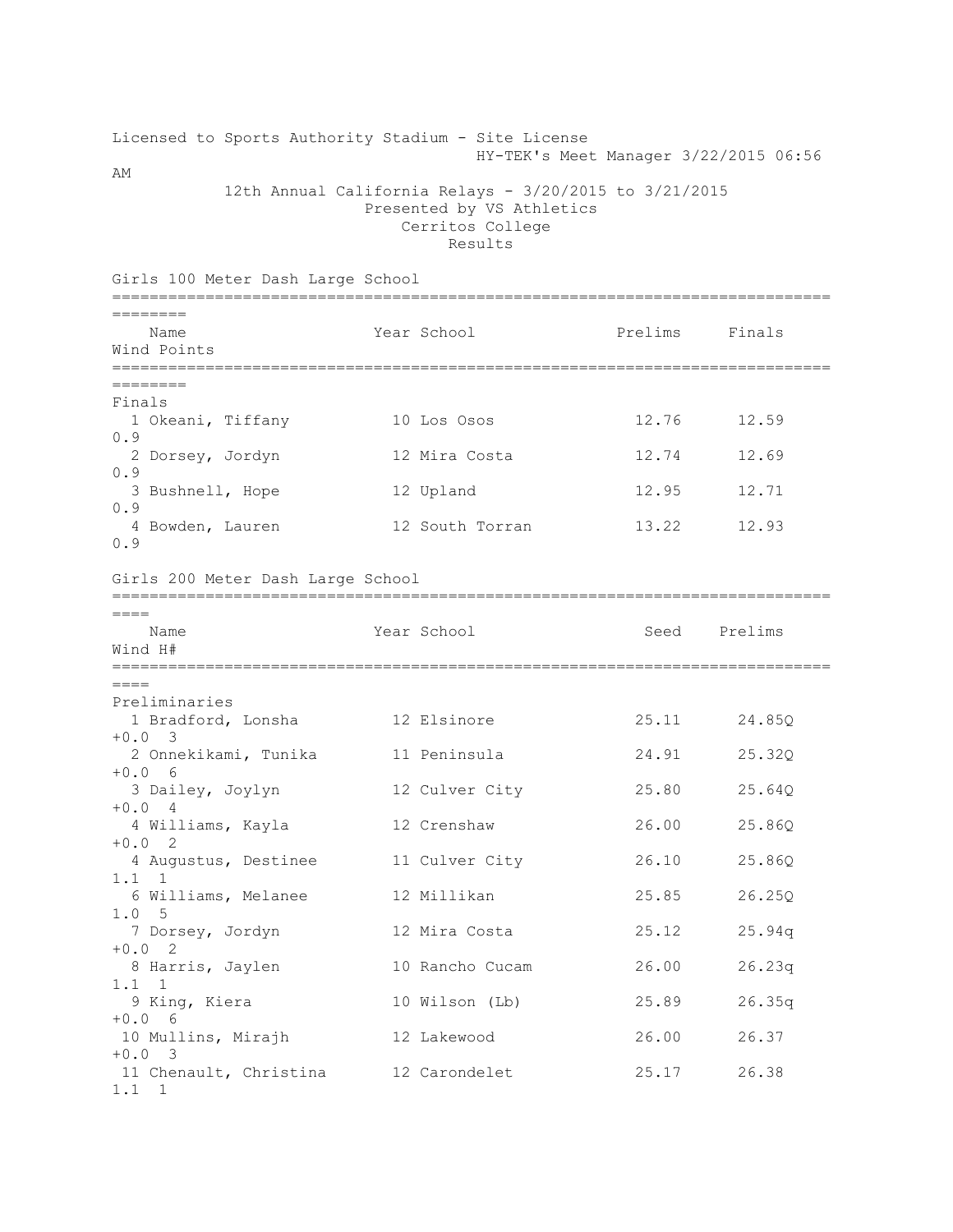Licensed to Sports Authority Stadium - Site License
HY-TEK's Meet Manager 3/22/2015 06:56 AM

12th Annual California Relays - 3/20/2015 to 3/21/2015
Presented by VS Athletics
Cerritos College
Results

## Girls 100 Meter Dash Large School

**Finals**

| | Name | Year | School | Prelims | Finals | Wind | Points |
|---|---|---|---|---|---|---|---|
| 1 | Okeani, Tiffany | 10 | Los Osos | 12.76 | 12.59 | 0.9 | |
| 2 | Dorsey, Jordyn | 12 | Mira Costa | 12.74 | 12.69 | 0.9 | |
| 3 | Bushnell, Hope | 12 | Upland | 12.95 | 12.71 | 0.9 | |
| 4 | Bowden, Lauren | 12 | South Torran | 13.22 | 12.93 | 0.9 | |

## Girls 200 Meter Dash Large School

**Preliminaries**

| | Name | Year | School | Seed | Prelims | Wind | H# |
|---|---|---|---|---|---|---|---|
| 1 | Bradford, Lonsha | 12 | Elsinore | 25.11 | 24.85Q | +0.0 | 3 |
| 2 | Onnekikami, Tunika | 11 | Peninsula | 24.91 | 25.32Q | +0.0 | 6 |
| 3 | Dailey, Joylyn | 12 | Culver City | 25.80 | 25.64Q | +0.0 | 4 |
| 4 | Williams, Kayla | 12 | Crenshaw | 26.00 | 25.86Q | +0.0 | 2 |
| 4 | Augustus, Destinee | 11 | Culver City | 26.10 | 25.86Q | 1.1 | 1 |
| 6 | Williams, Melanee | 12 | Millikan | 25.85 | 26.25Q | 1.0 | 5 |
| 7 | Dorsey, Jordyn | 12 | Mira Costa | 25.12 | 25.94q | +0.0 | 2 |
| 8 | Harris, Jaylen | 10 | Rancho Cucam | 26.00 | 26.23q | 1.1 | 1 |
| 9 | King, Kiera | 10 | Wilson (Lb) | 25.89 | 26.35q | +0.0 | 6 |
| 10 | Mullins, Mirajh | 12 | Lakewood | 26.00 | 26.37 | +0.0 | 3 |
| 11 | Chenault, Christina | 12 | Carondelet | 25.17 | 26.38 | 1.1 | 1 |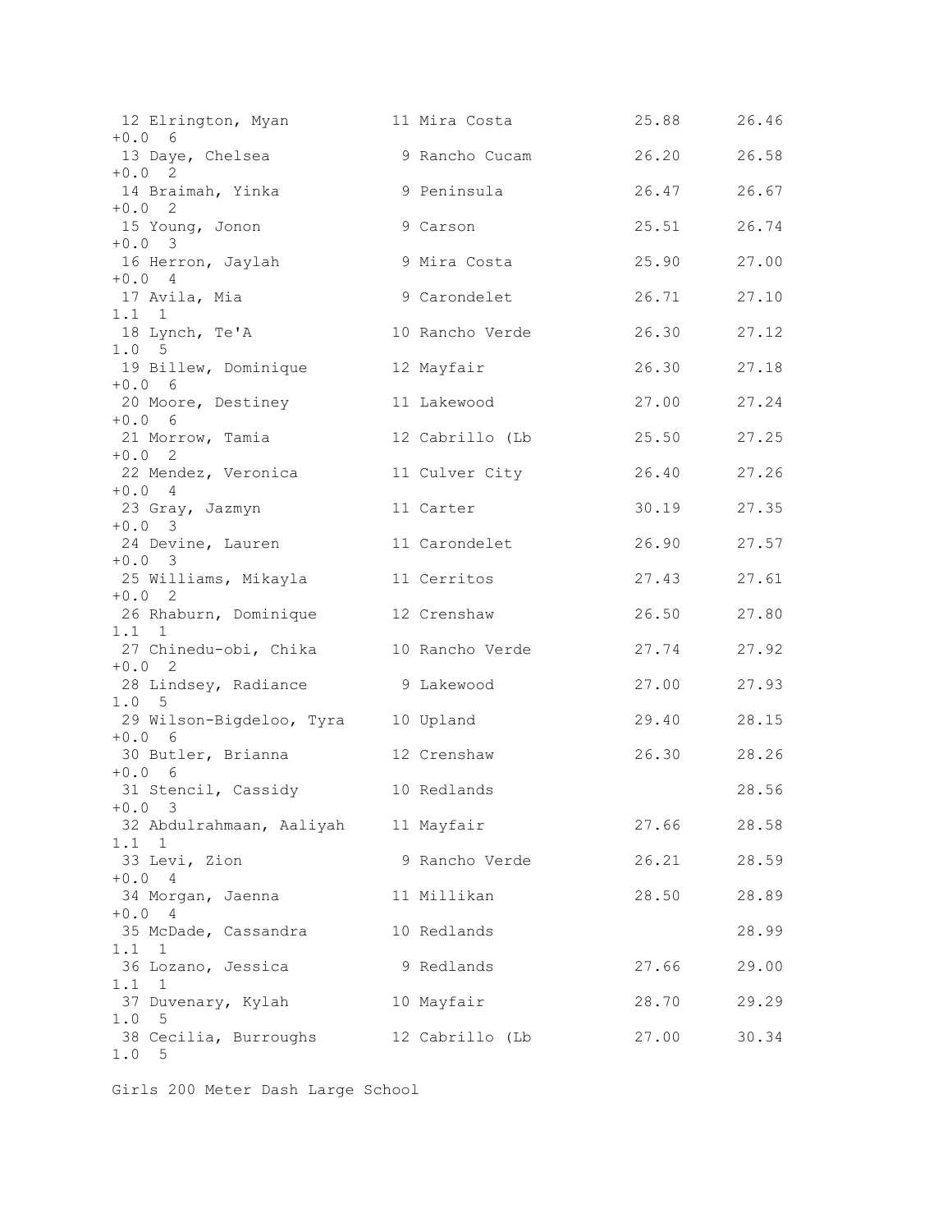```
 12 Elrington, Myan          11 Mira Costa           25.88      26.46
+0.0  6
 13 Daye, Chelsea             9 Rancho Cucam         26.20      26.58
+0.0  2
 14 Braimah, Yinka            9 Peninsula            26.47      26.67
+0.0  2
 15 Young, Jonon              9 Carson               25.51      26.74
+0.0  3
 16 Herron, Jaylah            9 Mira Costa           25.90      27.00
+0.0  4
 17 Avila, Mia                9 Carondelet           26.71      27.10
1.1  1
 18 Lynch, Te'A              10 Rancho Verde         26.30      27.12
1.0  5
 19 Billew, Dominique        12 Mayfair              26.30      27.18
+0.0  6
 20 Moore, Destiney          11 Lakewood             27.00      27.24
+0.0  6
 21 Morrow, Tamia            12 Cabrillo (Lb         25.50      27.25
+0.0  2
 22 Mendez, Veronica         11 Culver City          26.40      27.26
+0.0  4
 23 Gray, Jazmyn             11 Carter               30.19      27.35
+0.0  3
 24 Devine, Lauren           11 Carondelet           26.90      27.57
+0.0  3
 25 Williams, Mikayla        11 Cerritos             27.43      27.61
+0.0  2
 26 Rhaburn, Dominique       12 Crenshaw             26.50      27.80
1.1  1
 27 Chinedu-obi, Chika       10 Rancho Verde         27.74      27.92
+0.0  2
 28 Lindsey, Radiance         9 Lakewood             27.00      27.93
1.0  5
 29 Wilson-Bigdeloo, Tyra    10 Upland               29.40      28.15
+0.0  6
 30 Butler, Brianna          12 Crenshaw             26.30      28.26
+0.0  6
 31 Stencil, Cassidy         10 Redlands                        28.56
+0.0  3
 32 Abdulrahmaan, Aaliyah    11 Mayfair              27.66      28.58
1.1  1
 33 Levi, Zion                9 Rancho Verde         26.21      28.59
+0.0  4
 34 Morgan, Jaenna           11 Millikan             28.50      28.89
+0.0  4
 35 McDade, Cassandra        10 Redlands                        28.99
1.1  1
 36 Lozano, Jessica           9 Redlands             27.66      29.00
1.1  1
 37 Duvenary, Kylah          10 Mayfair              28.70      29.29
1.0  5
 38 Cecilia, Burroughs       12 Cabrillo (Lb         27.00      30.34
1.0  5
```

Girls 200 Meter Dash Large School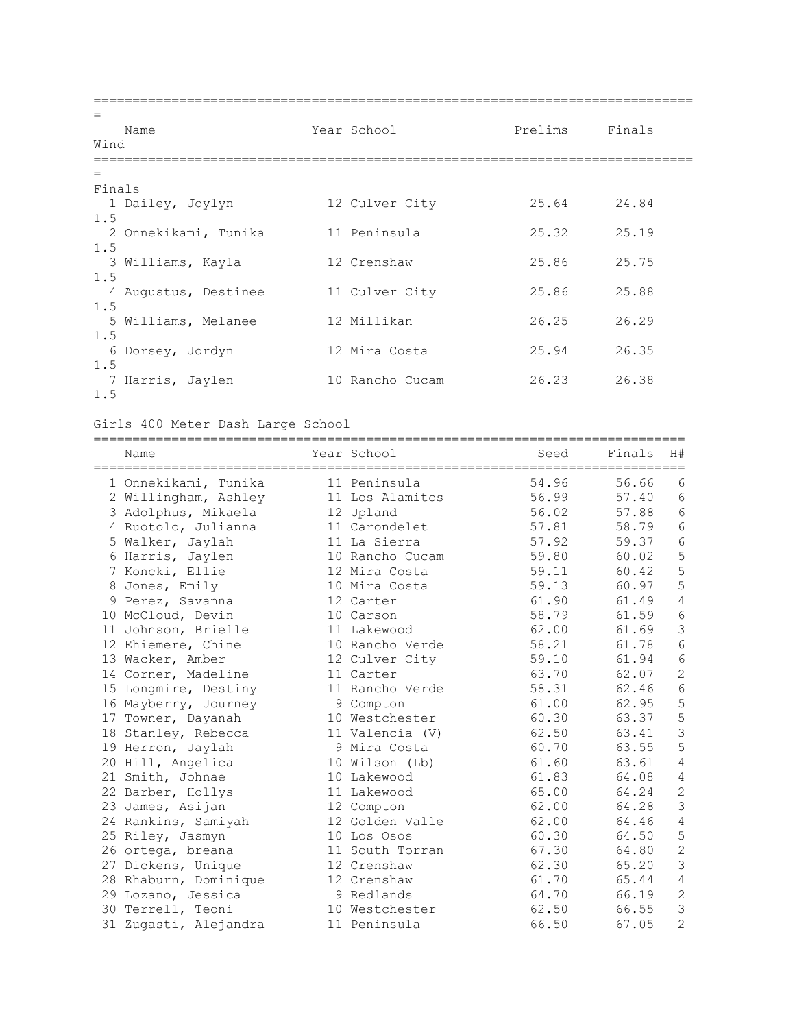| | Name | Year | School | Prelims | Finals | Wind |
|---|---|---|---|---|---|---|
| **Finals** | | | | | | |
| 1 | Dailey, Joylyn | 12 | Culver City | 25.64 | 24.84 | 1.5 |
| 2 | Onnekikami, Tunika | 11 | Peninsula | 25.32 | 25.19 | 1.5 |
| 3 | Williams, Kayla | 12 | Crenshaw | 25.86 | 25.75 | 1.5 |
| 4 | Augustus, Destinee | 11 | Culver City | 25.86 | 25.88 | 1.5 |
| 5 | Williams, Melanee | 12 | Millikan | 26.25 | 26.29 | 1.5 |
| 6 | Dorsey, Jordyn | 12 | Mira Costa | 25.94 | 26.35 | 1.5 |
| 7 | Harris, Jaylen | 10 | Rancho Cucam | 26.23 | 26.38 | 1.5 |

## Girls 400 Meter Dash Large School

| | Name | Year | School | Seed | Finals | H# |
|---|---|---|---|---|---|---|
| 1 | Onnekikami, Tunika | 11 | Peninsula | 54.96 | 56.66 | 6 |
| 2 | Willingham, Ashley | 11 | Los Alamitos | 56.99 | 57.40 | 6 |
| 3 | Adolphus, Mikaela | 12 | Upland | 56.02 | 57.88 | 6 |
| 4 | Ruotolo, Julianna | 11 | Carondelet | 57.81 | 58.79 | 6 |
| 5 | Walker, Jaylah | 11 | La Sierra | 57.92 | 59.37 | 6 |
| 6 | Harris, Jaylen | 10 | Rancho Cucam | 59.80 | 60.02 | 5 |
| 7 | Koncki, Ellie | 12 | Mira Costa | 59.11 | 60.42 | 5 |
| 8 | Jones, Emily | 10 | Mira Costa | 59.13 | 60.97 | 5 |
| 9 | Perez, Savanna | 12 | Carter | 61.90 | 61.49 | 4 |
| 10 | McCloud, Devin | 10 | Carson | 58.79 | 61.59 | 6 |
| 11 | Johnson, Brielle | 11 | Lakewood | 62.00 | 61.69 | 3 |
| 12 | Ehiemere, Chine | 10 | Rancho Verde | 58.21 | 61.78 | 6 |
| 13 | Wacker, Amber | 12 | Culver City | 59.10 | 61.94 | 6 |
| 14 | Corner, Madeline | 11 | Carter | 63.70 | 62.07 | 2 |
| 15 | Longmire, Destiny | 11 | Rancho Verde | 58.31 | 62.46 | 6 |
| 16 | Mayberry, Journey | 9 | Compton | 61.00 | 62.95 | 5 |
| 17 | Towner, Dayanah | 10 | Westchester | 60.30 | 63.37 | 5 |
| 18 | Stanley, Rebecca | 11 | Valencia (V) | 62.50 | 63.41 | 3 |
| 19 | Herron, Jaylah | 9 | Mira Costa | 60.70 | 63.55 | 5 |
| 20 | Hill, Angelica | 10 | Wilson (Lb) | 61.60 | 63.61 | 4 |
| 21 | Smith, Johnae | 10 | Lakewood | 61.83 | 64.08 | 4 |
| 22 | Barber, Hollys | 11 | Lakewood | 65.00 | 64.24 | 2 |
| 23 | James, Asijan | 12 | Compton | 62.00 | 64.28 | 3 |
| 24 | Rankins, Samiyah | 12 | Golden Valle | 62.00 | 64.46 | 4 |
| 25 | Riley, Jasmyn | 10 | Los Osos | 60.30 | 64.50 | 5 |
| 26 | ortega, breana | 11 | South Torran | 67.30 | 64.80 | 2 |
| 27 | Dickens, Unique | 12 | Crenshaw | 62.30 | 65.20 | 3 |
| 28 | Rhaburn, Dominique | 12 | Crenshaw | 61.70 | 65.44 | 4 |
| 29 | Lozano, Jessica | 9 | Redlands | 64.70 | 66.19 | 2 |
| 30 | Terrell, Teoni | 10 | Westchester | 62.50 | 66.55 | 3 |
| 31 | Zugasti, Alejandra | 11 | Peninsula | 66.50 | 67.05 | 2 |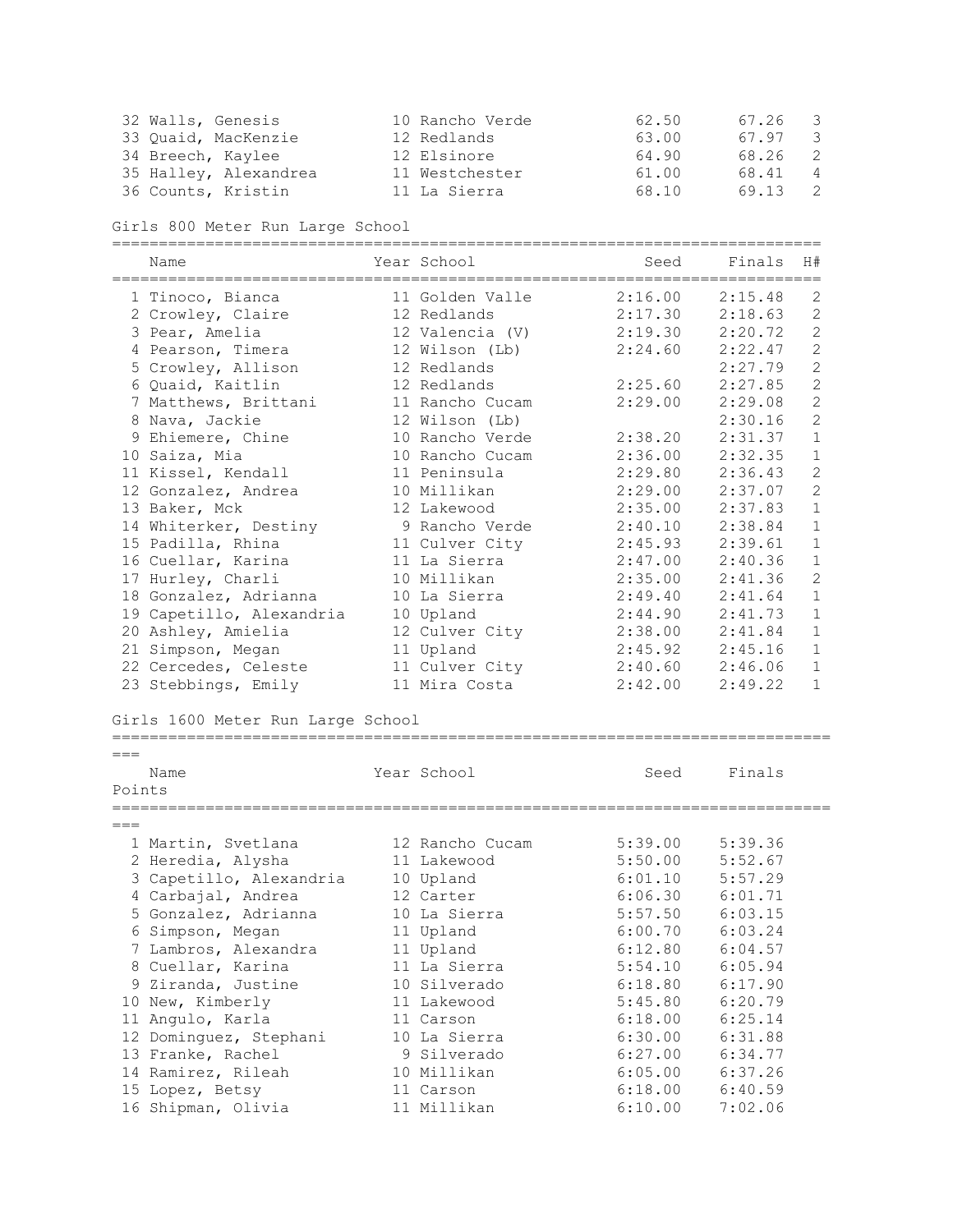| Place | Name | Year | School | Seed | Finals | H# |
|---|---|---|---|---|---|---|
| 32 | Walls, Genesis | 10 | Rancho Verde | 62.50 | 67.26 | 3 |
| 33 | Quaid, MacKenzie | 12 | Redlands | 63.00 | 67.97 | 3 |
| 34 | Breech, Kaylee | 12 | Elsinore | 64.90 | 68.26 | 2 |
| 35 | Halley, Alexandrea | 11 | Westchester | 61.00 | 68.41 | 4 |
| 36 | Counts, Kristin | 11 | La Sierra | 68.10 | 69.13 | 2 |

## Girls 800 Meter Run Large School

| Place | Name | Year | School | Seed | Finals | H# |
|---|---|---|---|---|---|---|
| 1 | Tinoco, Bianca | 11 | Golden Valle | 2:16.00 | 2:15.48 | 2 |
| 2 | Crowley, Claire | 12 | Redlands | 2:17.30 | 2:18.63 | 2 |
| 3 | Pear, Amelia | 12 | Valencia (V) | 2:19.30 | 2:20.72 | 2 |
| 4 | Pearson, Timera | 12 | Wilson (Lb) | 2:24.60 | 2:22.47 | 2 |
| 5 | Crowley, Allison | 12 | Redlands | | 2:27.79 | 2 |
| 6 | Quaid, Kaitlin | 12 | Redlands | 2:25.60 | 2:27.85 | 2 |
| 7 | Matthews, Brittani | 11 | Rancho Cucam | 2:29.00 | 2:29.08 | 2 |
| 8 | Nava, Jackie | 12 | Wilson (Lb) | | 2:30.16 | 2 |
| 9 | Ehiemere, Chine | 10 | Rancho Verde | 2:38.20 | 2:31.37 | 1 |
| 10 | Saiza, Mia | 10 | Rancho Cucam | 2:36.00 | 2:32.35 | 1 |
| 11 | Kissel, Kendall | 11 | Peninsula | 2:29.80 | 2:36.43 | 2 |
| 12 | Gonzalez, Andrea | 10 | Millikan | 2:29.00 | 2:37.07 | 2 |
| 13 | Baker, Mck | 12 | Lakewood | 2:35.00 | 2:37.83 | 1 |
| 14 | Whiterker, Destiny | 9 | Rancho Verde | 2:40.10 | 2:38.84 | 1 |
| 15 | Padilla, Rhina | 11 | Culver City | 2:45.93 | 2:39.61 | 1 |
| 16 | Cuellar, Karina | 11 | La Sierra | 2:47.00 | 2:40.36 | 1 |
| 17 | Hurley, Charli | 10 | Millikan | 2:35.00 | 2:41.36 | 2 |
| 18 | Gonzalez, Adrianna | 10 | La Sierra | 2:49.40 | 2:41.64 | 1 |
| 19 | Capetillo, Alexandria | 10 | Upland | 2:44.90 | 2:41.73 | 1 |
| 20 | Ashley, Amielia | 12 | Culver City | 2:38.00 | 2:41.84 | 1 |
| 21 | Simpson, Megan | 11 | Upland | 2:45.92 | 2:45.16 | 1 |
| 22 | Cercedes, Celeste | 11 | Culver City | 2:40.60 | 2:46.06 | 1 |
| 23 | Stebbings, Emily | 11 | Mira Costa | 2:42.00 | 2:49.22 | 1 |

## Girls 1600 Meter Run Large School

| Place | Name | Year | School | Seed | Finals | Points |
|---|---|---|---|---|---|---|
| 1 | Martin, Svetlana | 12 | Rancho Cucam | 5:39.00 | 5:39.36 | |
| 2 | Heredia, Alysha | 11 | Lakewood | 5:50.00 | 5:52.67 | |
| 3 | Capetillo, Alexandria | 10 | Upland | 6:01.10 | 5:57.29 | |
| 4 | Carbajal, Andrea | 12 | Carter | 6:06.30 | 6:01.71 | |
| 5 | Gonzalez, Adrianna | 10 | La Sierra | 5:57.50 | 6:03.15 | |
| 6 | Simpson, Megan | 11 | Upland | 6:00.70 | 6:03.24 | |
| 7 | Lambros, Alexandra | 11 | Upland | 6:12.80 | 6:04.57 | |
| 8 | Cuellar, Karina | 11 | La Sierra | 5:54.10 | 6:05.94 | |
| 9 | Ziranda, Justine | 10 | Silverado | 6:18.80 | 6:17.90 | |
| 10 | New, Kimberly | 11 | Lakewood | 5:45.80 | 6:20.79 | |
| 11 | Angulo, Karla | 11 | Carson | 6:18.00 | 6:25.14 | |
| 12 | Dominguez, Stephani | 10 | La Sierra | 6:30.00 | 6:31.88 | |
| 13 | Franke, Rachel | 9 | Silverado | 6:27.00 | 6:34.77 | |
| 14 | Ramirez, Rileah | 10 | Millikan | 6:05.00 | 6:37.26 | |
| 15 | Lopez, Betsy | 11 | Carson | 6:18.00 | 6:40.59 | |
| 16 | Shipman, Olivia | 11 | Millikan | 6:10.00 | 7:02.06 | |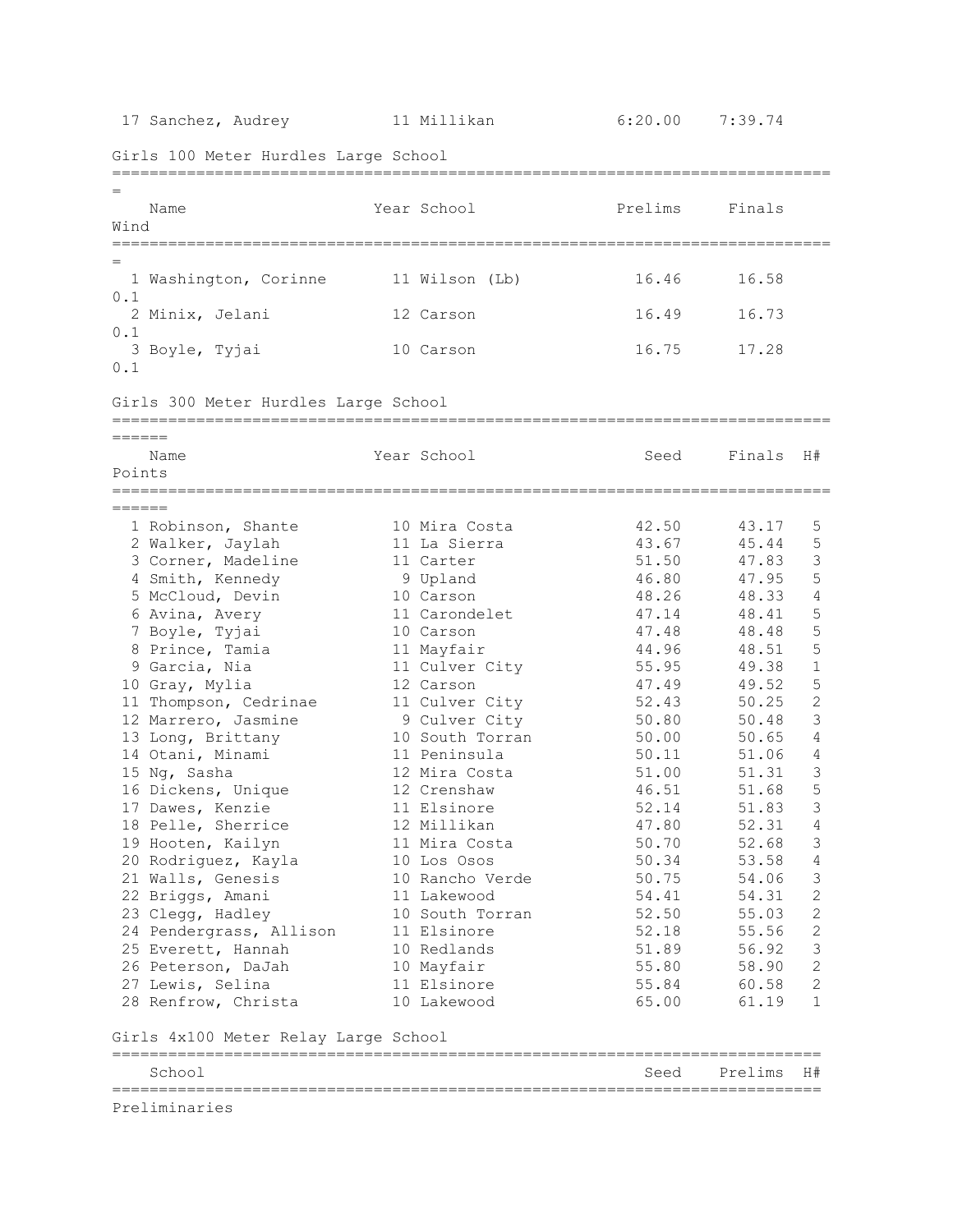| | Name | Year | School | Seed | Finals |
|---|---|---|---|---|---|
| 17 | Sanchez, Audrey | 11 | Millikan | 6:20.00 | 7:39.74 |

## Girls 100 Meter Hurdles Large School

| | Name | Year | School | Prelims | Finals | Wind |
|---|---|---|---|---|---|---|
| 1 | Washington, Corinne | 11 | Wilson (Lb) | 16.46 | 16.58 | 0.1 |
| 2 | Minix, Jelani | 12 | Carson | 16.49 | 16.73 | 0.1 |
| 3 | Boyle, Tyjai | 10 | Carson | 16.75 | 17.28 | 0.1 |

## Girls 300 Meter Hurdles Large School

| | Name | Year | School | Seed | Finals | H# | Points |
|---|---|---|---|---|---|---|---|
| 1 | Robinson, Shante | 10 | Mira Costa | 42.50 | 43.17 | 5 | |
| 2 | Walker, Jaylah | 11 | La Sierra | 43.67 | 45.44 | 5 | |
| 3 | Corner, Madeline | 11 | Carter | 51.50 | 47.83 | 3 | |
| 4 | Smith, Kennedy | 9 | Upland | 46.80 | 47.95 | 5 | |
| 5 | McCloud, Devin | 10 | Carson | 48.26 | 48.33 | 4 | |
| 6 | Avina, Avery | 11 | Carondelet | 47.14 | 48.41 | 5 | |
| 7 | Boyle, Tyjai | 10 | Carson | 47.48 | 48.48 | 5 | |
| 8 | Prince, Tamia | 11 | Mayfair | 44.96 | 48.51 | 5 | |
| 9 | Garcia, Nia | 11 | Culver City | 55.95 | 49.38 | 1 | |
| 10 | Gray, Mylia | 12 | Carson | 47.49 | 49.52 | 5 | |
| 11 | Thompson, Cedrinae | 11 | Culver City | 52.43 | 50.25 | 2 | |
| 12 | Marrero, Jasmine | 9 | Culver City | 50.80 | 50.48 | 3 | |
| 13 | Long, Brittany | 10 | South Torran | 50.00 | 50.65 | 4 | |
| 14 | Otani, Minami | 11 | Peninsula | 50.11 | 51.06 | 4 | |
| 15 | Ng, Sasha | 12 | Mira Costa | 51.00 | 51.31 | 3 | |
| 16 | Dickens, Unique | 12 | Crenshaw | 46.51 | 51.68 | 5 | |
| 17 | Dawes, Kenzie | 11 | Elsinore | 52.14 | 51.83 | 3 | |
| 18 | Pelle, Sherrice | 12 | Millikan | 47.80 | 52.31 | 4 | |
| 19 | Hooten, Kailyn | 11 | Mira Costa | 50.70 | 52.68 | 3 | |
| 20 | Rodriguez, Kayla | 10 | Los Osos | 50.34 | 53.58 | 4 | |
| 21 | Walls, Genesis | 10 | Rancho Verde | 50.75 | 54.06 | 3 | |
| 22 | Briggs, Amani | 11 | Lakewood | 54.41 | 54.31 | 2 | |
| 23 | Clegg, Hadley | 10 | South Torran | 52.50 | 55.03 | 2 | |
| 24 | Pendergrass, Allison | 11 | Elsinore | 52.18 | 55.56 | 2 | |
| 25 | Everett, Hannah | 10 | Redlands | 51.89 | 56.92 | 3 | |
| 26 | Peterson, DaJah | 10 | Mayfair | 55.80 | 58.90 | 2 | |
| 27 | Lewis, Selina | 11 | Elsinore | 55.84 | 60.58 | 2 | |
| 28 | Renfrow, Christa | 10 | Lakewood | 65.00 | 61.19 | 1 | |

## Girls 4x100 Meter Relay Large School

| School | Seed | Prelims | H# |
|---|---|---|---|

Preliminaries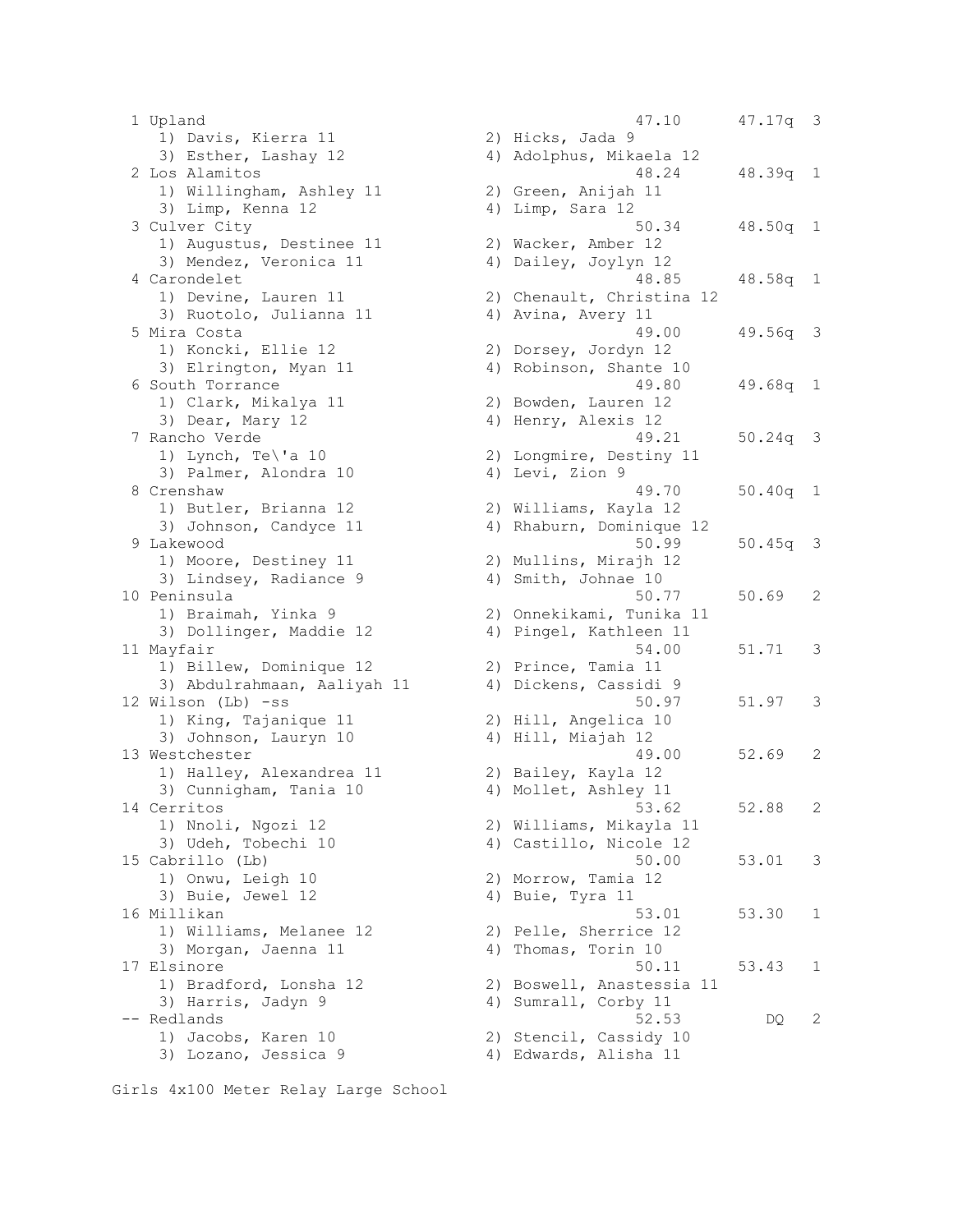```
  1 Upland                                            47.10      47.17q  3 
     1) Davis, Kierra 11               2) Hicks, Jada 9                    
     3) Esther, Lashay 12              4) Adolphus, Mikaela 12             
  2 Los Alamitos                                      48.24      48.39q  1 
     1) Willingham, Ashley 11          2) Green, Anijah 11                 
     3) Limp, Kenna 12                 4) Limp, Sara 12                    
  3 Culver City                                       50.34      48.50q  1 
     1) Augustus, Destinee 11          2) Wacker, Amber 12                 
     3) Mendez, Veronica 11            4) Dailey, Joylyn 12                
  4 Carondelet                                        48.85      48.58q  1 
     1) Devine, Lauren 11              2) Chenault, Christina 12           
     3) Ruotolo, Julianna 11           4) Avina, Avery 11                  
  5 Mira Costa                                        49.00      49.56q  3 
     1) Koncki, Ellie 12               2) Dorsey, Jordyn 12                
     3) Elrington, Myan 11             4) Robinson, Shante 10              
  6 South Torrance                                    49.80      49.68q  1 
     1) Clark, Mikalya 11              2) Bowden, Lauren 12                
     3) Dear, Mary 12                  4) Henry, Alexis 12                 
  7 Rancho Verde                                      49.21      50.24q  3 
     1) Lynch, Te\'a 10                2) Longmire, Destiny 11             
     3) Palmer, Alondra 10             4) Levi, Zion 9                     
  8 Crenshaw                                          49.70      50.40q  1 
     1) Butler, Brianna 12             2) Williams, Kayla 12               
     3) Johnson, Candyce 11            4) Rhaburn, Dominique 12            
  9 Lakewood                                          50.99      50.45q  3 
     1) Moore, Destiney 11             2) Mullins, Mirajh 12               
     3) Lindsey, Radiance 9            4) Smith, Johnae 10                 
 10 Peninsula                                         50.77      50.69   2 
     1) Braimah, Yinka 9               2) Onnekikami, Tunika 11            
     3) Dollinger, Maddie 12           4) Pingel, Kathleen 11              
 11 Mayfair                                           54.00      51.71   3 
     1) Billew, Dominique 12           2) Prince, Tamia 11                 
     3) Abdulrahmaan, Aaliyah 11       4) Dickens, Cassidi 9               
 12 Wilson (Lb) -ss                                   50.97      51.97   3 
     1) King, Tajanique 11             2) Hill, Angelica 10                
     3) Johnson, Lauryn 10             4) Hill, Miajah 12                  
 13 Westchester                                       49.00      52.69   2 
     1) Halley, Alexandrea 11          2) Bailey, Kayla 12                 
     3) Cunnigham, Tania 10            4) Mollet, Ashley 11                
 14 Cerritos                                          53.62      52.88   2 
     1) Nnoli, Ngozi 12                2) Williams, Mikayla 11             
     3) Udeh, Tobechi 10               4) Castillo, Nicole 12              
 15 Cabrillo (Lb)                                     50.00      53.01   3 
     1) Onwu, Leigh 10                 2) Morrow, Tamia 12                 
     3) Buie, Jewel 12                 4) Buie, Tyra 11                    
 16 Millikan                                          53.01      53.30   1 
     1) Williams, Melanee 12           2) Pelle, Sherrice 12               
     3) Morgan, Jaenna 11              4) Thomas, Torin 10                 
 17 Elsinore                                          50.11      53.43   1 
     1) Bradford, Lonsha 12            2) Boswell, Anastessia 11           
     3) Harris, Jadyn 9                4) Sumrall, Corby 11                
 -- Redlands                                          52.53         DQ   2 
     1) Jacobs, Karen 10               2) Stencil, Cassidy 10              
     3) Lozano, Jessica 9              4) Edwards, Alisha 11               
```

Girls 4x100 Meter Relay Large School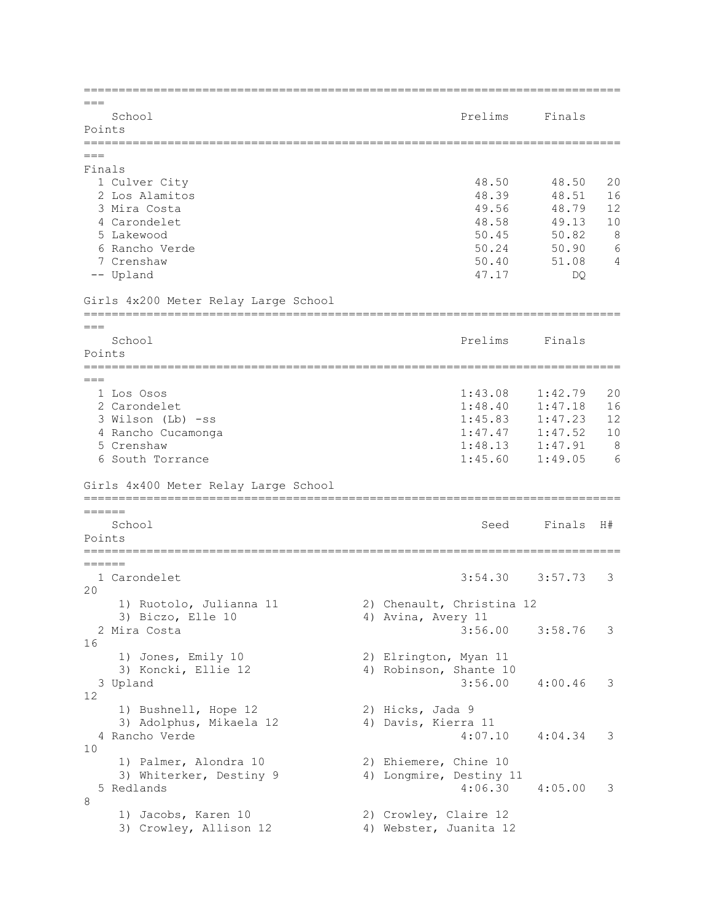| | School | Prelims | Finals | Points |
|---|---|---|---|---|
| **Finals** | | | | |
| 1 | Culver City | 48.50 | 48.50 | 20 |
| 2 | Los Alamitos | 48.39 | 48.51 | 16 |
| 3 | Mira Costa | 49.56 | 48.79 | 12 |
| 4 | Carondelet | 48.58 | 49.13 | 10 |
| 5 | Lakewood | 50.45 | 50.82 | 8 |
| 6 | Rancho Verde | 50.24 | 50.90 | 6 |
| 7 | Crenshaw | 50.40 | 51.08 | 4 |
| -- | Upland | 47.17 | DQ | |

## Girls 4x200 Meter Relay Large School

| | School | Prelims | Finals | Points |
|---|---|---|---|---|
| 1 | Los Osos | 1:43.08 | 1:42.79 | 20 |
| 2 | Carondelet | 1:48.40 | 1:47.18 | 16 |
| 3 | Wilson (Lb) -ss | 1:45.83 | 1:47.23 | 12 |
| 4 | Rancho Cucamonga | 1:47.47 | 1:47.52 | 10 |
| 5 | Crenshaw | 1:48.13 | 1:47.91 | 8 |
| 6 | South Torrance | 1:45.60 | 1:49.05 | 6 |

## Girls 4x400 Meter Relay Large School

| | School | Seed | Finals | H# | Points |
|---|---|---|---|---|---|
| 1 | Carondelet | 3:54.30 | 3:57.73 | 3 | 20 |
| | 1) Ruotolo, Julianna 11; 2) Chenault, Christina 12; 3) Biczo, Elle 10; 4) Avina, Avery 11 | | | | |
| 2 | Mira Costa | 3:56.00 | 3:58.76 | 3 | 16 |
| | 1) Jones, Emily 10; 2) Elrington, Myan 11; 3) Koncki, Ellie 12; 4) Robinson, Shante 10 | | | | |
| 3 | Upland | 3:56.00 | 4:00.46 | 3 | 12 |
| | 1) Bushnell, Hope 12; 2) Hicks, Jada 9; 3) Adolphus, Mikaela 12; 4) Davis, Kierra 11 | | | | |
| 4 | Rancho Verde | 4:07.10 | 4:04.34 | 3 | 10 |
| | 1) Palmer, Alondra 10; 2) Ehiemere, Chine 10; 3) Whiterker, Destiny 9; 4) Longmire, Destiny 11 | | | | |
| 5 | Redlands | 4:06.30 | 4:05.00 | 3 | 8 |
| | 1) Jacobs, Karen 10; 2) Crowley, Claire 12; 3) Crowley, Allison 12; 4) Webster, Juanita 12 | | | | |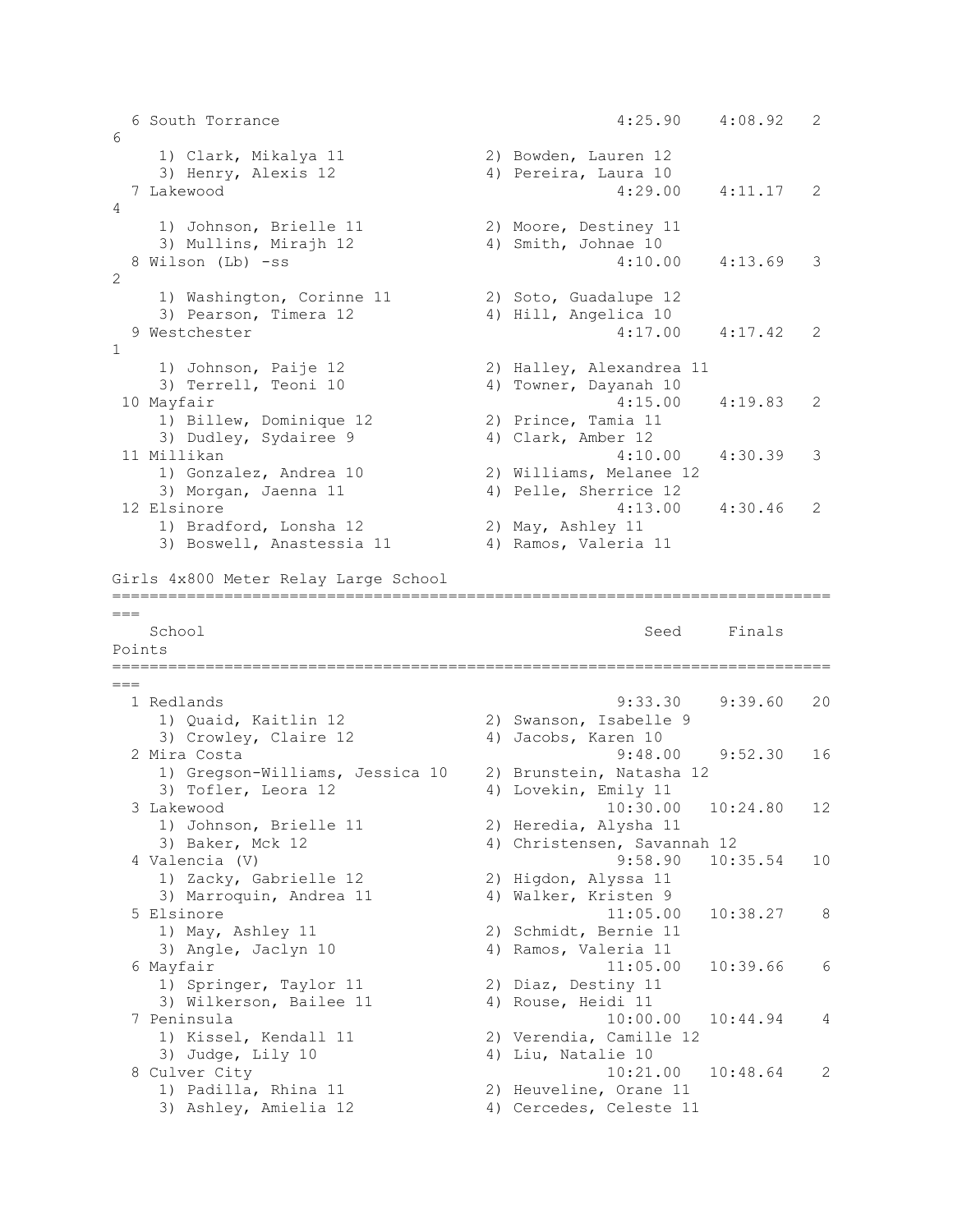| | School | Seed | Finals | Points |
|---|---|---|---|---|
| 6 | South Torrance | 4:25.90 | 4:08.92 | 2 6 |
| | 1) Clark, Mikalya 11 | 2) Bowden, Lauren 12 | | |
| | 3) Henry, Alexis 12 | 4) Pereira, Laura 10 | | |
| 7 | Lakewood | 4:29.00 | 4:11.17 | 2 4 |
| | 1) Johnson, Brielle 11 | 2) Moore, Destiney 11 | | |
| | 3) Mullins, Mirajh 12 | 4) Smith, Johnae 10 | | |
| 8 | Wilson (Lb) -ss | 4:10.00 | 4:13.69 | 3 2 |
| | 1) Washington, Corinne 11 | 2) Soto, Guadalupe 12 | | |
| | 3) Pearson, Timera 12 | 4) Hill, Angelica 10 | | |
| 9 | Westchester | 4:17.00 | 4:17.42 | 2 1 |
| | 1) Johnson, Paije 12 | 2) Halley, Alexandrea 11 | | |
| | 3) Terrell, Teoni 10 | 4) Towner, Dayanah 10 | | |
| 10 | Mayfair | 4:15.00 | 4:19.83 | 2 |
| | 1) Billew, Dominique 12 | 2) Prince, Tamia 11 | | |
| | 3) Dudley, Sydairee 9 | 4) Clark, Amber 12 | | |
| 11 | Millikan | 4:10.00 | 4:30.39 | 3 |
| | 1) Gonzalez, Andrea 10 | 2) Williams, Melanee 12 | | |
| | 3) Morgan, Jaenna 11 | 4) Pelle, Sherrice 12 | | |
| 12 | Elsinore | 4:13.00 | 4:30.46 | 2 |
| | 1) Bradford, Lonsha 12 | 2) May, Ashley 11 | | |
| | 3) Boswell, Anastessia 11 | 4) Ramos, Valeria 11 | | |

## Girls 4x800 Meter Relay Large School

| | School | Seed | Finals | Points |
|---|---|---|---|---|
| 1 | Redlands | 9:33.30 | 9:39.60 | 20 |
| | 1) Quaid, Kaitlin 12 | 2) Swanson, Isabelle 9 | | |
| | 3) Crowley, Claire 12 | 4) Jacobs, Karen 10 | | |
| 2 | Mira Costa | 9:48.00 | 9:52.30 | 16 |
| | 1) Gregson-Williams, Jessica 10 | 2) Brunstein, Natasha 12 | | |
| | 3) Tofler, Leora 12 | 4) Lovekin, Emily 11 | | |
| 3 | Lakewood | 10:30.00 | 10:24.80 | 12 |
| | 1) Johnson, Brielle 11 | 2) Heredia, Alysha 11 | | |
| | 3) Baker, Mck 12 | 4) Christensen, Savannah 12 | | |
| 4 | Valencia (V) | 9:58.90 | 10:35.54 | 10 |
| | 1) Zacky, Gabrielle 12 | 2) Higdon, Alyssa 11 | | |
| | 3) Marroquin, Andrea 11 | 4) Walker, Kristen 9 | | |
| 5 | Elsinore | 11:05.00 | 10:38.27 | 8 |
| | 1) May, Ashley 11 | 2) Schmidt, Bernie 11 | | |
| | 3) Angle, Jaclyn 10 | 4) Ramos, Valeria 11 | | |
| 6 | Mayfair | 11:05.00 | 10:39.66 | 6 |
| | 1) Springer, Taylor 11 | 2) Diaz, Destiny 11 | | |
| | 3) Wilkerson, Bailee 11 | 4) Rouse, Heidi 11 | | |
| 7 | Peninsula | 10:00.00 | 10:44.94 | 4 |
| | 1) Kissel, Kendall 11 | 2) Verendia, Camille 12 | | |
| | 3) Judge, Lily 10 | 4) Liu, Natalie 10 | | |
| 8 | Culver City | 10:21.00 | 10:48.64 | 2 |
| | 1) Padilla, Rhina 11 | 2) Heuveline, Orane 11 | | |
| | 3) Ashley, Amielia 12 | 4) Cercedes, Celeste 11 | | |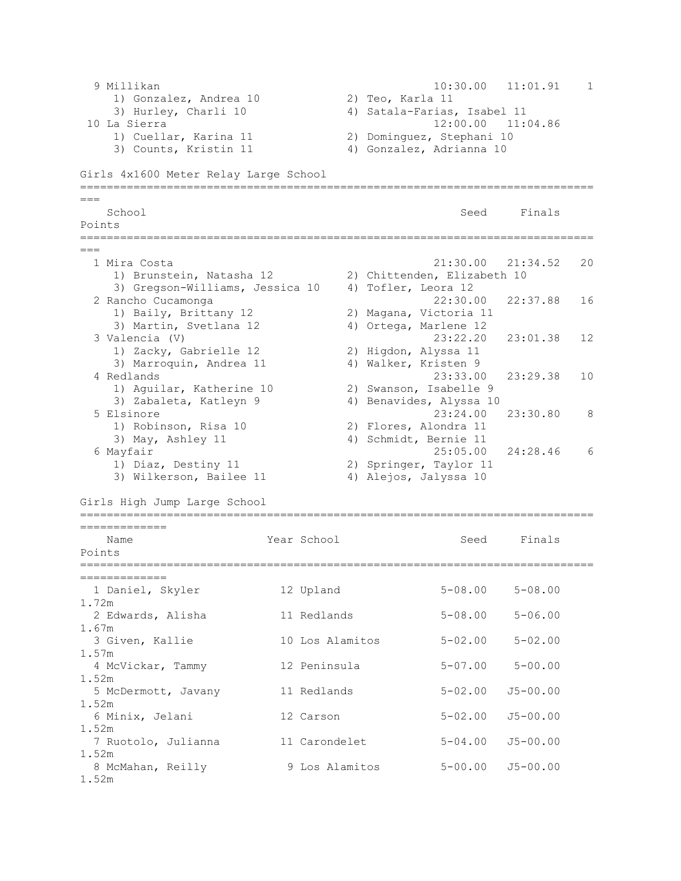| Place | School | Seed | Finals | Points |
|---|---|---|---|---|
| 9 | Millikan | 10:30.00 | 11:01.91 | 1 |
| | 1) Gonzalez, Andrea 10; 2) Teo, Karla 11; 3) Hurley, Charli 10; 4) Satala-Farias, Isabel 11 | | | |
| 10 | La Sierra | 12:00.00 | 11:04.86 | |
| | 1) Cuellar, Karina 11; 2) Dominguez, Stephani 10; 3) Counts, Kristin 11; 4) Gonzalez, Adrianna 10 | | | |

## Girls 4x1600 Meter Relay Large School

| Place | School | Seed | Finals | Points |
|---|---|---|---|---|
| 1 | Mira Costa | 21:30.00 | 21:34.52 | 20 |
| | 1) Brunstein, Natasha 12; 2) Chittenden, Elizabeth 10; 3) Gregson-Williams, Jessica 10; 4) Tofler, Leora 12 | | | |
| 2 | Rancho Cucamonga | 22:30.00 | 22:37.88 | 16 |
| | 1) Baily, Brittany 12; 2) Magana, Victoria 11; 3) Martin, Svetlana 12; 4) Ortega, Marlene 12 | | | |
| 3 | Valencia (V) | 23:22.20 | 23:01.38 | 12 |
| | 1) Zacky, Gabrielle 12; 2) Higdon, Alyssa 11; 3) Marroquin, Andrea 11; 4) Walker, Kristen 9 | | | |
| 4 | Redlands | 23:33.00 | 23:29.38 | 10 |
| | 1) Aguilar, Katherine 10; 2) Swanson, Isabelle 9; 3) Zabaleta, Katleyn 9; 4) Benavides, Alyssa 10 | | | |
| 5 | Elsinore | 23:24.00 | 23:30.80 | 8 |
| | 1) Robinson, Risa 10; 2) Flores, Alondra 11; 3) May, Ashley 11; 4) Schmidt, Bernie 11 | | | |
| 6 | Mayfair | 25:05.00 | 24:28.46 | 6 |
| | 1) Diaz, Destiny 11; 2) Springer, Taylor 11; 3) Wilkerson, Bailee 11; 4) Alejos, Jalyssa 10 | | | |

## Girls High Jump Large School

| Place | Name | Year | School | Seed | Finals | Points |
|---|---|---|---|---|---|---|
| 1 | Daniel, Skyler | 12 | Upland | 5-08.00 | 5-08.00 1.72m | |
| 2 | Edwards, Alisha | 11 | Redlands | 5-08.00 | 5-06.00 1.67m | |
| 3 | Given, Kallie | 10 | Los Alamitos | 5-02.00 | 5-02.00 1.57m | |
| 4 | McVickar, Tammy | 12 | Peninsula | 5-07.00 | 5-00.00 1.52m | |
| 5 | McDermott, Javany | 11 | Redlands | 5-02.00 | J5-00.00 1.52m | |
| 6 | Minix, Jelani | 12 | Carson | 5-02.00 | J5-00.00 1.52m | |
| 7 | Ruotolo, Julianna | 11 | Carondelet | 5-04.00 | J5-00.00 1.52m | |
| 8 | McMahan, Reilly | 9 | Los Alamitos | 5-00.00 | J5-00.00 1.52m | |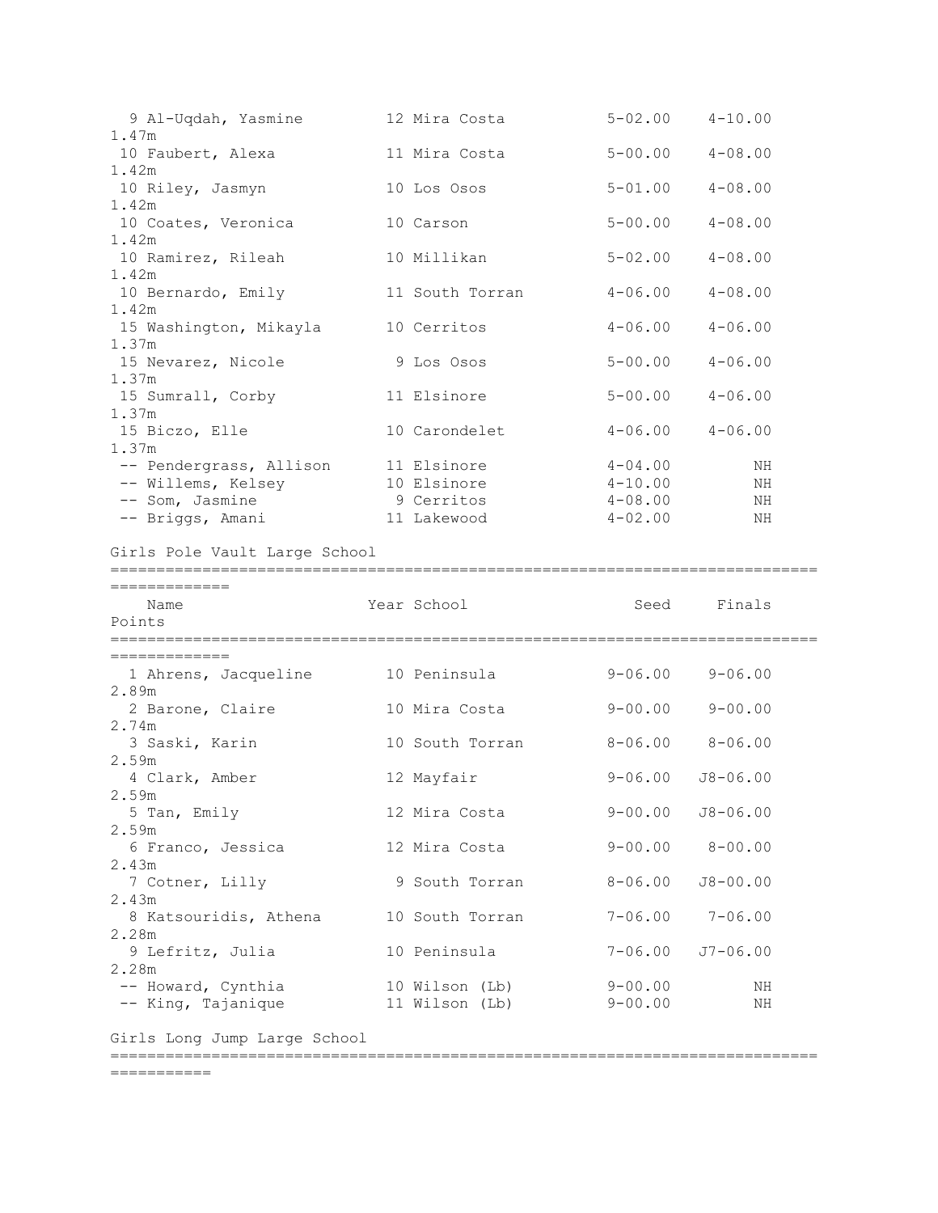| Place | Name | Year | School | Seed | Finals | Points |
|---|---|---|---|---|---|---|
| 9 | Al-Uqdah, Yasmine | 12 | Mira Costa | 5-02.00 | 4-10.00 | 1.47m |
| 10 | Faubert, Alexa | 11 | Mira Costa | 5-00.00 | 4-08.00 | 1.42m |
| 10 | Riley, Jasmyn | 10 | Los Osos | 5-01.00 | 4-08.00 | 1.42m |
| 10 | Coates, Veronica | 10 | Carson | 5-00.00 | 4-08.00 | 1.42m |
| 10 | Ramirez, Rileah | 10 | Millikan | 5-02.00 | 4-08.00 | 1.42m |
| 10 | Bernardo, Emily | 11 | South Torran | 4-06.00 | 4-08.00 | 1.42m |
| 15 | Washington, Mikayla | 10 | Cerritos | 4-06.00 | 4-06.00 | 1.37m |
| 15 | Nevarez, Nicole | 9 | Los Osos | 5-00.00 | 4-06.00 | 1.37m |
| 15 | Sumrall, Corby | 11 | Elsinore | 5-00.00 | 4-06.00 | 1.37m |
| 15 | Biczo, Elle | 10 | Carondelet | 4-06.00 | 4-06.00 | 1.37m |
| -- | Pendergrass, Allison | 11 | Elsinore | 4-04.00 | NH | |
| -- | Willems, Kelsey | 10 | Elsinore | 4-10.00 | NH | |
| -- | Som, Jasmine | 9 | Cerritos | 4-08.00 | NH | |
| -- | Briggs, Amani | 11 | Lakewood | 4-02.00 | NH | |

## Girls Pole Vault Large School

| Place | Name | Year | School | Seed | Finals | Points |
|---|---|---|---|---|---|---|
| 1 | Ahrens, Jacqueline | 10 | Peninsula | 9-06.00 | 9-06.00 | 2.89m |
| 2 | Barone, Claire | 10 | Mira Costa | 9-00.00 | 9-00.00 | 2.74m |
| 3 | Saski, Karin | 10 | South Torran | 8-06.00 | 8-06.00 | 2.59m |
| 4 | Clark, Amber | 12 | Mayfair | 9-06.00 | J8-06.00 | 2.59m |
| 5 | Tan, Emily | 12 | Mira Costa | 9-00.00 | J8-06.00 | 2.59m |
| 6 | Franco, Jessica | 12 | Mira Costa | 9-00.00 | 8-00.00 | 2.43m |
| 7 | Cotner, Lilly | 9 | South Torran | 8-06.00 | J8-00.00 | 2.43m |
| 8 | Katsouridis, Athena | 10 | South Torran | 7-06.00 | 7-06.00 | 2.28m |
| 9 | Lefritz, Julia | 10 | Peninsula | 7-06.00 | J7-06.00 | 2.28m |
| -- | Howard, Cynthia | 10 | Wilson (Lb) | 9-00.00 | NH | |
| -- | King, Tajanique | 11 | Wilson (Lb) | 9-00.00 | NH | |

## Girls Long Jump Large School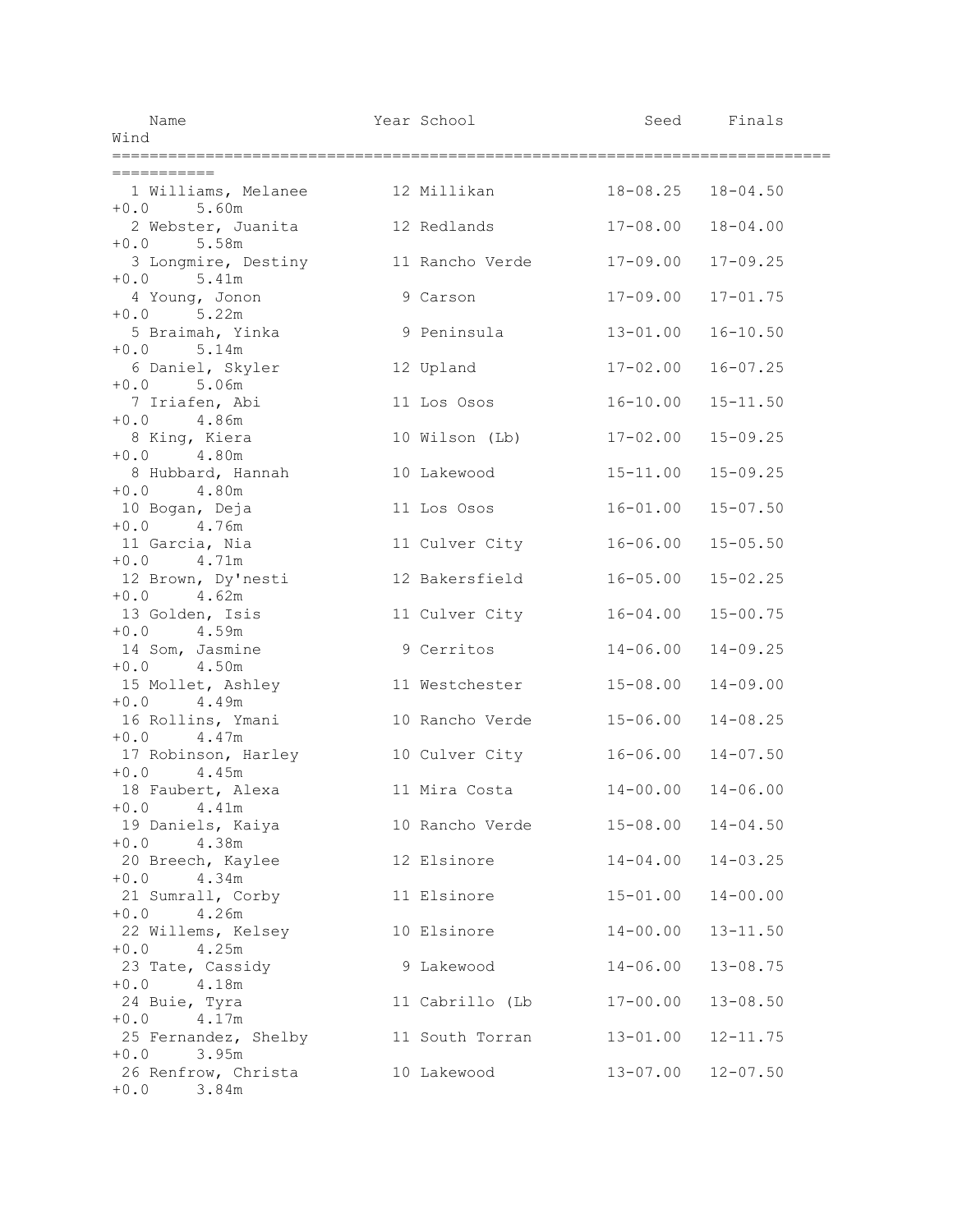| Place | Name | Year | School | Seed | Finals | Wind | Metric |
|---|---|---|---|---|---|---|---|
| 1 | Williams, Melanee | 12 | Millikan | 18-08.25 | 18-04.50 | +0.0 | 5.60m |
| 2 | Webster, Juanita | 12 | Redlands | 17-08.00 | 18-04.00 | +0.0 | 5.58m |
| 3 | Longmire, Destiny | 11 | Rancho Verde | 17-09.00 | 17-09.25 | +0.0 | 5.41m |
| 4 | Young, Jonon | 9 | Carson | 17-09.00 | 17-01.75 | +0.0 | 5.22m |
| 5 | Braimah, Yinka | 9 | Peninsula | 13-01.00 | 16-10.50 | +0.0 | 5.14m |
| 6 | Daniel, Skyler | 12 | Upland | 17-02.00 | 16-07.25 | +0.0 | 5.06m |
| 7 | Iriafen, Abi | 11 | Los Osos | 16-10.00 | 15-11.50 | +0.0 | 4.86m |
| 8 | King, Kiera | 10 | Wilson (Lb) | 17-02.00 | 15-09.25 | +0.0 | 4.80m |
| 8 | Hubbard, Hannah | 10 | Lakewood | 15-11.00 | 15-09.25 | +0.0 | 4.80m |
| 10 | Bogan, Deja | 11 | Los Osos | 16-01.00 | 15-07.50 | +0.0 | 4.76m |
| 11 | Garcia, Nia | 11 | Culver City | 16-06.00 | 15-05.50 | +0.0 | 4.71m |
| 12 | Brown, Dy'nesti | 12 | Bakersfield | 16-05.00 | 15-02.25 | +0.0 | 4.62m |
| 13 | Golden, Isis | 11 | Culver City | 16-04.00 | 15-00.75 | +0.0 | 4.59m |
| 14 | Som, Jasmine | 9 | Cerritos | 14-06.00 | 14-09.25 | +0.0 | 4.50m |
| 15 | Mollet, Ashley | 11 | Westchester | 15-08.00 | 14-09.00 | +0.0 | 4.49m |
| 16 | Rollins, Ymani | 10 | Rancho Verde | 15-06.00 | 14-08.25 | +0.0 | 4.47m |
| 17 | Robinson, Harley | 10 | Culver City | 16-06.00 | 14-07.50 | +0.0 | 4.45m |
| 18 | Faubert, Alexa | 11 | Mira Costa | 14-00.00 | 14-06.00 | +0.0 | 4.41m |
| 19 | Daniels, Kaiya | 10 | Rancho Verde | 15-08.00 | 14-04.50 | +0.0 | 4.38m |
| 20 | Breech, Kaylee | 12 | Elsinore | 14-04.00 | 14-03.25 | +0.0 | 4.34m |
| 21 | Sumrall, Corby | 11 | Elsinore | 15-01.00 | 14-00.00 | +0.0 | 4.26m |
| 22 | Willems, Kelsey | 10 | Elsinore | 14-00.00 | 13-11.50 | +0.0 | 4.25m |
| 23 | Tate, Cassidy | 9 | Lakewood | 14-06.00 | 13-08.75 | +0.0 | 4.18m |
| 24 | Buie, Tyra | 11 | Cabrillo (Lb | 17-00.00 | 13-08.50 | +0.0 | 4.17m |
| 25 | Fernandez, Shelby | 11 | South Torran | 13-01.00 | 12-11.75 | +0.0 | 3.95m |
| 26 | Renfrow, Christa | 10 | Lakewood | 13-07.00 | 12-07.50 | +0.0 | 3.84m |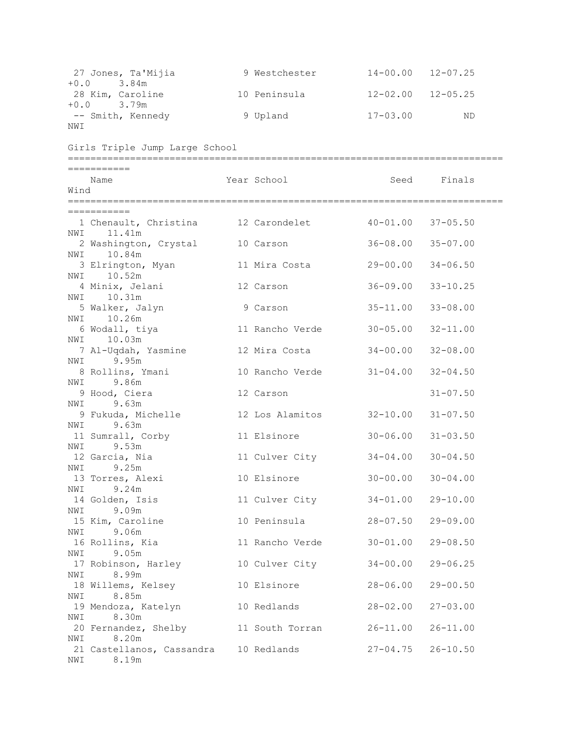| Place | Name | Year | School | Seed | Finals | Wind | Metric |
|---|---|---|---|---|---|---|---|
| 27 | Jones, Ta'Mijia | 9 | Westchester | 14-00.00 | 12-07.25 | +0.0 | 3.84m |
| 28 | Kim, Caroline | 10 | Peninsula | 12-02.00 | 12-05.25 | +0.0 | 3.79m |
| -- | Smith, Kennedy | 9 | Upland | 17-03.00 | ND | NWI | |

## Girls Triple Jump Large School

| Place | Name | Year | School | Seed | Finals | Wind | Metric |
|---|---|---|---|---|---|---|---|
| 1 | Chenault, Christina | 12 | Carondelet | 40-01.00 | 37-05.50 | NWI | 11.41m |
| 2 | Washington, Crystal | 10 | Carson | 36-08.00 | 35-07.00 | NWI | 10.84m |
| 3 | Elrington, Myan | 11 | Mira Costa | 29-00.00 | 34-06.50 | NWI | 10.52m |
| 4 | Minix, Jelani | 12 | Carson | 36-09.00 | 33-10.25 | NWI | 10.31m |
| 5 | Walker, Jalyn | 9 | Carson | 35-11.00 | 33-08.00 | NWI | 10.26m |
| 6 | Wodall, tiya | 11 | Rancho Verde | 30-05.00 | 32-11.00 | NWI | 10.03m |
| 7 | Al-Uqdah, Yasmine | 12 | Mira Costa | 34-00.00 | 32-08.00 | NWI | 9.95m |
| 8 | Rollins, Ymani | 10 | Rancho Verde | 31-04.00 | 32-04.50 | NWI | 9.86m |
| 9 | Hood, Ciera | 12 | Carson | | 31-07.50 | NWI | 9.63m |
| 9 | Fukuda, Michelle | 12 | Los Alamitos | 32-10.00 | 31-07.50 | NWI | 9.63m |
| 11 | Sumrall, Corby | 11 | Elsinore | 30-06.00 | 31-03.50 | NWI | 9.53m |
| 12 | Garcia, Nia | 11 | Culver City | 34-04.00 | 30-04.50 | NWI | 9.25m |
| 13 | Torres, Alexi | 10 | Elsinore | 30-00.00 | 30-04.00 | NWI | 9.24m |
| 14 | Golden, Isis | 11 | Culver City | 34-01.00 | 29-10.00 | NWI | 9.09m |
| 15 | Kim, Caroline | 10 | Peninsula | 28-07.50 | 29-09.00 | NWI | 9.06m |
| 16 | Rollins, Kia | 11 | Rancho Verde | 30-01.00 | 29-08.50 | NWI | 9.05m |
| 17 | Robinson, Harley | 10 | Culver City | 34-00.00 | 29-06.25 | NWI | 8.99m |
| 18 | Willems, Kelsey | 10 | Elsinore | 28-06.00 | 29-00.50 | NWI | 8.85m |
| 19 | Mendoza, Katelyn | 10 | Redlands | 28-02.00 | 27-03.00 | NWI | 8.30m |
| 20 | Fernandez, Shelby | 11 | South Torran | 26-11.00 | 26-11.00 | NWI | 8.20m |
| 21 | Castellanos, Cassandra | 10 | Redlands | 27-04.75 | 26-10.50 | NWI | 8.19m |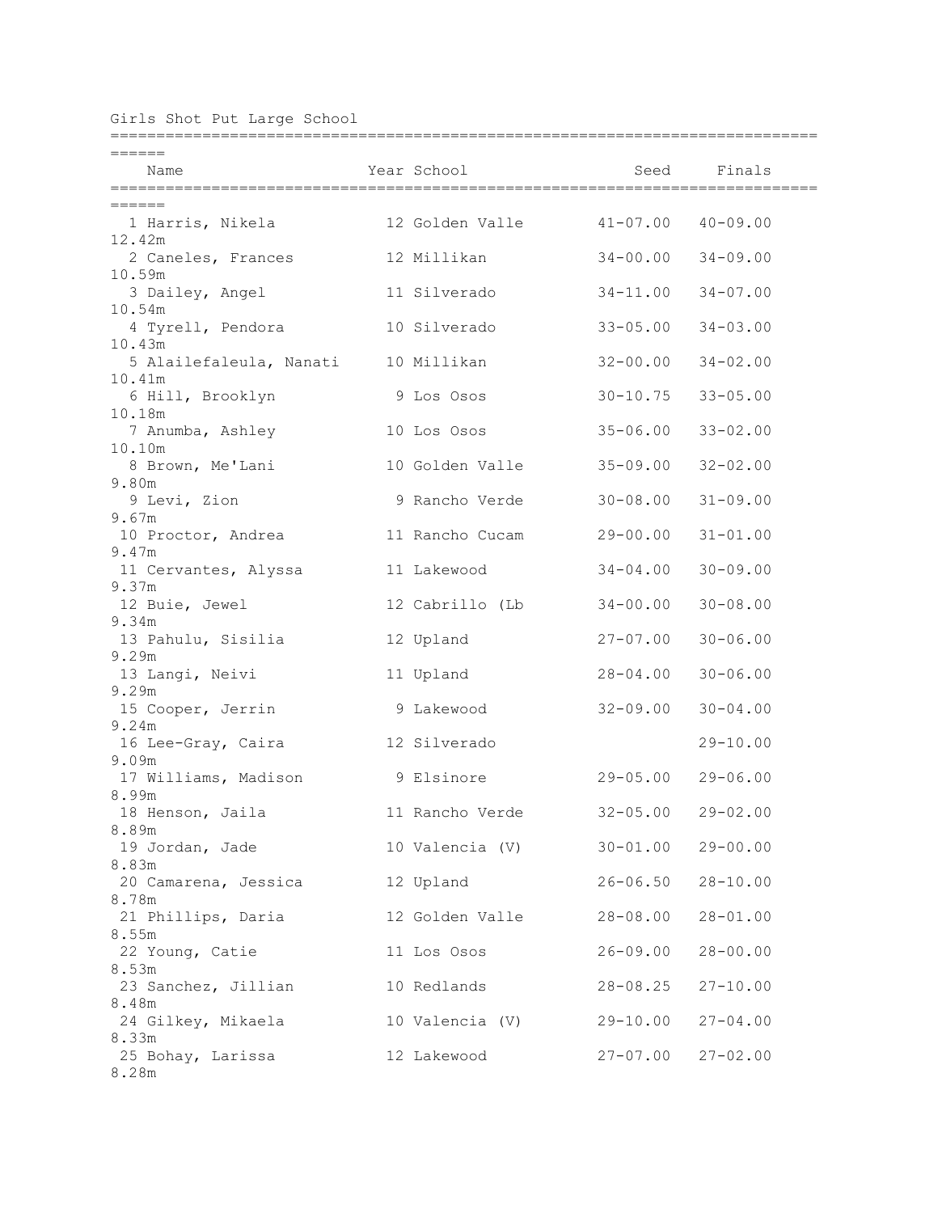## Girls Shot Put Large School

| Place | Name | Year | School | Seed | Finals | Metric |
|---|---|---|---|---|---|---|
| 1 | Harris, Nikela | 12 | Golden Valle | 41-07.00 | 40-09.00 | 12.42m |
| 2 | Caneles, Frances | 12 | Millikan | 34-00.00 | 34-09.00 | 10.59m |
| 3 | Dailey, Angel | 11 | Silverado | 34-11.00 | 34-07.00 | 10.54m |
| 4 | Tyrell, Pendora | 10 | Silverado | 33-05.00 | 34-03.00 | 10.43m |
| 5 | Alailefaleula, Nanati | 10 | Millikan | 32-00.00 | 34-02.00 | 10.41m |
| 6 | Hill, Brooklyn | 9 | Los Osos | 30-10.75 | 33-05.00 | 10.18m |
| 7 | Anumba, Ashley | 10 | Los Osos | 35-06.00 | 33-02.00 | 10.10m |
| 8 | Brown, Me'Lani | 10 | Golden Valle | 35-09.00 | 32-02.00 | 9.80m |
| 9 | Levi, Zion | 9 | Rancho Verde | 30-08.00 | 31-09.00 | 9.67m |
| 10 | Proctor, Andrea | 11 | Rancho Cucam | 29-00.00 | 31-01.00 | 9.47m |
| 11 | Cervantes, Alyssa | 11 | Lakewood | 34-04.00 | 30-09.00 | 9.37m |
| 12 | Buie, Jewel | 12 | Cabrillo (Lb | 34-00.00 | 30-08.00 | 9.34m |
| 13 | Pahulu, Sisilia | 12 | Upland | 27-07.00 | 30-06.00 | 9.29m |
| 13 | Langi, Neivi | 11 | Upland | 28-04.00 | 30-06.00 | 9.29m |
| 15 | Cooper, Jerrin | 9 | Lakewood | 32-09.00 | 30-04.00 | 9.24m |
| 16 | Lee-Gray, Caira | 12 | Silverado | | 29-10.00 | 9.09m |
| 17 | Williams, Madison | 9 | Elsinore | 29-05.00 | 29-06.00 | 8.99m |
| 18 | Henson, Jaila | 11 | Rancho Verde | 32-05.00 | 29-02.00 | 8.89m |
| 19 | Jordan, Jade | 10 | Valencia (V) | 30-01.00 | 29-00.00 | 8.83m |
| 20 | Camarena, Jessica | 12 | Upland | 26-06.50 | 28-10.00 | 8.78m |
| 21 | Phillips, Daria | 12 | Golden Valle | 28-08.00 | 28-01.00 | 8.55m |
| 22 | Young, Catie | 11 | Los Osos | 26-09.00 | 28-00.00 | 8.53m |
| 23 | Sanchez, Jillian | 10 | Redlands | 28-08.25 | 27-10.00 | 8.48m |
| 24 | Gilkey, Mikaela | 10 | Valencia (V) | 29-10.00 | 27-04.00 | 8.33m |
| 25 | Bohay, Larissa | 12 | Lakewood | 27-07.00 | 27-02.00 | 8.28m |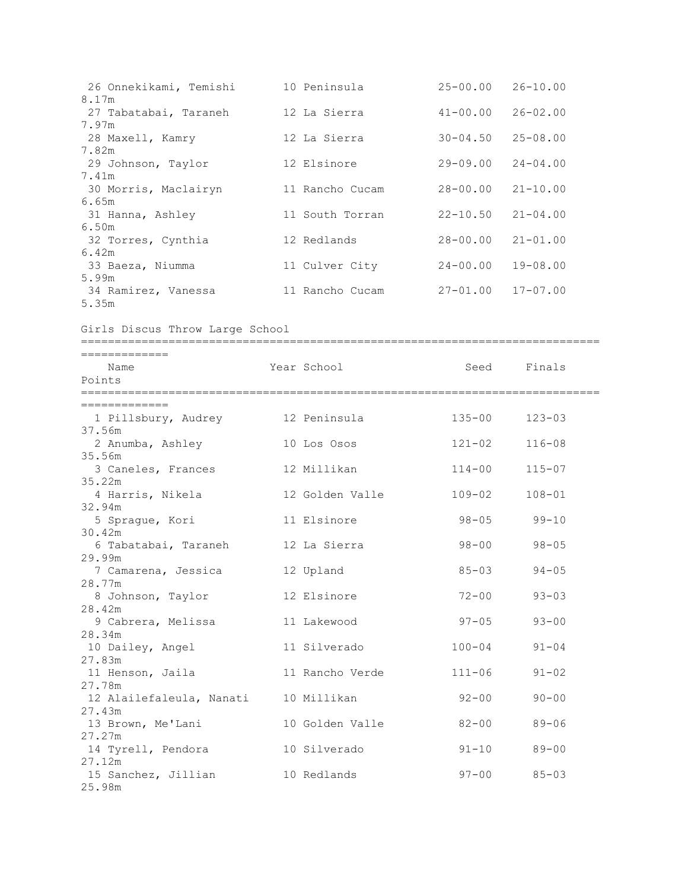| Place | Name | Year | School | Seed | Finals | Metric |
|---|---|---|---|---|---|---|
| 26 | Onnekikami, Temishi | 10 | Peninsula | 25-00.00 | 26-10.00 | 8.17m |
| 27 | Tabatabai, Taraneh | 12 | La Sierra | 41-00.00 | 26-02.00 | 7.97m |
| 28 | Maxell, Kamry | 12 | La Sierra | 30-04.50 | 25-08.00 | 7.82m |
| 29 | Johnson, Taylor | 12 | Elsinore | 29-09.00 | 24-04.00 | 7.41m |
| 30 | Morris, Maclairyn | 11 | Rancho Cucam | 28-00.00 | 21-10.00 | 6.65m |
| 31 | Hanna, Ashley | 11 | South Torran | 22-10.50 | 21-04.00 | 6.50m |
| 32 | Torres, Cynthia | 12 | Redlands | 28-00.00 | 21-01.00 | 6.42m |
| 33 | Baeza, Niumma | 11 | Culver City | 24-00.00 | 19-08.00 | 5.99m |
| 34 | Ramirez, Vanessa | 11 | Rancho Cucam | 27-01.00 | 17-07.00 | 5.35m |

## Girls Discus Throw Large School

| Place | Name | Year | School | Seed | Finals | Points |
|---|---|---|---|---|---|---|
| 1 | Pillsbury, Audrey | 12 | Peninsula | 135-00 | 123-03 | 37.56m |
| 2 | Anumba, Ashley | 10 | Los Osos | 121-02 | 116-08 | 35.56m |
| 3 | Caneles, Frances | 12 | Millikan | 114-00 | 115-07 | 35.22m |
| 4 | Harris, Nikela | 12 | Golden Valle | 109-02 | 108-01 | 32.94m |
| 5 | Sprague, Kori | 11 | Elsinore | 98-05 | 99-10 | 30.42m |
| 6 | Tabatabai, Taraneh | 12 | La Sierra | 98-00 | 98-05 | 29.99m |
| 7 | Camarena, Jessica | 12 | Upland | 85-03 | 94-05 | 28.77m |
| 8 | Johnson, Taylor | 12 | Elsinore | 72-00 | 93-03 | 28.42m |
| 9 | Cabrera, Melissa | 11 | Lakewood | 97-05 | 93-00 | 28.34m |
| 10 | Dailey, Angel | 11 | Silverado | 100-04 | 91-04 | 27.83m |
| 11 | Henson, Jaila | 11 | Rancho Verde | 111-06 | 91-02 | 27.78m |
| 12 | Alailefaleula, Nanati | 10 | Millikan | 92-00 | 90-00 | 27.43m |
| 13 | Brown, Me'Lani | 10 | Golden Valle | 82-00 | 89-06 | 27.27m |
| 14 | Tyrell, Pendora | 10 | Silverado | 91-10 | 89-00 | 27.12m |
| 15 | Sanchez, Jillian | 10 | Redlands | 97-00 | 85-03 | 25.98m |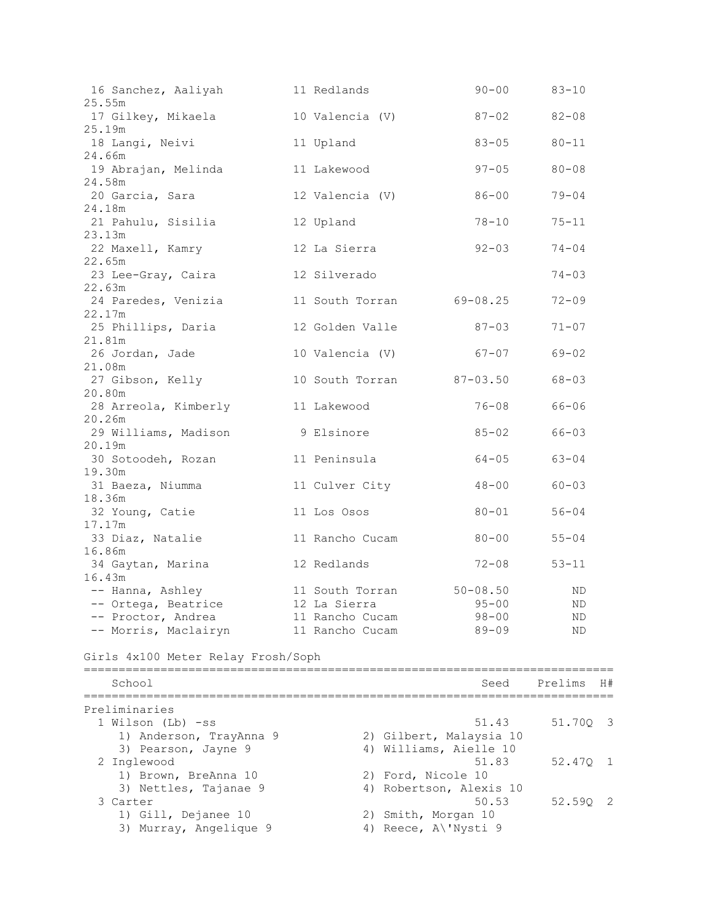| Place | Name | Year | School | Seed | Finals | Metric |
|---|---|---|---|---|---|---|
| 16 | Sanchez, Aaliyah | 11 | Redlands | 90-00 | 83-10 | 25.55m |
| 17 | Gilkey, Mikaela | 10 | Valencia (V) | 87-02 | 82-08 | 25.19m |
| 18 | Langi, Neivi | 11 | Upland | 83-05 | 80-11 | 24.66m |
| 19 | Abrajan, Melinda | 11 | Lakewood | 97-05 | 80-08 | 24.58m |
| 20 | Garcia, Sara | 12 | Valencia (V) | 86-00 | 79-04 | 24.18m |
| 21 | Pahulu, Sisilia | 12 | Upland | 78-10 | 75-11 | 23.13m |
| 22 | Maxell, Kamry | 12 | La Sierra | 92-03 | 74-04 | 22.65m |
| 23 | Lee-Gray, Caira | 12 | Silverado | | 74-03 | 22.63m |
| 24 | Paredes, Venizia | 11 | South Torran | 69-08.25 | 72-09 | 22.17m |
| 25 | Phillips, Daria | 12 | Golden Valle | 87-03 | 71-07 | 21.81m |
| 26 | Jordan, Jade | 10 | Valencia (V) | 67-07 | 69-02 | 21.08m |
| 27 | Gibson, Kelly | 10 | South Torran | 87-03.50 | 68-03 | 20.80m |
| 28 | Arreola, Kimberly | 11 | Lakewood | 76-08 | 66-06 | 20.26m |
| 29 | Williams, Madison | 9 | Elsinore | 85-02 | 66-03 | 20.19m |
| 30 | Sotoodeh, Rozan | 11 | Peninsula | 64-05 | 63-04 | 19.30m |
| 31 | Baeza, Niumma | 11 | Culver City | 48-00 | 60-03 | 18.36m |
| 32 | Young, Catie | 11 | Los Osos | 80-01 | 56-04 | 17.17m |
| 33 | Diaz, Natalie | 11 | Rancho Cucam | 80-00 | 55-04 | 16.86m |
| 34 | Gaytan, Marina | 12 | Redlands | 72-08 | 53-11 | 16.43m |
| -- | Hanna, Ashley | 11 | South Torran | 50-08.50 | ND | |
| -- | Ortega, Beatrice | 12 | La Sierra | 95-00 | ND | |
| -- | Proctor, Andrea | 11 | Rancho Cucam | 98-00 | ND | |
| -- | Morris, Maclairyn | 11 | Rancho Cucam | 89-09 | ND | |

## Girls 4x100 Meter Relay Frosh/Soph

| | School | Seed | Prelims | H# |
|---|---|---|---|---|
| **Preliminaries** | | | | |
| 1 | Wilson (Lb) -ss | 51.43 | 51.70Q | 3 |
| | 1) Anderson, TrayAnna 9; 2) Gilbert, Malaysia 10; 3) Pearson, Jayne 9; 4) Williams, Aielle 10 | | | |
| 2 | Inglewood | 51.83 | 52.47Q | 1 |
| | 1) Brown, BreAnna 10; 2) Ford, Nicole 10; 3) Nettles, Tajanae 9; 4) Robertson, Alexis 10 | | | |
| 3 | Carter | 50.53 | 52.59Q | 2 |
| | 1) Gill, Dejanee 10; 2) Smith, Morgan 10; 3) Murray, Angelique 9; 4) Reece, A\'Nysti 9 | | | |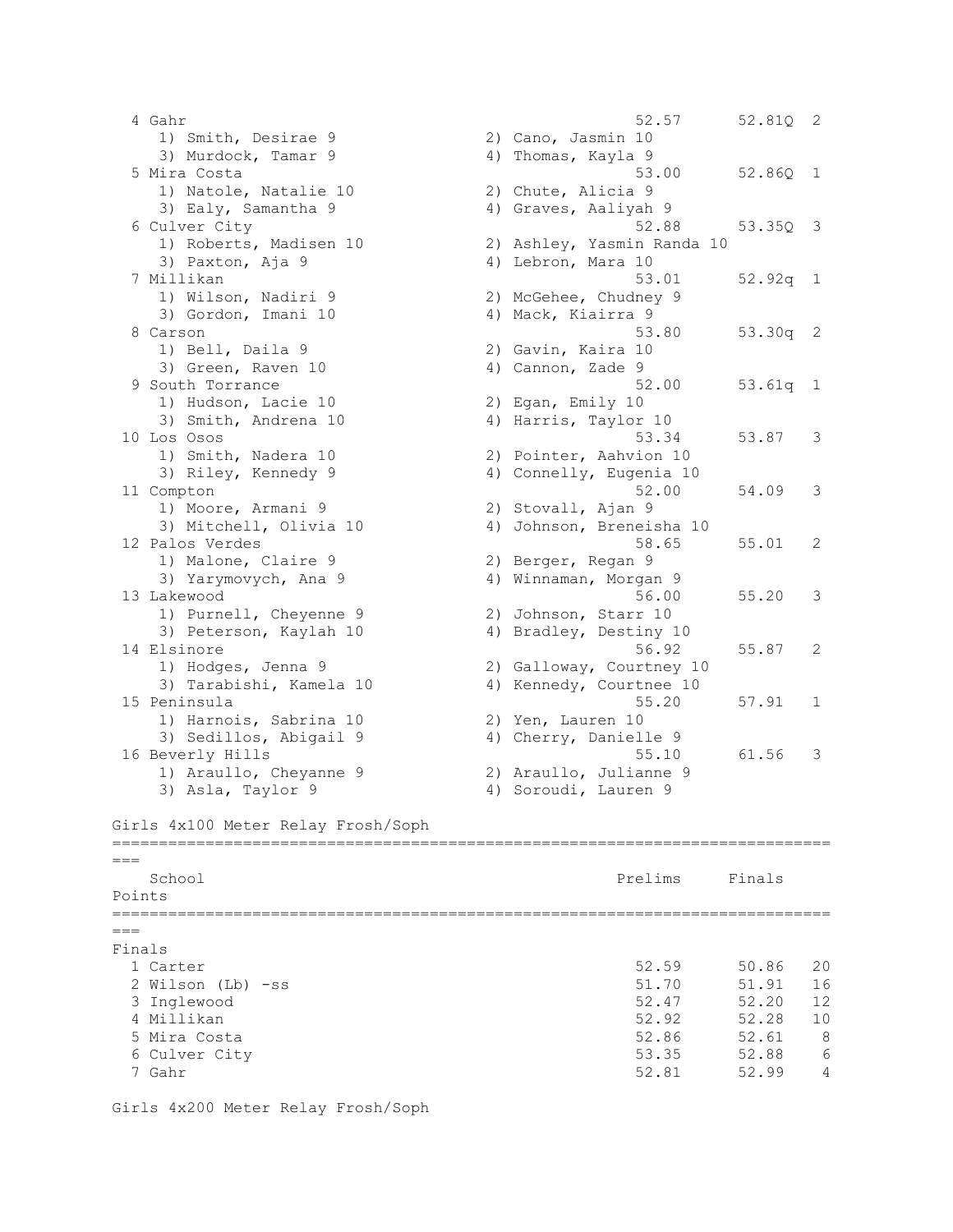```
  4 Gahr                                                 52.57      52.81Q  2 
     1) Smith, Desirae 9              2) Cano, Jasmin 10                
     3) Murdock, Tamar 9              4) Thomas, Kayla 9                
  5 Mira Costa                                           53.00      52.86Q  1 
     1) Natole, Natalie 10            2) Chute, Alicia 9                
     3) Ealy, Samantha 9              4) Graves, Aaliyah 9              
  6 Culver City                                          52.88      53.35Q  3 
     1) Roberts, Madisen 10           2) Ashley, Yasmin Randa 10        
     3) Paxton, Aja 9                 4) Lebron, Mara 10                
  7 Millikan                                             53.01      52.92q  1 
     1) Wilson, Nadiri 9              2) McGehee, Chudney 9             
     3) Gordon, Imani 10              4) Mack, Kiairra 9                
  8 Carson                                               53.80      53.30q  2 
     1) Bell, Daila 9                 2) Gavin, Kaira 10                
     3) Green, Raven 10               4) Cannon, Zade 9                 
  9 South Torrance                                       52.00      53.61q  1 
     1) Hudson, Lacie 10              2) Egan, Emily 10                 
     3) Smith, Andrena 10             4) Harris, Taylor 10              
 10 Los Osos                                             53.34      53.87   3 
     1) Smith, Nadera 10              2) Pointer, Aahvion 10            
     3) Riley, Kennedy 9              4) Connelly, Eugenia 10           
 11 Compton                                              52.00      54.09   3 
     1) Moore, Armani 9               2) Stovall, Ajan 9                
     3) Mitchell, Olivia 10           4) Johnson, Breneisha 10          
 12 Palos Verdes                                         58.65      55.01   2 
     1) Malone, Claire 9              2) Berger, Regan 9                
     3) Yarymovych, Ana 9             4) Winnaman, Morgan 9             
 13 Lakewood                                             56.00      55.20   3 
     1) Purnell, Cheyenne 9           2) Johnson, Starr 10              
     3) Peterson, Kaylah 10           4) Bradley, Destiny 10            
 14 Elsinore                                             56.92      55.87   2 
     1) Hodges, Jenna 9               2) Galloway, Courtney 10          
     3) Tarabishi, Kamela 10          4) Kennedy, Courtnee 10           
 15 Peninsula                                            55.20      57.91   1 
     1) Harnois, Sabrina 10           2) Yen, Lauren 10                 
     3) Sedillos, Abigail 9           4) Cherry, Danielle 9             
 16 Beverly Hills                                        55.10      61.56   3 
     1) Araullo, Cheyanne 9           2) Araullo, Julianne 9            
     3) Asla, Taylor 9                4) Soroudi, Lauren 9              
 
Girls 4x100 Meter Relay Frosh/Soph
================================================================================
===
    School                                            Prelims     Finals      
Points
================================================================================
===
Finals
  1 Carter                                               52.59      50.86   20  
  2 Wilson (Lb) -ss                                      51.70      51.91   16  
  3 Inglewood                                            52.47      52.20   12  
  4 Millikan                                             52.92      52.28   10  
  5 Mira Costa                                           52.86      52.61    8  
  6 Culver City                                          53.35      52.88    6  
  7 Gahr                                                 52.81      52.99    4  
 
Girls 4x200 Meter Relay Frosh/Soph
```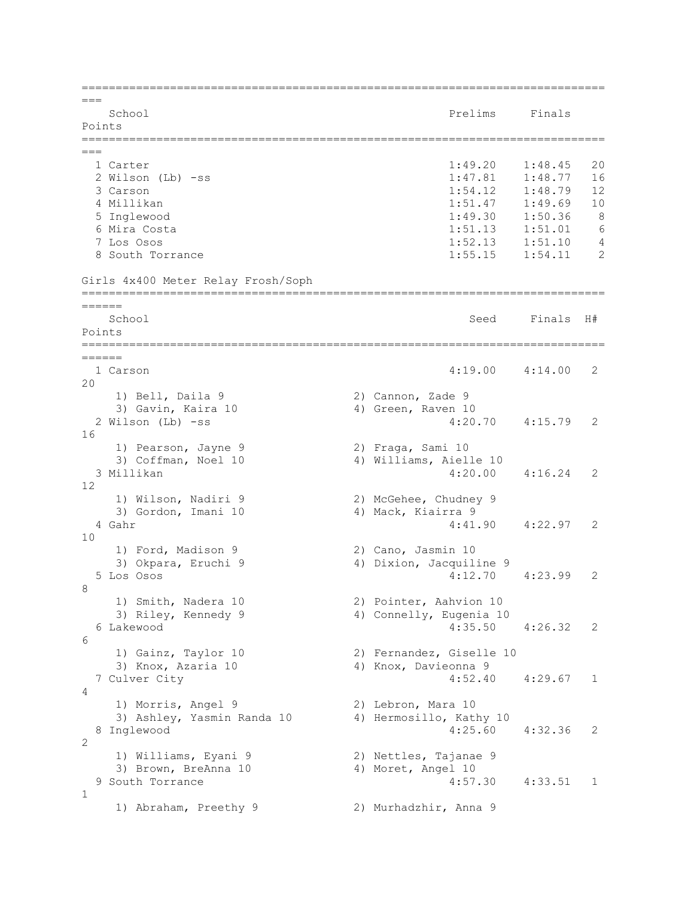| | School | Prelims | Finals | Points |
|---|---|---|---|---|
| 1 | Carter | 1:49.20 | 1:48.45 | 20 |
| 2 | Wilson (Lb) -ss | 1:47.81 | 1:48.77 | 16 |
| 3 | Carson | 1:54.12 | 1:48.79 | 12 |
| 4 | Millikan | 1:51.47 | 1:49.69 | 10 |
| 5 | Inglewood | 1:49.30 | 1:50.36 | 8 |
| 6 | Mira Costa | 1:51.13 | 1:51.01 | 6 |
| 7 | Los Osos | 1:52.13 | 1:51.10 | 4 |
| 8 | South Torrance | 1:55.15 | 1:54.11 | 2 |

## Girls 4x400 Meter Relay Frosh/Soph

| | School | Seed | Finals | H# | Points |
|---|---|---|---|---|---|
| 1 | Carson | 4:19.00 | 4:14.00 | 2 | 20 |
| | 1) Bell, Daila 9; 2) Cannon, Zade 9; 3) Gavin, Kaira 10; 4) Green, Raven 10 | | | | |
| 2 | Wilson (Lb) -ss | 4:20.70 | 4:15.79 | 2 | 16 |
| | 1) Pearson, Jayne 9; 2) Fraga, Sami 10; 3) Coffman, Noel 10; 4) Williams, Aielle 10 | | | | |
| 3 | Millikan | 4:20.00 | 4:16.24 | 2 | 12 |
| | 1) Wilson, Nadiri 9; 2) McGehee, Chudney 9; 3) Gordon, Imani 10; 4) Mack, Kiairra 9 | | | | |
| 4 | Gahr | 4:41.90 | 4:22.97 | 2 | 10 |
| | 1) Ford, Madison 9; 2) Cano, Jasmin 10; 3) Okpara, Eruchi 9; 4) Dixion, Jacquiline 9 | | | | |
| 5 | Los Osos | 4:12.70 | 4:23.99 | 2 | 8 |
| | 1) Smith, Nadera 10; 2) Pointer, Aahvion 10; 3) Riley, Kennedy 9; 4) Connelly, Eugenia 10 | | | | |
| 6 | Lakewood | 4:35.50 | 4:26.32 | 2 | 6 |
| | 1) Gainz, Taylor 10; 2) Fernandez, Giselle 10; 3) Knox, Azaria 10; 4) Knox, Davieonna 9 | | | | |
| 7 | Culver City | 4:52.40 | 4:29.67 | 1 | 4 |
| | 1) Morris, Angel 9; 2) Lebron, Mara 10; 3) Ashley, Yasmin Randa 10; 4) Hermosillo, Kathy 10 | | | | |
| 8 | Inglewood | 4:25.60 | 4:32.36 | 2 | 2 |
| | 1) Williams, Eyani 9; 2) Nettles, Tajanae 9; 3) Brown, BreAnna 10; 4) Moret, Angel 10 | | | | |
| 9 | South Torrance | 4:57.30 | 4:33.51 | 1 | 1 |
| | 1) Abraham, Preethy 9; 2) Murhadzhir, Anna 9 | | | | |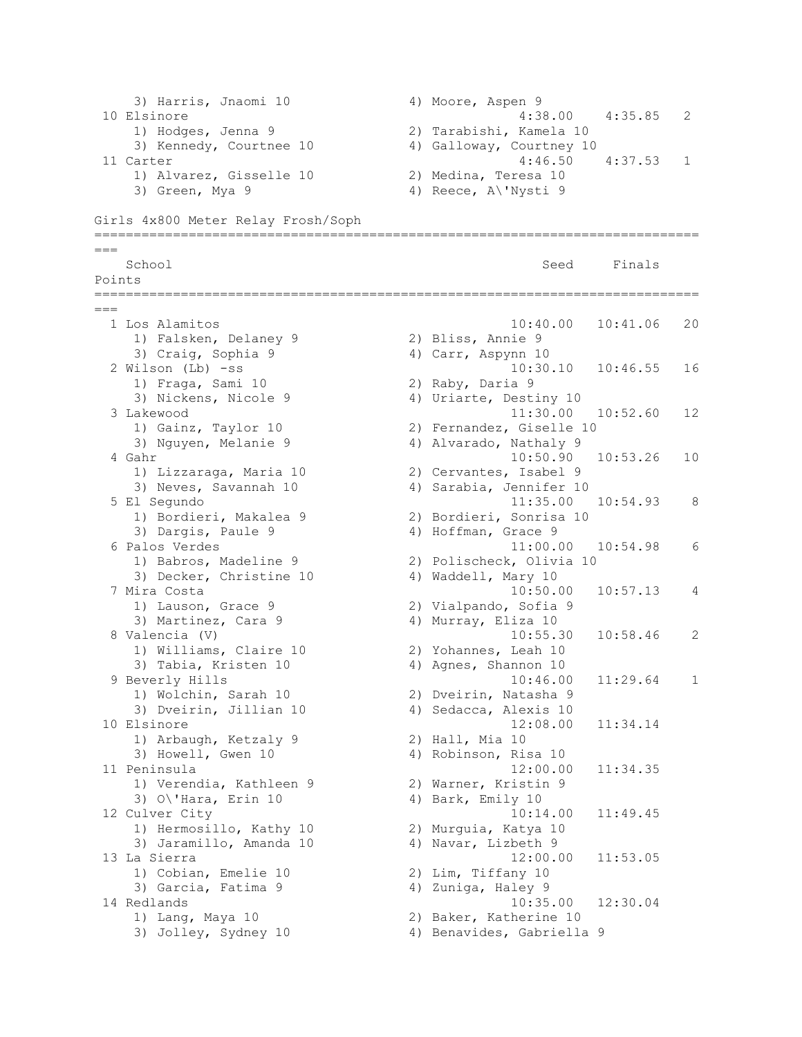```
    3) Harris, Jnaomi 10              4) Moore, Aspen 9
 10 Elsinore                                     4:38.00    4:35.85   2
    1) Hodges, Jenna 9                2) Tarabishi, Kamela 10
    3) Kennedy, Courtnee 10           4) Galloway, Courtney 10
 11 Carter                                       4:46.50    4:37.53   1
    1) Alvarez, Gisselle 10           2) Medina, Teresa 10
    3) Green, Mya 9                   4) Reece, A\'Nysti 9
```

Girls 4x800 Meter Relay Frosh/Soph

```
================================================================================
   School                                          Seed     Finals    Points
================================================================================
  1 Los Alamitos                                 10:40.00   10:41.06   20
    1) Falsken, Delaney 9             2) Bliss, Annie 9
    3) Craig, Sophia 9                4) Carr, Aspynn 10
  2 Wilson (Lb) -ss                              10:30.10   10:46.55   16
    1) Fraga, Sami 10                 2) Raby, Daria 9
    3) Nickens, Nicole 9              4) Uriarte, Destiny 10
  3 Lakewood                                     11:30.00   10:52.60   12
    1) Gainz, Taylor 10               2) Fernandez, Giselle 10
    3) Nguyen, Melanie 9              4) Alvarado, Nathaly 9
  4 Gahr                                         10:50.90   10:53.26   10
    1) Lizzaraga, Maria 10            2) Cervantes, Isabel 9
    3) Neves, Savannah 10             4) Sarabia, Jennifer 10
  5 El Segundo                                   11:35.00   10:54.93    8
    1) Bordieri, Makalea 9            2) Bordieri, Sonrisa 10
    3) Dargis, Paule 9                4) Hoffman, Grace 9
  6 Palos Verdes                                 11:00.00   10:54.98    6
    1) Babros, Madeline 9             2) Polischeck, Olivia 10
    3) Decker, Christine 10           4) Waddell, Mary 10
  7 Mira Costa                                   10:50.00   10:57.13    4
    1) Lauson, Grace 9                2) Vialpando, Sofia 9
    3) Martinez, Cara 9               4) Murray, Eliza 10
  8 Valencia (V)                                 10:55.30   10:58.46    2
    1) Williams, Claire 10            2) Yohannes, Leah 10
    3) Tabia, Kristen 10              4) Agnes, Shannon 10
  9 Beverly Hills                                10:46.00   11:29.64    1
    1) Wolchin, Sarah 10              2) Dveirin, Natasha 9
    3) Dveirin, Jillian 10            4) Sedacca, Alexis 10
 10 Elsinore                                     12:08.00   11:34.14
    1) Arbaugh, Ketzaly 9             2) Hall, Mia 10
    3) Howell, Gwen 10                4) Robinson, Risa 10
 11 Peninsula                                    12:00.00   11:34.35
    1) Verendia, Kathleen 9           2) Warner, Kristin 9
    3) O\'Hara, Erin 10               4) Bark, Emily 10
 12 Culver City                                  10:14.00   11:49.45
    1) Hermosillo, Kathy 10           2) Murguia, Katya 10
    3) Jaramillo, Amanda 10           4) Navar, Lizbeth 9
 13 La Sierra                                    12:00.00   11:53.05
    1) Cobian, Emelie 10              2) Lim, Tiffany 10
    3) Garcia, Fatima 9               4) Zuniga, Haley 9
 14 Redlands                                     10:35.00   12:30.04
    1) Lang, Maya 10                  2) Baker, Katherine 10
    3) Jolley, Sydney 10              4) Benavides, Gabriella 9
```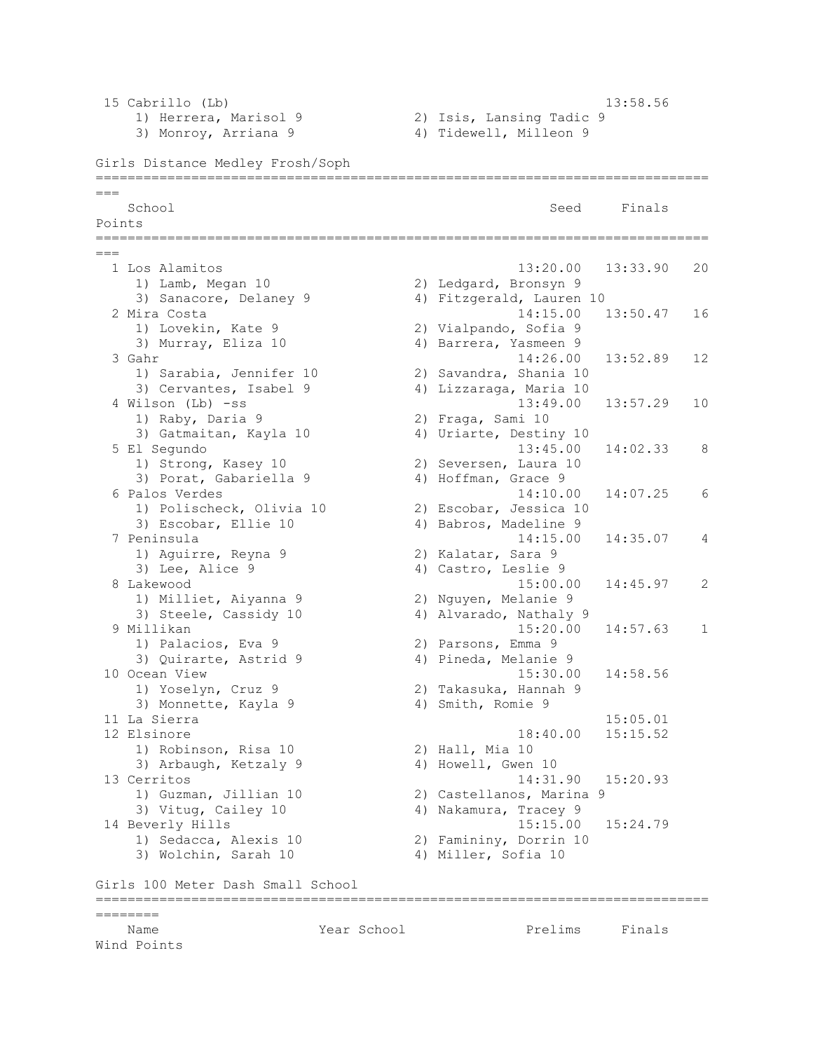15 Cabrillo (Lb) 13:58.56
1) Herrera, Marisol 9 2) Isis, Lansing Tadic 9
3) Monroy, Arriana 9 4) Tidewell, Milleon 9

## Girls Distance Medley Frosh/Soph

| | School | Seed | Finals | Points |
|---|---|---|---|---|
| 1 | Los Alamitos | 13:20.00 | 13:33.90 | 20 |
| | 1) Lamb, Megan 10; 2) Ledgard, Bronsyn 9; 3) Sanacore, Delaney 9; 4) Fitzgerald, Lauren 10 | | | |
| 2 | Mira Costa | 14:15.00 | 13:50.47 | 16 |
| | 1) Lovekin, Kate 9; 2) Vialpando, Sofia 9; 3) Murray, Eliza 10; 4) Barrera, Yasmeen 9 | | | |
| 3 | Gahr | 14:26.00 | 13:52.89 | 12 |
| | 1) Sarabia, Jennifer 10; 2) Savandra, Shania 10; 3) Cervantes, Isabel 9; 4) Lizzaraga, Maria 10 | | | |
| 4 | Wilson (Lb) -ss | 13:49.00 | 13:57.29 | 10 |
| | 1) Raby, Daria 9; 2) Fraga, Sami 10; 3) Gatmaitan, Kayla 10; 4) Uriarte, Destiny 10 | | | |
| 5 | El Segundo | 13:45.00 | 14:02.33 | 8 |
| | 1) Strong, Kasey 10; 2) Seversen, Laura 10; 3) Porat, Gabariella 9; 4) Hoffman, Grace 9 | | | |
| 6 | Palos Verdes | 14:10.00 | 14:07.25 | 6 |
| | 1) Polischeck, Olivia 10; 2) Escobar, Jessica 10; 3) Escobar, Ellie 10; 4) Babros, Madeline 9 | | | |
| 7 | Peninsula | 14:15.00 | 14:35.07 | 4 |
| | 1) Aguirre, Reyna 9; 2) Kalatar, Sara 9; 3) Lee, Alice 9; 4) Castro, Leslie 9 | | | |
| 8 | Lakewood | 15:00.00 | 14:45.97 | 2 |
| | 1) Milliet, Aiyanna 9; 2) Nguyen, Melanie 9; 3) Steele, Cassidy 10; 4) Alvarado, Nathaly 9 | | | |
| 9 | Millikan | 15:20.00 | 14:57.63 | 1 |
| | 1) Palacios, Eva 9; 2) Parsons, Emma 9; 3) Quirarte, Astrid 9; 4) Pineda, Melanie 9 | | | |
| 10 | Ocean View | 15:30.00 | 14:58.56 | |
| | 1) Yoselyn, Cruz 9; 2) Takasuka, Hannah 9; 3) Monnette, Kayla 9; 4) Smith, Romie 9 | | | |
| 11 | La Sierra | | 15:05.01 | |
| 12 | Elsinore | 18:40.00 | 15:15.52 | |
| | 1) Robinson, Risa 10; 2) Hall, Mia 10; 3) Arbaugh, Ketzaly 9; 4) Howell, Gwen 10 | | | |
| 13 | Cerritos | 14:31.90 | 15:20.93 | |
| | 1) Guzman, Jillian 10; 2) Castellanos, Marina 9; 3) Vitug, Cailey 10; 4) Nakamura, Tracey 9 | | | |
| 14 | Beverly Hills | 15:15.00 | 15:24.79 | |
| | 1) Sedacca, Alexis 10; 2) Famininy, Dorrin 10; 3) Wolchin, Sarah 10; 4) Miller, Sofia 10 | | | |

## Girls 100 Meter Dash Small School

| Name | Year | School | Prelims | Finals | Wind | Points |
|---|---|---|---|---|---|---|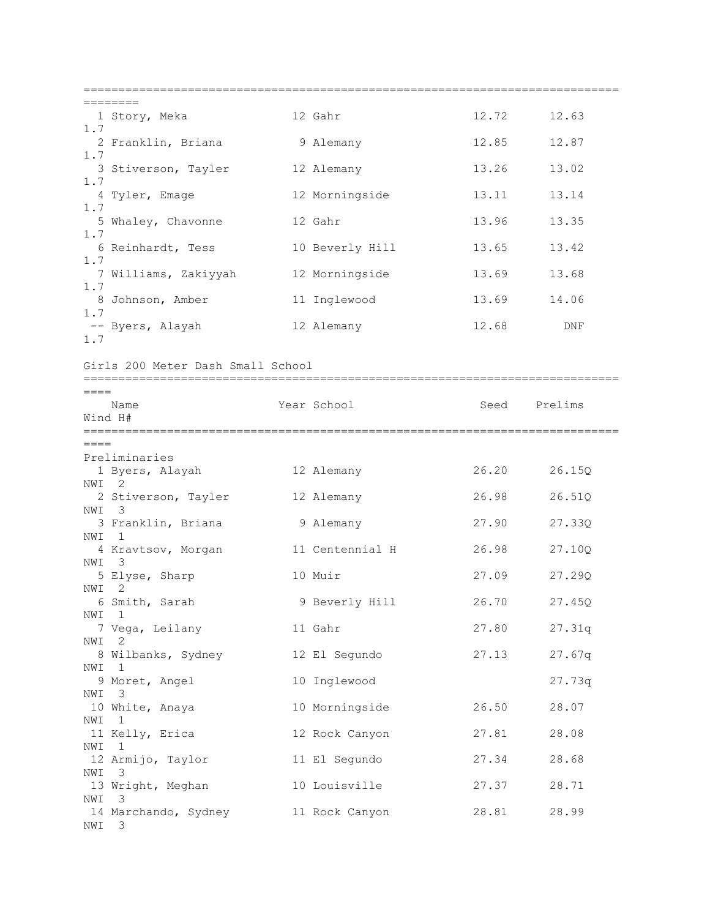| Place | Name | Year | School | Seed | Finals | Wind |
|---|---|---|---|---|---|---|
| 1 | Story, Meka | 12 | Gahr | 12.72 | 12.63 | 1.7 |
| 2 | Franklin, Briana | 9 | Alemany | 12.85 | 12.87 | 1.7 |
| 3 | Stiverson, Tayler | 12 | Alemany | 13.26 | 13.02 | 1.7 |
| 4 | Tyler, Emage | 12 | Morningside | 13.11 | 13.14 | 1.7 |
| 5 | Whaley, Chavonne | 12 | Gahr | 13.96 | 13.35 | 1.7 |
| 6 | Reinhardt, Tess | 10 | Beverly Hill | 13.65 | 13.42 | 1.7 |
| 7 | Williams, Zakiyyah | 12 | Morningside | 13.69 | 13.68 | 1.7 |
| 8 | Johnson, Amber | 11 | Inglewood | 13.69 | 14.06 | 1.7 |
| -- | Byers, Alayah | 12 | Alemany | 12.68 | DNF | 1.7 |

Girls 200 Meter Dash Small School

Preliminaries

| Place | Name | Year | School | Seed | Prelims | Wind | H# |
|---|---|---|---|---|---|---|---|
| 1 | Byers, Alayah | 12 | Alemany | 26.20 | 26.15Q | NWI | 2 |
| 2 | Stiverson, Tayler | 12 | Alemany | 26.98 | 26.51Q | NWI | 3 |
| 3 | Franklin, Briana | 9 | Alemany | 27.90 | 27.33Q | NWI | 1 |
| 4 | Kravtsov, Morgan | 11 | Centennial H | 26.98 | 27.10Q | NWI | 3 |
| 5 | Elyse, Sharp | 10 | Muir | 27.09 | 27.29Q | NWI | 2 |
| 6 | Smith, Sarah | 9 | Beverly Hill | 26.70 | 27.45Q | NWI | 1 |
| 7 | Vega, Leilany | 11 | Gahr | 27.80 | 27.31q | NWI | 2 |
| 8 | Wilbanks, Sydney | 12 | El Segundo | 27.13 | 27.67q | NWI | 1 |
| 9 | Moret, Angel | 10 | Inglewood | | 27.73q | NWI | 3 |
| 10 | White, Anaya | 10 | Morningside | 26.50 | 28.07 | NWI | 1 |
| 11 | Kelly, Erica | 12 | Rock Canyon | 27.81 | 28.08 | NWI | 1 |
| 12 | Armijo, Taylor | 11 | El Segundo | 27.34 | 28.68 | NWI | 3 |
| 13 | Wright, Meghan | 10 | Louisville | 27.37 | 28.71 | NWI | 3 |
| 14 | Marchando, Sydney | 11 | Rock Canyon | 28.81 | 28.99 | NWI | 3 |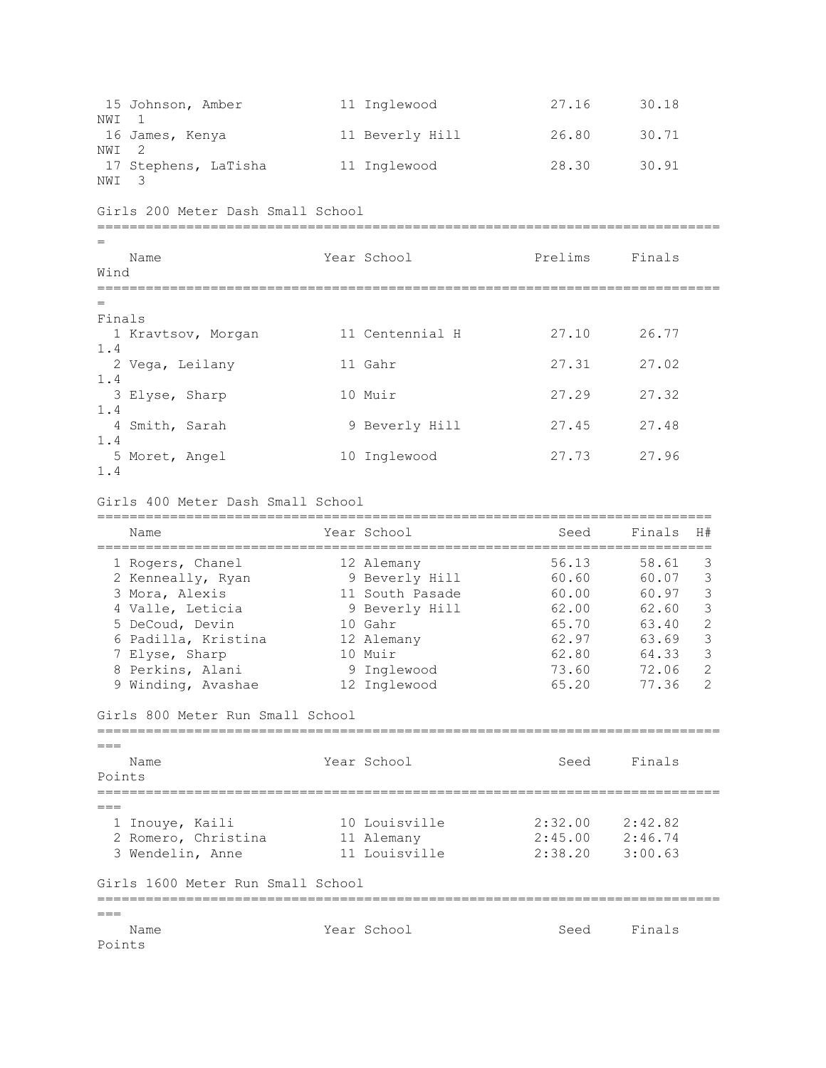| Place | Name | Year | School | Prelims | Finals | Wind | H# |
|---|---|---|---|---|---|---|---|
| 15 | Johnson, Amber | 11 | Inglewood | 27.16 | 30.18 | NWI | 1 |
| 16 | James, Kenya | 11 | Beverly Hill | 26.80 | 30.71 | NWI | 2 |
| 17 | Stephens, LaTisha | 11 | Inglewood | 28.30 | 30.91 | NWI | 3 |

## Girls 200 Meter Dash Small School

**Finals**

| Place | Name | Year | School | Prelims | Finals | Wind |
|---|---|---|---|---|---|---|
| 1 | Kravtsov, Morgan | 11 | Centennial H | 27.10 | 26.77 | 1.4 |
| 2 | Vega, Leilany | 11 | Gahr | 27.31 | 27.02 | 1.4 |
| 3 | Elyse, Sharp | 10 | Muir | 27.29 | 27.32 | 1.4 |
| 4 | Smith, Sarah | 9 | Beverly Hill | 27.45 | 27.48 | 1.4 |
| 5 | Moret, Angel | 10 | Inglewood | 27.73 | 27.96 | 1.4 |

## Girls 400 Meter Dash Small School

| Place | Name | Year | School | Seed | Finals | H# |
|---|---|---|---|---|---|---|
| 1 | Rogers, Chanel | 12 | Alemany | 56.13 | 58.61 | 3 |
| 2 | Kenneally, Ryan | 9 | Beverly Hill | 60.60 | 60.07 | 3 |
| 3 | Mora, Alexis | 11 | South Pasade | 60.00 | 60.97 | 3 |
| 4 | Valle, Leticia | 9 | Beverly Hill | 62.00 | 62.60 | 3 |
| 5 | DeCoud, Devin | 10 | Gahr | 65.70 | 63.40 | 2 |
| 6 | Padilla, Kristina | 12 | Alemany | 62.97 | 63.69 | 3 |
| 7 | Elyse, Sharp | 10 | Muir | 62.80 | 64.33 | 3 |
| 8 | Perkins, Alani | 9 | Inglewood | 73.60 | 72.06 | 2 |
| 9 | Winding, Avashae | 12 | Inglewood | 65.20 | 77.36 | 2 |

## Girls 800 Meter Run Small School

| Place | Name | Year | School | Seed | Finals | Points |
|---|---|---|---|---|---|---|
| 1 | Inouye, Kaili | 10 | Louisville | 2:32.00 | 2:42.82 | |
| 2 | Romero, Christina | 11 | Alemany | 2:45.00 | 2:46.74 | |
| 3 | Wendelin, Anne | 11 | Louisville | 2:38.20 | 3:00.63 | |

## Girls 1600 Meter Run Small School

| Place | Name | Year | School | Seed | Finals | Points |
|---|---|---|---|---|---|---|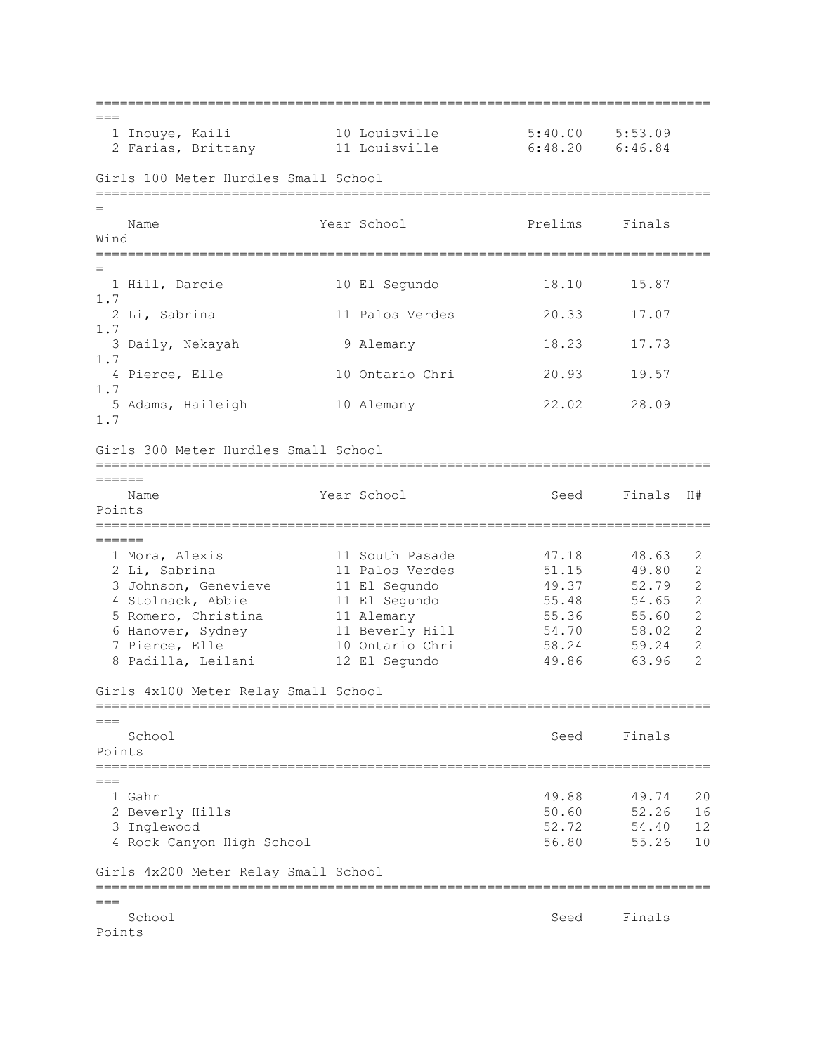| # | Name | Year | School | Seed | Finals |
|---|---|---|---|---|---|
| 1 | Inouye, Kaili | 10 | Louisville | 5:40.00 | 5:53.09 |
| 2 | Farias, Brittany | 11 | Louisville | 6:48.20 | 6:46.84 |

## Girls 100 Meter Hurdles Small School

| # | Name | Year | School | Prelims | Finals | Wind |
|---|---|---|---|---|---|---|
| 1 | Hill, Darcie | 10 | El Segundo | 18.10 | 15.87 | 1.7 |
| 2 | Li, Sabrina | 11 | Palos Verdes | 20.33 | 17.07 | 1.7 |
| 3 | Daily, Nekayah | 9 | Alemany | 18.23 | 17.73 | 1.7 |
| 4 | Pierce, Elle | 10 | Ontario Chri | 20.93 | 19.57 | 1.7 |
| 5 | Adams, Haileigh | 10 | Alemany | 22.02 | 28.09 | 1.7 |

## Girls 300 Meter Hurdles Small School

| # | Name | Year | School | Seed | Finals | H# | Points |
|---|---|---|---|---|---|---|---|
| 1 | Mora, Alexis | 11 | South Pasade | 47.18 | 48.63 | 2 | |
| 2 | Li, Sabrina | 11 | Palos Verdes | 51.15 | 49.80 | 2 | |
| 3 | Johnson, Genevieve | 11 | El Segundo | 49.37 | 52.79 | 2 | |
| 4 | Stolnack, Abbie | 11 | El Segundo | 55.48 | 54.65 | 2 | |
| 5 | Romero, Christina | 11 | Alemany | 55.36 | 55.60 | 2 | |
| 6 | Hanover, Sydney | 11 | Beverly Hill | 54.70 | 58.02 | 2 | |
| 7 | Pierce, Elle | 10 | Ontario Chri | 58.24 | 59.24 | 2 | |
| 8 | Padilla, Leilani | 12 | El Segundo | 49.86 | 63.96 | 2 | |

## Girls 4x100 Meter Relay Small School

| # | School | Seed | Finals | Points |
|---|---|---|---|---|
| 1 | Gahr | 49.88 | 49.74 | 20 |
| 2 | Beverly Hills | 50.60 | 52.26 | 16 |
| 3 | Inglewood | 52.72 | 54.40 | 12 |
| 4 | Rock Canyon High School | 56.80 | 55.26 | 10 |

## Girls 4x200 Meter Relay Small School

| # | School | Seed | Finals | Points |
|---|---|---|---|---|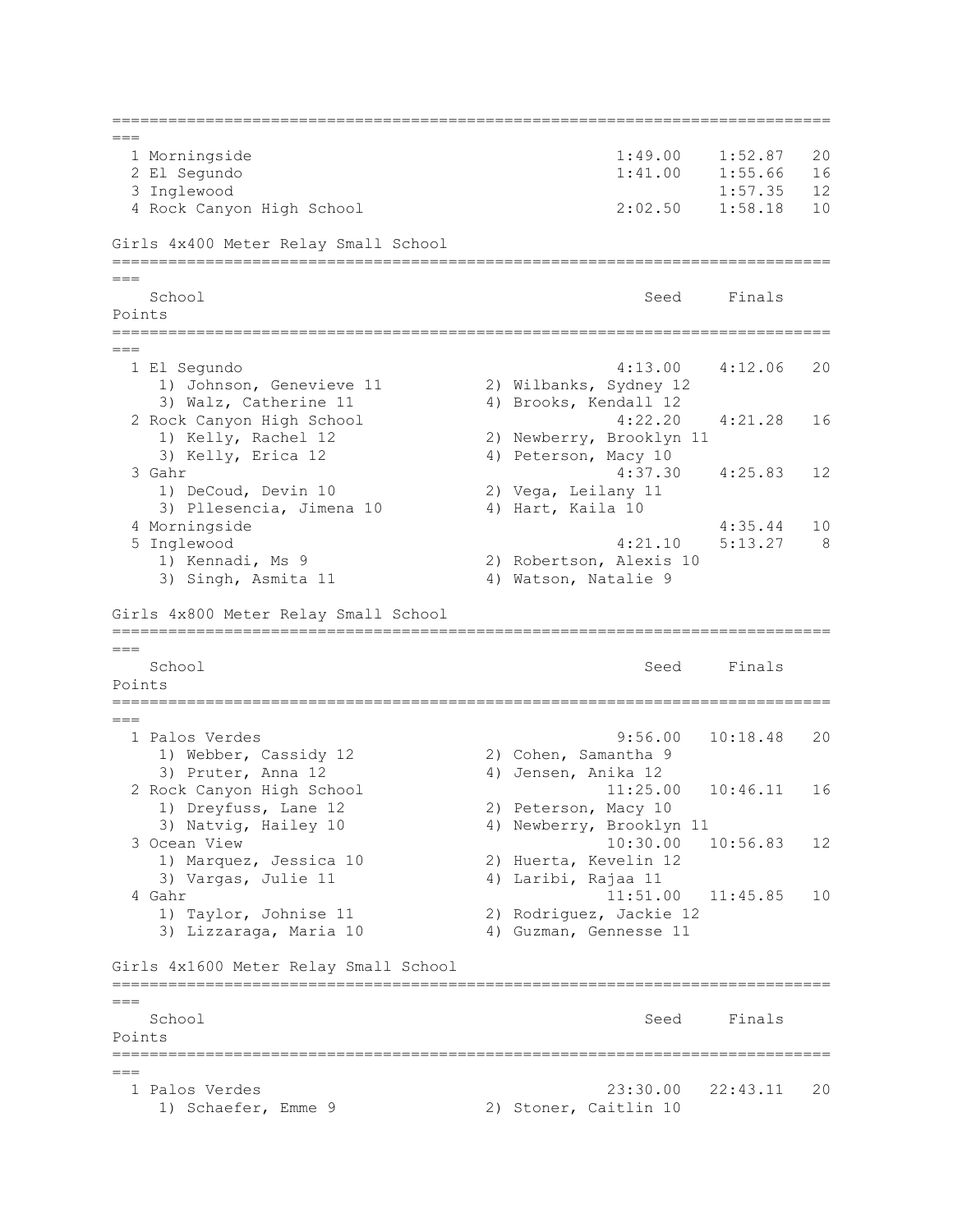| Place | School | Seed | Finals | Points |
|---|---|---|---|---|
| 1 | Morningside | 1:49.00 | 1:52.87 | 20 |
| 2 | El Segundo | 1:41.00 | 1:55.66 | 16 |
| 3 | Inglewood | | 1:57.35 | 12 |
| 4 | Rock Canyon High School | 2:02.50 | 1:58.18 | 10 |

## Girls 4x400 Meter Relay Small School

| Place | School | Seed | Finals | Points |
|---|---|---|---|---|
| 1 | El Segundo | 4:13.00 | 4:12.06 | 20 |
| | 1) Johnson, Genevieve 11; 2) Wilbanks, Sydney 12; 3) Walz, Catherine 11; 4) Brooks, Kendall 12 | | | |
| 2 | Rock Canyon High School | 4:22.20 | 4:21.28 | 16 |
| | 1) Kelly, Rachel 12; 2) Newberry, Brooklyn 11; 3) Kelly, Erica 12; 4) Peterson, Macy 10 | | | |
| 3 | Gahr | 4:37.30 | 4:25.83 | 12 |
| | 1) DeCoud, Devin 10; 2) Vega, Leilany 11; 3) Pllesencia, Jimena 10; 4) Hart, Kaila 10 | | | |
| 4 | Morningside | | 4:35.44 | 10 |
| 5 | Inglewood | 4:21.10 | 5:13.27 | 8 |
| | 1) Kennadi, Ms 9; 2) Robertson, Alexis 10; 3) Singh, Asmita 11; 4) Watson, Natalie 9 | | | |

## Girls 4x800 Meter Relay Small School

| Place | School | Seed | Finals | Points |
|---|---|---|---|---|
| 1 | Palos Verdes | 9:56.00 | 10:18.48 | 20 |
| | 1) Webber, Cassidy 12; 2) Cohen, Samantha 9; 3) Pruter, Anna 12; 4) Jensen, Anika 12 | | | |
| 2 | Rock Canyon High School | 11:25.00 | 10:46.11 | 16 |
| | 1) Dreyfuss, Lane 12; 2) Peterson, Macy 10; 3) Natvig, Hailey 10; 4) Newberry, Brooklyn 11 | | | |
| 3 | Ocean View | 10:30.00 | 10:56.83 | 12 |
| | 1) Marquez, Jessica 10; 2) Huerta, Kevelin 12; 3) Vargas, Julie 11; 4) Laribi, Rajaa 11 | | | |
| 4 | Gahr | 11:51.00 | 11:45.85 | 10 |
| | 1) Taylor, Johnise 11; 2) Rodriguez, Jackie 12; 3) Lizzaraga, Maria 10; 4) Guzman, Gennesse 11 | | | |

## Girls 4x1600 Meter Relay Small School

| Place | School | Seed | Finals | Points |
|---|---|---|---|---|
| 1 | Palos Verdes | 23:30.00 | 22:43.11 | 20 |
| | 1) Schaefer, Emme 9; 2) Stoner, Caitlin 10 | | | |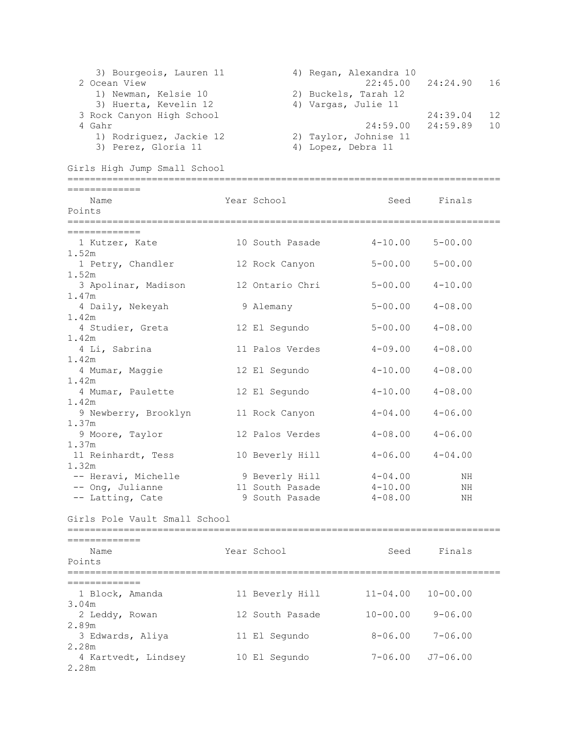| Place | Team | Seed | Finals | Points |
|---|---|---|---|---|
| | 3) Bourgeois, Lauren 11 / 4) Regan, Alexandra 10 | | | |
| 2 | Ocean View | 22:45.00 | 24:24.90 | 16 |
| | 1) Newman, Kelsie 10 / 2) Buckels, Tarah 12 | | | |
| | 3) Huerta, Kevelin 12 / 4) Vargas, Julie 11 | | | |
| 3 | Rock Canyon High School | | 24:39.04 | 12 |
| 4 | Gahr | 24:59.00 | 24:59.89 | 10 |
| | 1) Rodriguez, Jackie 12 / 2) Taylor, Johnise 11 | | | |
| | 3) Perez, Gloria 11 / 4) Lopez, Debra 11 | | | |

## Girls High Jump Small School

| Place | Name | Year | School | Seed | Finals | Points |
|---|---|---|---|---|---|---|
| 1 | Kutzer, Kate | 10 | South Pasade | 4-10.00 | 5-00.00 | |
| | 1.52m | | | | | |
| 1 | Petry, Chandler | 12 | Rock Canyon | 5-00.00 | 5-00.00 | |
| | 1.52m | | | | | |
| 3 | Apolinar, Madison | 12 | Ontario Chri | 5-00.00 | 4-10.00 | |
| | 1.47m | | | | | |
| 4 | Daily, Nekeyah | 9 | Alemany | 5-00.00 | 4-08.00 | |
| | 1.42m | | | | | |
| 4 | Studier, Greta | 12 | El Segundo | 5-00.00 | 4-08.00 | |
| | 1.42m | | | | | |
| 4 | Li, Sabrina | 11 | Palos Verdes | 4-09.00 | 4-08.00 | |
| | 1.42m | | | | | |
| 4 | Mumar, Maggie | 12 | El Segundo | 4-10.00 | 4-08.00 | |
| | 1.42m | | | | | |
| 4 | Mumar, Paulette | 12 | El Segundo | 4-10.00 | 4-08.00 | |
| | 1.42m | | | | | |
| 9 | Newberry, Brooklyn | 11 | Rock Canyon | 4-04.00 | 4-06.00 | |
| | 1.37m | | | | | |
| 9 | Moore, Taylor | 12 | Palos Verdes | 4-08.00 | 4-06.00 | |
| | 1.37m | | | | | |
| 11 | Reinhardt, Tess | 10 | Beverly Hill | 4-06.00 | 4-04.00 | |
| | 1.32m | | | | | |
| -- | Heravi, Michelle | 9 | Beverly Hill | 4-04.00 | NH | |
| -- | Ong, Julianne | 11 | South Pasade | 4-10.00 | NH | |
| -- | Latting, Cate | 9 | South Pasade | 4-08.00 | NH | |

## Girls Pole Vault Small School

| Place | Name | Year | School | Seed | Finals | Points |
|---|---|---|---|---|---|---|
| 1 | Block, Amanda | 11 | Beverly Hill | 11-04.00 | 10-00.00 | |
| | 3.04m | | | | | |
| 2 | Leddy, Rowan | 12 | South Pasade | 10-00.00 | 9-06.00 | |
| | 2.89m | | | | | |
| 3 | Edwards, Aliya | 11 | El Segundo | 8-06.00 | 7-06.00 | |
| | 2.28m | | | | | |
| 4 | Kartvedt, Lindsey | 10 | El Segundo | 7-06.00 | J7-06.00 | |
| | 2.28m | | | | | |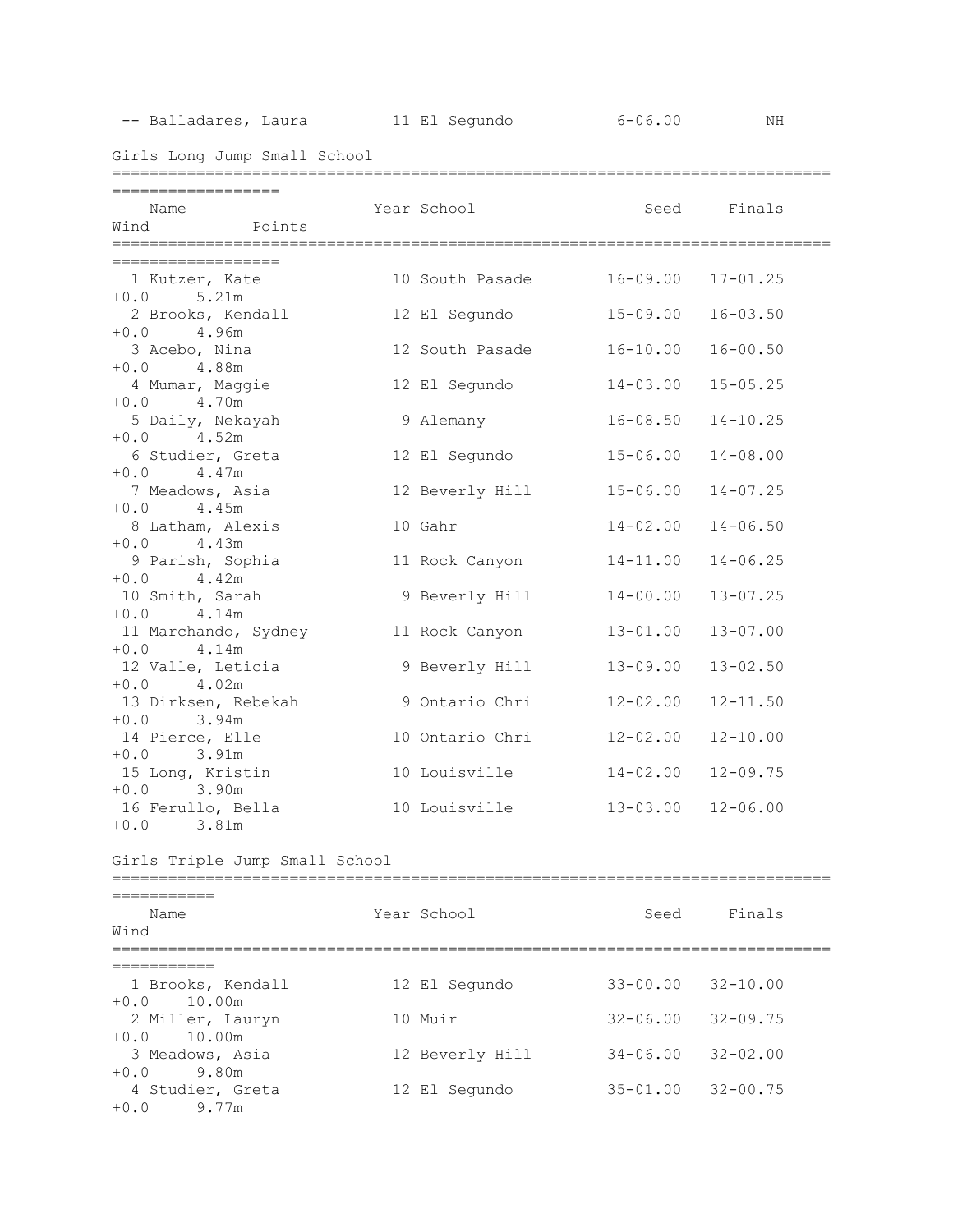| | Name | Year | School | Seed | Finals |
|---|---|---|---|---|---|
| -- | Balladares, Laura | 11 | El Segundo | 6-06.00 | NH |

## Girls Long Jump Small School

| | Name | Year | School | Seed | Finals | Wind | Points |
|---|---|---|---|---|---|---|---|
| 1 | Kutzer, Kate | 10 | South Pasade | 16-09.00 | 17-01.25 | +0.0 | 5.21m |
| 2 | Brooks, Kendall | 12 | El Segundo | 15-09.00 | 16-03.50 | +0.0 | 4.96m |
| 3 | Acebo, Nina | 12 | South Pasade | 16-10.00 | 16-00.50 | +0.0 | 4.88m |
| 4 | Mumar, Maggie | 12 | El Segundo | 14-03.00 | 15-05.25 | +0.0 | 4.70m |
| 5 | Daily, Nekayah | 9 | Alemany | 16-08.50 | 14-10.25 | +0.0 | 4.52m |
| 6 | Studier, Greta | 12 | El Segundo | 15-06.00 | 14-08.00 | +0.0 | 4.47m |
| 7 | Meadows, Asia | 12 | Beverly Hill | 15-06.00 | 14-07.25 | +0.0 | 4.45m |
| 8 | Latham, Alexis | 10 | Gahr | 14-02.00 | 14-06.50 | +0.0 | 4.43m |
| 9 | Parish, Sophia | 11 | Rock Canyon | 14-11.00 | 14-06.25 | +0.0 | 4.42m |
| 10 | Smith, Sarah | 9 | Beverly Hill | 14-00.00 | 13-07.25 | +0.0 | 4.14m |
| 11 | Marchando, Sydney | 11 | Rock Canyon | 13-01.00 | 13-07.00 | +0.0 | 4.14m |
| 12 | Valle, Leticia | 9 | Beverly Hill | 13-09.00 | 13-02.50 | +0.0 | 4.02m |
| 13 | Dirksen, Rebekah | 9 | Ontario Chri | 12-02.00 | 12-11.50 | +0.0 | 3.94m |
| 14 | Pierce, Elle | 10 | Ontario Chri | 12-02.00 | 12-10.00 | +0.0 | 3.91m |
| 15 | Long, Kristin | 10 | Louisville | 14-02.00 | 12-09.75 | +0.0 | 3.90m |
| 16 | Ferullo, Bella | 10 | Louisville | 13-03.00 | 12-06.00 | +0.0 | 3.81m |

## Girls Triple Jump Small School

| | Name | Year | School | Seed | Finals | Wind | |
|---|---|---|---|---|---|---|---|
| 1 | Brooks, Kendall | 12 | El Segundo | 33-00.00 | 32-10.00 | +0.0 | 10.00m |
| 2 | Miller, Lauryn | 10 | Muir | 32-06.00 | 32-09.75 | +0.0 | 10.00m |
| 3 | Meadows, Asia | 12 | Beverly Hill | 34-06.00 | 32-02.00 | +0.0 | 9.80m |
| 4 | Studier, Greta | 12 | El Segundo | 35-01.00 | 32-00.75 | +0.0 | 9.77m |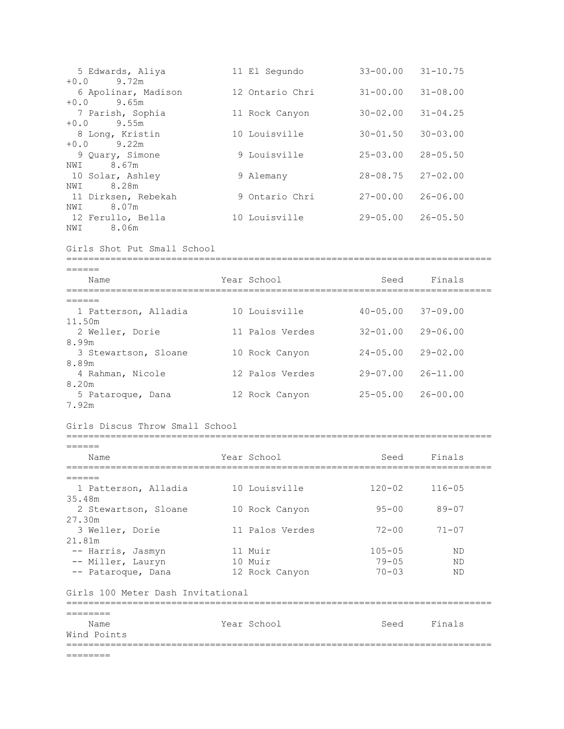| Place | Name | Year | School | Seed | Finals | Wind | Metric |
|---|---|---|---|---|---|---|---|
| 5 | Edwards, Aliya | 11 | El Segundo | 33-00.00 | 31-10.75 | +0.0 | 9.72m |
| 6 | Apolinar, Madison | 12 | Ontario Chri | 31-00.00 | 31-08.00 | +0.0 | 9.65m |
| 7 | Parish, Sophia | 11 | Rock Canyon | 30-02.00 | 31-04.25 | +0.0 | 9.55m |
| 8 | Long, Kristin | 10 | Louisville | 30-01.50 | 30-03.00 | +0.0 | 9.22m |
| 9 | Quary, Simone | 9 | Louisville | 25-03.00 | 28-05.50 | NWI | 8.67m |
| 10 | Solar, Ashley | 9 | Alemany | 28-08.75 | 27-02.00 | NWI | 8.28m |
| 11 | Dirksen, Rebekah | 9 | Ontario Chri | 27-00.00 | 26-06.00 | NWI | 8.07m |
| 12 | Ferullo, Bella | 10 | Louisville | 29-05.00 | 26-05.50 | NWI | 8.06m |

## Girls Shot Put Small School

| Place | Name | Year | School | Seed | Finals | Metric |
|---|---|---|---|---|---|---|
| 1 | Patterson, Alladia | 10 | Louisville | 40-05.00 | 37-09.00 | 11.50m |
| 2 | Weller, Dorie | 11 | Palos Verdes | 32-01.00 | 29-06.00 | 8.99m |
| 3 | Stewartson, Sloane | 10 | Rock Canyon | 24-05.00 | 29-02.00 | 8.89m |
| 4 | Rahman, Nicole | 12 | Palos Verdes | 29-07.00 | 26-11.00 | 8.20m |
| 5 | Pataroque, Dana | 12 | Rock Canyon | 25-05.00 | 26-00.00 | 7.92m |

## Girls Discus Throw Small School

| Place | Name | Year | School | Seed | Finals | Metric |
|---|---|---|---|---|---|---|
| 1 | Patterson, Alladia | 10 | Louisville | 120-02 | 116-05 | 35.48m |
| 2 | Stewartson, Sloane | 10 | Rock Canyon | 95-00 | 89-07 | 27.30m |
| 3 | Weller, Dorie | 11 | Palos Verdes | 72-00 | 71-07 | 21.81m |
| -- | Harris, Jasmyn | 11 | Muir | 105-05 | ND | |
| -- | Miller, Lauryn | 10 | Muir | 79-05 | ND | |
| -- | Pataroque, Dana | 12 | Rock Canyon | 70-03 | ND | |

## Girls 100 Meter Dash Invitational

| Name | Year | School | Seed | Finals | Wind | Points |
|---|---|---|---|---|---|---|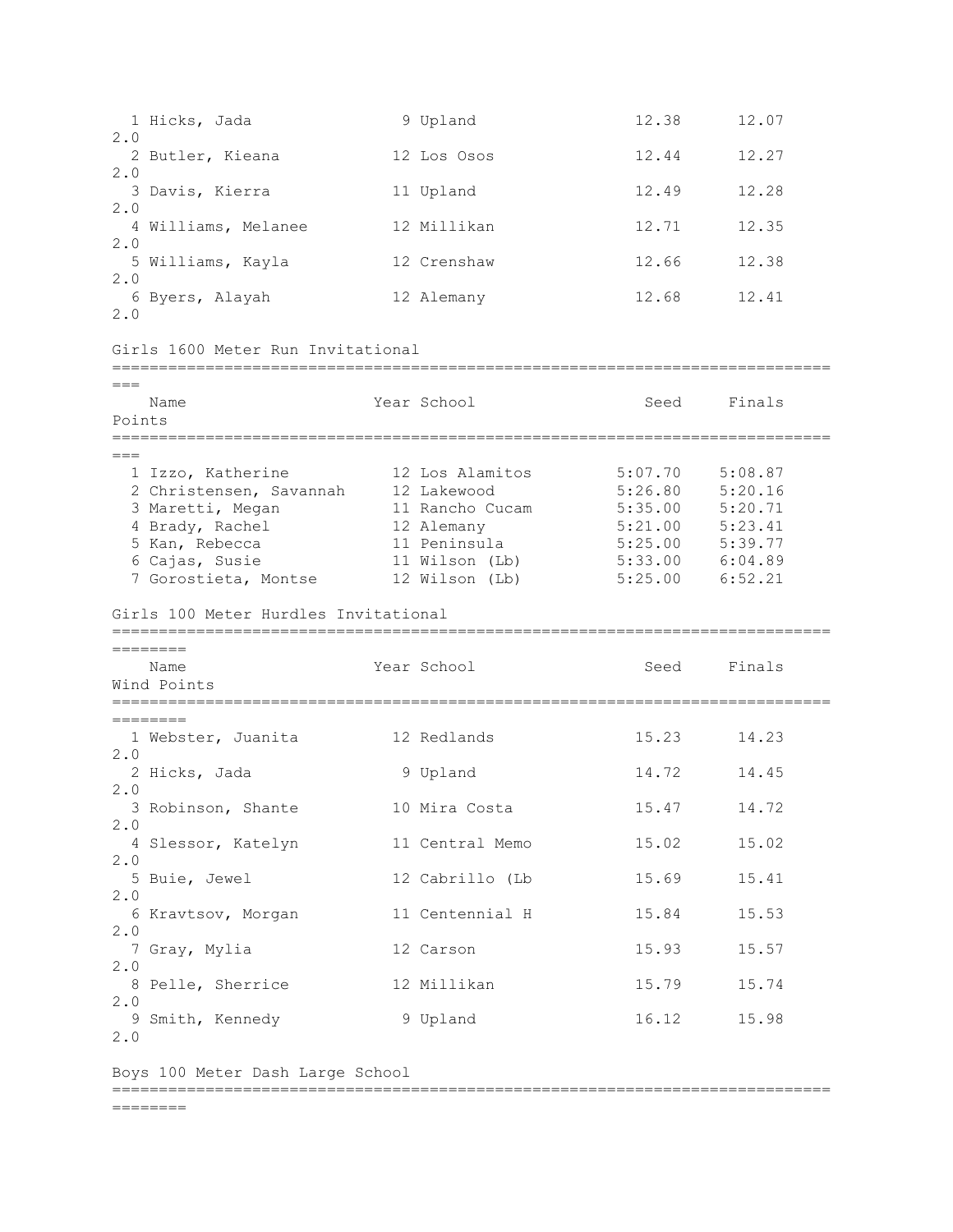| Place | Name | Year | School | Seed | Finals | Wind | Points |
|---|---|---|---|---|---|---|---|
| 1 | Hicks, Jada | 9 | Upland | 12.38 | 12.07 | 2.0 | |
| 2 | Butler, Kieana | 12 | Los Osos | 12.44 | 12.27 | 2.0 | |
| 3 | Davis, Kierra | 11 | Upland | 12.49 | 12.28 | 2.0 | |
| 4 | Williams, Melanee | 12 | Millikan | 12.71 | 12.35 | 2.0 | |
| 5 | Williams, Kayla | 12 | Crenshaw | 12.66 | 12.38 | 2.0 | |
| 6 | Byers, Alayah | 12 | Alemany | 12.68 | 12.41 | 2.0 | |

## Girls 1600 Meter Run Invitational

| Place | Name | Year | School | Seed | Finals | Points |
|---|---|---|---|---|---|---|
| 1 | Izzo, Katherine | 12 | Los Alamitos | 5:07.70 | 5:08.87 | |
| 2 | Christensen, Savannah | 12 | Lakewood | 5:26.80 | 5:20.16 | |
| 3 | Maretti, Megan | 11 | Rancho Cucam | 5:35.00 | 5:20.71 | |
| 4 | Brady, Rachel | 12 | Alemany | 5:21.00 | 5:23.41 | |
| 5 | Kan, Rebecca | 11 | Peninsula | 5:25.00 | 5:39.77 | |
| 6 | Cajas, Susie | 11 | Wilson (Lb) | 5:33.00 | 6:04.89 | |
| 7 | Gorostieta, Montse | 12 | Wilson (Lb) | 5:25.00 | 6:52.21 | |

## Girls 100 Meter Hurdles Invitational

| Place | Name | Year | School | Seed | Finals | Wind | Points |
|---|---|---|---|---|---|---|---|
| 1 | Webster, Juanita | 12 | Redlands | 15.23 | 14.23 | 2.0 | |
| 2 | Hicks, Jada | 9 | Upland | 14.72 | 14.45 | 2.0 | |
| 3 | Robinson, Shante | 10 | Mira Costa | 15.47 | 14.72 | 2.0 | |
| 4 | Slessor, Katelyn | 11 | Central Memo | 15.02 | 15.02 | 2.0 | |
| 5 | Buie, Jewel | 12 | Cabrillo (Lb | 15.69 | 15.41 | 2.0 | |
| 6 | Kravtsov, Morgan | 11 | Centennial H | 15.84 | 15.53 | 2.0 | |
| 7 | Gray, Mylia | 12 | Carson | 15.93 | 15.57 | 2.0 | |
| 8 | Pelle, Sherrice | 12 | Millikan | 15.79 | 15.74 | 2.0 | |
| 9 | Smith, Kennedy | 9 | Upland | 16.12 | 15.98 | 2.0 | |

## Boys 100 Meter Dash Large School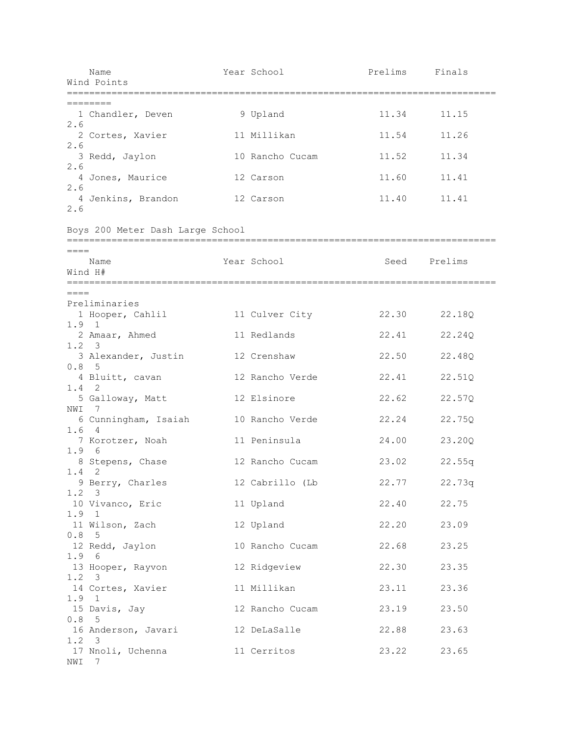| | Name | Year | School | Prelims | Finals | Wind | Points |
|---|---|---|---|---|---|---|---|
| 1 | Chandler, Deven | 9 | Upland | 11.34 | 11.15 | 2.6 | |
| 2 | Cortes, Xavier | 11 | Millikan | 11.54 | 11.26 | 2.6 | |
| 3 | Redd, Jaylon | 10 | Rancho Cucam | 11.52 | 11.34 | 2.6 | |
| 4 | Jones, Maurice | 12 | Carson | 11.60 | 11.41 | 2.6 | |
| 4 | Jenkins, Brandon | 12 | Carson | 11.40 | 11.41 | 2.6 | |

## Boys 200 Meter Dash Large School

| | Name | Year | School | Seed | Prelims | Wind | H# |
|---|---|---|---|---|---|---|---|
| **Preliminaries** | | | | | | | |
| 1 | Hooper, Cahlil | 11 | Culver City | 22.30 | 22.18Q | 1.9 | 1 |
| 2 | Amaar, Ahmed | 11 | Redlands | 22.41 | 22.24Q | 1.2 | 3 |
| 3 | Alexander, Justin | 12 | Crenshaw | 22.50 | 22.48Q | 0.8 | 5 |
| 4 | Bluitt, cavan | 12 | Rancho Verde | 22.41 | 22.51Q | 1.4 | 2 |
| 5 | Galloway, Matt | 12 | Elsinore | 22.62 | 22.57Q | NWI | 7 |
| 6 | Cunningham, Isaiah | 10 | Rancho Verde | 22.24 | 22.75Q | 1.6 | 4 |
| 7 | Korotzer, Noah | 11 | Peninsula | 24.00 | 23.20Q | 1.9 | 6 |
| 8 | Stepens, Chase | 12 | Rancho Cucam | 23.02 | 22.55q | 1.4 | 2 |
| 9 | Berry, Charles | 12 | Cabrillo (Lb | 22.77 | 22.73q | 1.2 | 3 |
| 10 | Vivanco, Eric | 11 | Upland | 22.40 | 22.75 | 1.9 | 1 |
| 11 | Wilson, Zach | 12 | Upland | 22.20 | 23.09 | 0.8 | 5 |
| 12 | Redd, Jaylon | 10 | Rancho Cucam | 22.68 | 23.25 | 1.9 | 6 |
| 13 | Hooper, Rayvon | 12 | Ridgeview | 22.30 | 23.35 | 1.2 | 3 |
| 14 | Cortes, Xavier | 11 | Millikan | 23.11 | 23.36 | 1.9 | 1 |
| 15 | Davis, Jay | 12 | Rancho Cucam | 23.19 | 23.50 | 0.8 | 5 |
| 16 | Anderson, Javari | 12 | DeLaSalle | 22.88 | 23.63 | 1.2 | 3 |
| 17 | Nnoli, Uchenna | 11 | Cerritos | 23.22 | 23.65 | NWI | 7 |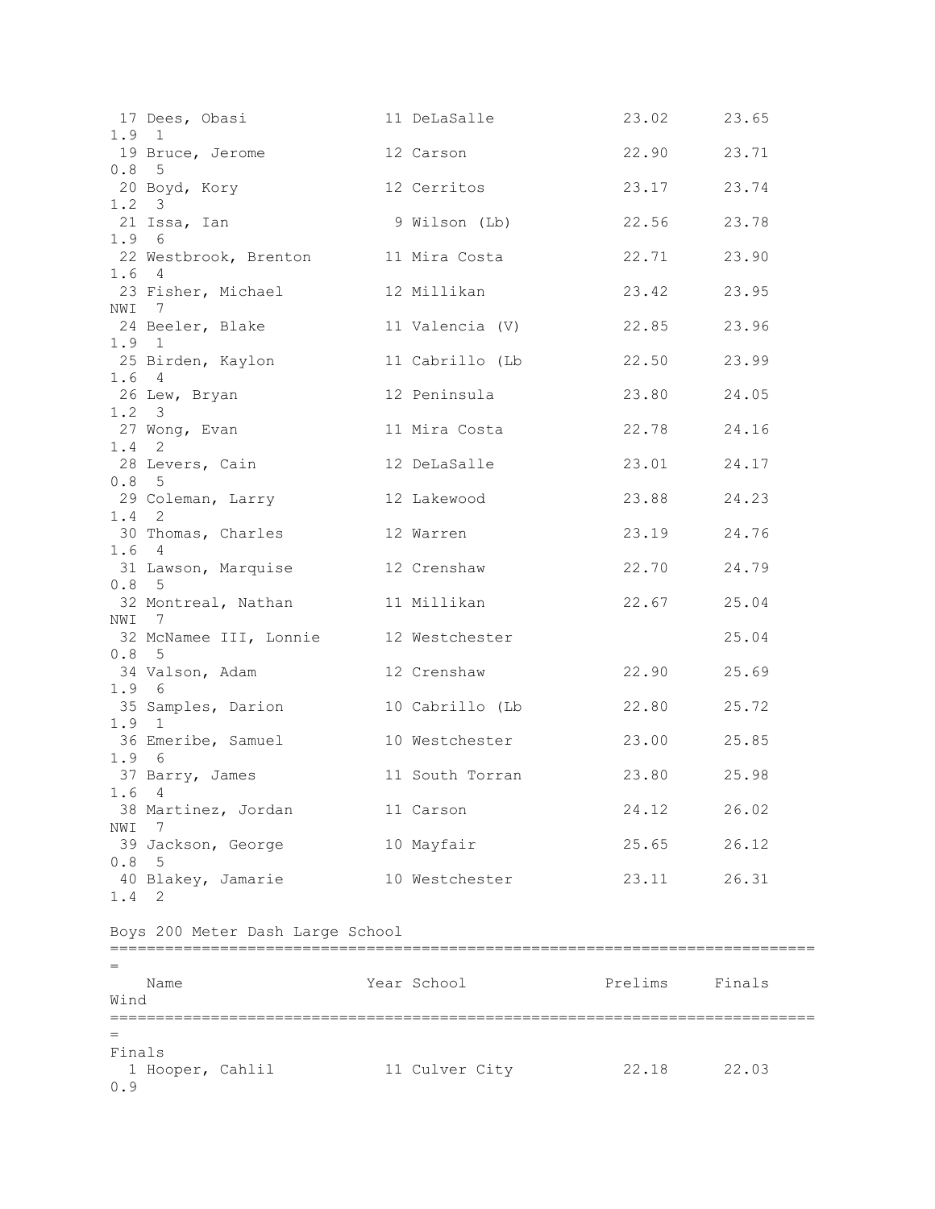| Place | Name | Year | School | Prelims | Finals | Wind | Heat |
|---|---|---|---|---|---|---|---|
| 17 | Dees, Obasi | 11 | DeLaSalle | 23.02 | 23.65 | 1.9 | 1 |
| 19 | Bruce, Jerome | 12 | Carson | 22.90 | 23.71 | 0.8 | 5 |
| 20 | Boyd, Kory | 12 | Cerritos | 23.17 | 23.74 | 1.2 | 3 |
| 21 | Issa, Ian | 9 | Wilson (Lb) | 22.56 | 23.78 | 1.9 | 6 |
| 22 | Westbrook, Brenton | 11 | Mira Costa | 22.71 | 23.90 | 1.6 | 4 |
| 23 | Fisher, Michael | 12 | Millikan | 23.42 | 23.95 | NWI | 7 |
| 24 | Beeler, Blake | 11 | Valencia (V) | 22.85 | 23.96 | 1.9 | 1 |
| 25 | Birden, Kaylon | 11 | Cabrillo (Lb | 22.50 | 23.99 | 1.6 | 4 |
| 26 | Lew, Bryan | 12 | Peninsula | 23.80 | 24.05 | 1.2 | 3 |
| 27 | Wong, Evan | 11 | Mira Costa | 22.78 | 24.16 | 1.4 | 2 |
| 28 | Levers, Cain | 12 | DeLaSalle | 23.01 | 24.17 | 0.8 | 5 |
| 29 | Coleman, Larry | 12 | Lakewood | 23.88 | 24.23 | 1.4 | 2 |
| 30 | Thomas, Charles | 12 | Warren | 23.19 | 24.76 | 1.6 | 4 |
| 31 | Lawson, Marquise | 12 | Crenshaw | 22.70 | 24.79 | 0.8 | 5 |
| 32 | Montreal, Nathan | 11 | Millikan | 22.67 | 25.04 | NWI | 7 |
| 32 | McNamee III, Lonnie | 12 | Westchester | | 25.04 | 0.8 | 5 |
| 34 | Valson, Adam | 12 | Crenshaw | 22.90 | 25.69 | 1.9 | 6 |
| 35 | Samples, Darion | 10 | Cabrillo (Lb | 22.80 | 25.72 | 1.9 | 1 |
| 36 | Emeribe, Samuel | 10 | Westchester | 23.00 | 25.85 | 1.9 | 6 |
| 37 | Barry, James | 11 | South Torran | 23.80 | 25.98 | 1.6 | 4 |
| 38 | Martinez, Jordan | 11 | Carson | 24.12 | 26.02 | NWI | 7 |
| 39 | Jackson, George | 10 | Mayfair | 25.65 | 26.12 | 0.8 | 5 |
| 40 | Blakey, Jamarie | 10 | Westchester | 23.11 | 26.31 | 1.4 | 2 |

## Boys 200 Meter Dash Large School

Finals

| Place | Name | Year | School | Prelims | Finals | Wind |
|---|---|---|---|---|---|---|
| 1 | Hooper, Cahlil | 11 | Culver City | 22.18 | 22.03 | 0.9 |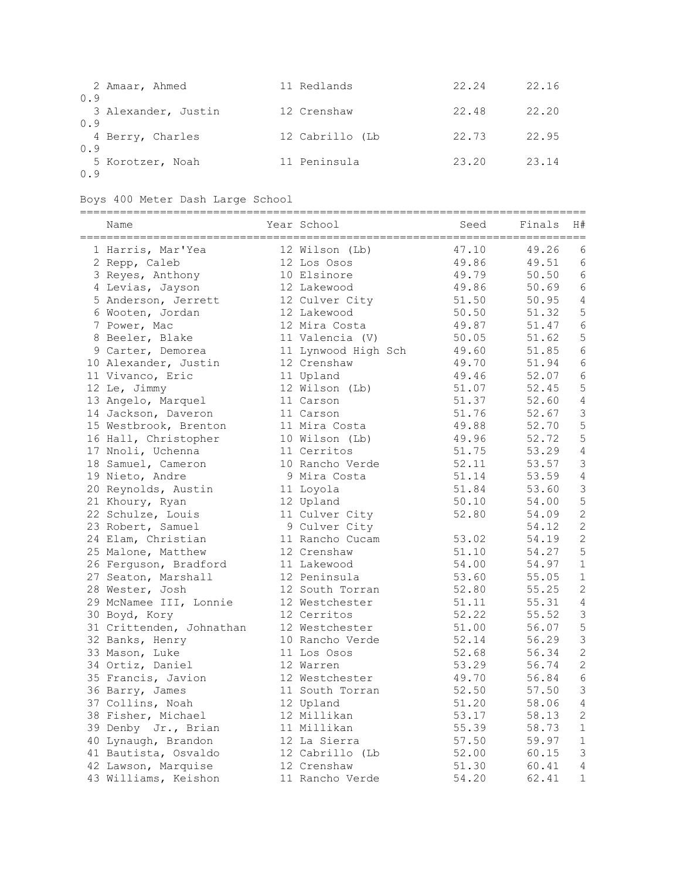| | Name | Year | School | Seed | Finals | Wind |
|---|---|---|---|---|---|---|
| 2 | Amaar, Ahmed | 11 | Redlands | 22.24 | 22.16 | 0.9 |
| 3 | Alexander, Justin | 12 | Crenshaw | 22.48 | 22.20 | 0.9 |
| 4 | Berry, Charles | 12 | Cabrillo (Lb | 22.73 | 22.95 | 0.9 |
| 5 | Korotzer, Noah | 11 | Peninsula | 23.20 | 23.14 | 0.9 |

Boys 400 Meter Dash Large School

| | Name | Year | School | Seed | Finals | H# |
|---|---|---|---|---|---|---|
| 1 | Harris, Mar'Yea | 12 | Wilson (Lb) | 47.10 | 49.26 | 6 |
| 2 | Repp, Caleb | 12 | Los Osos | 49.86 | 49.51 | 6 |
| 3 | Reyes, Anthony | 10 | Elsinore | 49.79 | 50.50 | 6 |
| 4 | Levias, Jayson | 12 | Lakewood | 49.86 | 50.69 | 6 |
| 5 | Anderson, Jerrett | 12 | Culver City | 51.50 | 50.95 | 4 |
| 6 | Wooten, Jordan | 12 | Lakewood | 50.50 | 51.32 | 5 |
| 7 | Power, Mac | 12 | Mira Costa | 49.87 | 51.47 | 6 |
| 8 | Beeler, Blake | 11 | Valencia (V) | 50.05 | 51.62 | 5 |
| 9 | Carter, Demorea | 11 | Lynwood High Sch | 49.60 | 51.85 | 6 |
| 10 | Alexander, Justin | 12 | Crenshaw | 49.70 | 51.94 | 6 |
| 11 | Vivanco, Eric | 11 | Upland | 49.46 | 52.07 | 6 |
| 12 | Le, Jimmy | 12 | Wilson (Lb) | 51.07 | 52.45 | 5 |
| 13 | Angelo, Marquel | 11 | Carson | 51.37 | 52.60 | 4 |
| 14 | Jackson, Daveron | 11 | Carson | 51.76 | 52.67 | 3 |
| 15 | Westbrook, Brenton | 11 | Mira Costa | 49.88 | 52.70 | 5 |
| 16 | Hall, Christopher | 10 | Wilson (Lb) | 49.96 | 52.72 | 5 |
| 17 | Nnoli, Uchenna | 11 | Cerritos | 51.75 | 53.29 | 4 |
| 18 | Samuel, Cameron | 10 | Rancho Verde | 52.11 | 53.57 | 3 |
| 19 | Nieto, Andre | 9 | Mira Costa | 51.14 | 53.59 | 4 |
| 20 | Reynolds, Austin | 11 | Loyola | 51.84 | 53.60 | 3 |
| 21 | Khoury, Ryan | 12 | Upland | 50.10 | 54.00 | 5 |
| 22 | Schulze, Louis | 11 | Culver City | 52.80 | 54.09 | 2 |
| 23 | Robert, Samuel | 9 | Culver City | | 54.12 | 2 |
| 24 | Elam, Christian | 11 | Rancho Cucam | 53.02 | 54.19 | 2 |
| 25 | Malone, Matthew | 12 | Crenshaw | 51.10 | 54.27 | 5 |
| 26 | Ferguson, Bradford | 11 | Lakewood | 54.00 | 54.97 | 1 |
| 27 | Seaton, Marshall | 12 | Peninsula | 53.60 | 55.05 | 1 |
| 28 | Wester, Josh | 12 | South Torran | 52.80 | 55.25 | 2 |
| 29 | McNamee III, Lonnie | 12 | Westchester | 51.11 | 55.31 | 4 |
| 30 | Boyd, Kory | 12 | Cerritos | 52.22 | 55.52 | 3 |
| 31 | Crittenden, Johnathan | 12 | Westchester | 51.00 | 56.07 | 5 |
| 32 | Banks, Henry | 10 | Rancho Verde | 52.14 | 56.29 | 3 |
| 33 | Mason, Luke | 11 | Los Osos | 52.68 | 56.34 | 2 |
| 34 | Ortiz, Daniel | 12 | Warren | 53.29 | 56.74 | 2 |
| 35 | Francis, Javion | 12 | Westchester | 49.70 | 56.84 | 6 |
| 36 | Barry, James | 11 | South Torran | 52.50 | 57.50 | 3 |
| 37 | Collins, Noah | 12 | Upland | 51.20 | 58.06 | 4 |
| 38 | Fisher, Michael | 12 | Millikan | 53.17 | 58.13 | 2 |
| 39 | Denby Jr., Brian | 11 | Millikan | 55.39 | 58.73 | 1 |
| 40 | Lynaugh, Brandon | 12 | La Sierra | 57.50 | 59.97 | 1 |
| 41 | Bautista, Osvaldo | 12 | Cabrillo (Lb | 52.00 | 60.15 | 3 |
| 42 | Lawson, Marquise | 12 | Crenshaw | 51.30 | 60.41 | 4 |
| 43 | Williams, Keishon | 11 | Rancho Verde | 54.20 | 62.41 | 1 |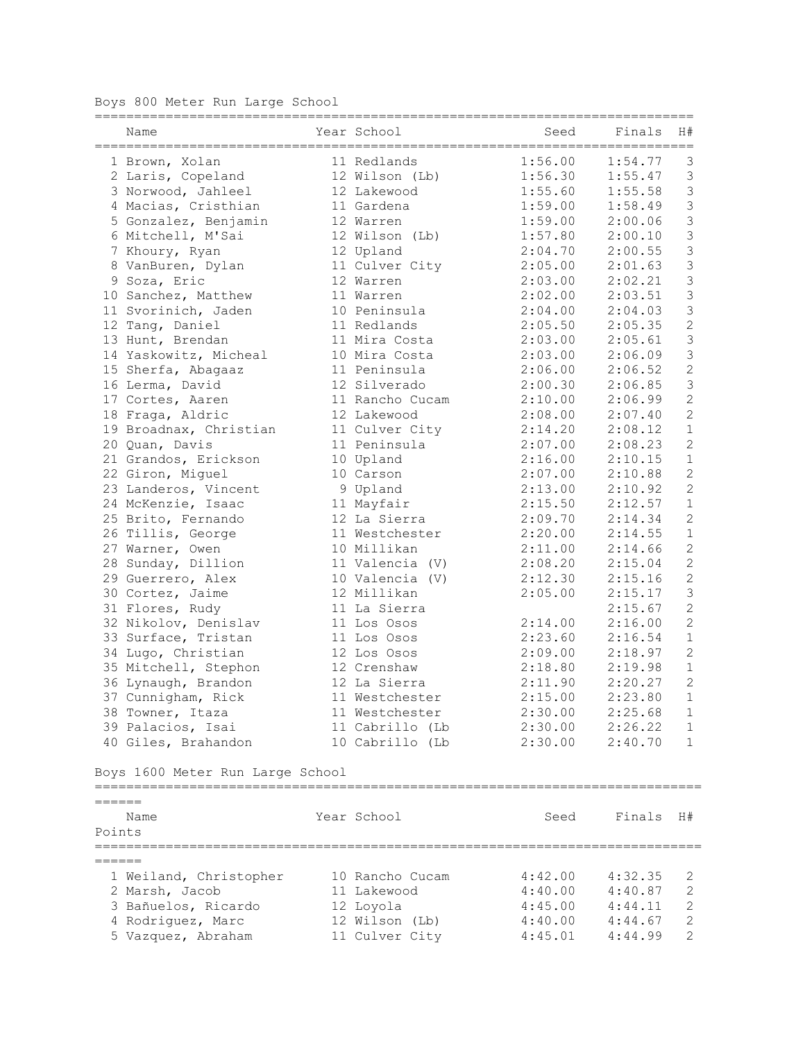## Boys 800 Meter Run Large School

| | Name | Year | School | Seed | Finals | H# |
|---|---|---|---|---|---|---|
| 1 | Brown, Xolan | 11 | Redlands | 1:56.00 | 1:54.77 | 3 |
| 2 | Laris, Copeland | 12 | Wilson (Lb) | 1:56.30 | 1:55.47 | 3 |
| 3 | Norwood, Jahleel | 12 | Lakewood | 1:55.60 | 1:55.58 | 3 |
| 4 | Macias, Cristhian | 11 | Gardena | 1:59.00 | 1:58.49 | 3 |
| 5 | Gonzalez, Benjamin | 12 | Warren | 1:59.00 | 2:00.06 | 3 |
| 6 | Mitchell, M'Sai | 12 | Wilson (Lb) | 1:57.80 | 2:00.10 | 3 |
| 7 | Khoury, Ryan | 12 | Upland | 2:04.70 | 2:00.55 | 3 |
| 8 | VanBuren, Dylan | 11 | Culver City | 2:05.00 | 2:01.63 | 3 |
| 9 | Soza, Eric | 12 | Warren | 2:03.00 | 2:02.21 | 3 |
| 10 | Sanchez, Matthew | 11 | Warren | 2:02.00 | 2:03.51 | 3 |
| 11 | Svorinich, Jaden | 10 | Peninsula | 2:04.00 | 2:04.03 | 3 |
| 12 | Tang, Daniel | 11 | Redlands | 2:05.50 | 2:05.35 | 2 |
| 13 | Hunt, Brendan | 11 | Mira Costa | 2:03.00 | 2:05.61 | 3 |
| 14 | Yaskowitz, Micheal | 10 | Mira Costa | 2:03.00 | 2:06.09 | 3 |
| 15 | Sherfa, Abagaaz | 11 | Peninsula | 2:06.00 | 2:06.52 | 2 |
| 16 | Lerma, David | 12 | Silverado | 2:00.30 | 2:06.85 | 3 |
| 17 | Cortes, Aaren | 11 | Rancho Cucam | 2:10.00 | 2:06.99 | 2 |
| 18 | Fraga, Aldric | 12 | Lakewood | 2:08.00 | 2:07.40 | 2 |
| 19 | Broadnax, Christian | 11 | Culver City | 2:14.20 | 2:08.12 | 1 |
| 20 | Quan, Davis | 11 | Peninsula | 2:07.00 | 2:08.23 | 2 |
| 21 | Grandos, Erickson | 10 | Upland | 2:16.00 | 2:10.15 | 1 |
| 22 | Giron, Miguel | 10 | Carson | 2:07.00 | 2:10.88 | 2 |
| 23 | Landeros, Vincent | 9 | Upland | 2:13.00 | 2:10.92 | 2 |
| 24 | McKenzie, Isaac | 11 | Mayfair | 2:15.50 | 2:12.57 | 1 |
| 25 | Brito, Fernando | 12 | La Sierra | 2:09.70 | 2:14.34 | 2 |
| 26 | Tillis, George | 11 | Westchester | 2:20.00 | 2:14.55 | 1 |
| 27 | Warner, Owen | 10 | Millikan | 2:11.00 | 2:14.66 | 2 |
| 28 | Sunday, Dillion | 11 | Valencia (V) | 2:08.20 | 2:15.04 | 2 |
| 29 | Guerrero, Alex | 10 | Valencia (V) | 2:12.30 | 2:15.16 | 2 |
| 30 | Cortez, Jaime | 12 | Millikan | 2:05.00 | 2:15.17 | 3 |
| 31 | Flores, Rudy | 11 | La Sierra | | 2:15.67 | 2 |
| 32 | Nikolov, Denislav | 11 | Los Osos | 2:14.00 | 2:16.00 | 2 |
| 33 | Surface, Tristan | 11 | Los Osos | 2:23.60 | 2:16.54 | 1 |
| 34 | Lugo, Christian | 12 | Los Osos | 2:09.00 | 2:18.97 | 2 |
| 35 | Mitchell, Stephon | 12 | Crenshaw | 2:18.80 | 2:19.98 | 1 |
| 36 | Lynaugh, Brandon | 12 | La Sierra | 2:11.90 | 2:20.27 | 2 |
| 37 | Cunnigham, Rick | 11 | Westchester | 2:15.00 | 2:23.80 | 1 |
| 38 | Towner, Itaza | 11 | Westchester | 2:30.00 | 2:25.68 | 1 |
| 39 | Palacios, Isai | 11 | Cabrillo (Lb | 2:30.00 | 2:26.22 | 1 |
| 40 | Giles, Brahandon | 10 | Cabrillo (Lb | 2:30.00 | 2:40.70 | 1 |

## Boys 1600 Meter Run Large School

| | Name | Year | School | Seed | Finals | H# | Points |
|---|---|---|---|---|---|---|---|
| 1 | Weiland, Christopher | 10 | Rancho Cucam | 4:42.00 | 4:32.35 | 2 | |
| 2 | Marsh, Jacob | 11 | Lakewood | 4:40.00 | 4:40.87 | 2 | |
| 3 | Bañuelos, Ricardo | 12 | Loyola | 4:45.00 | 4:44.11 | 2 | |
| 4 | Rodriguez, Marc | 12 | Wilson (Lb) | 4:40.00 | 4:44.67 | 2 | |
| 5 | Vazquez, Abraham | 11 | Culver City | 4:45.01 | 4:44.99 | 2 | |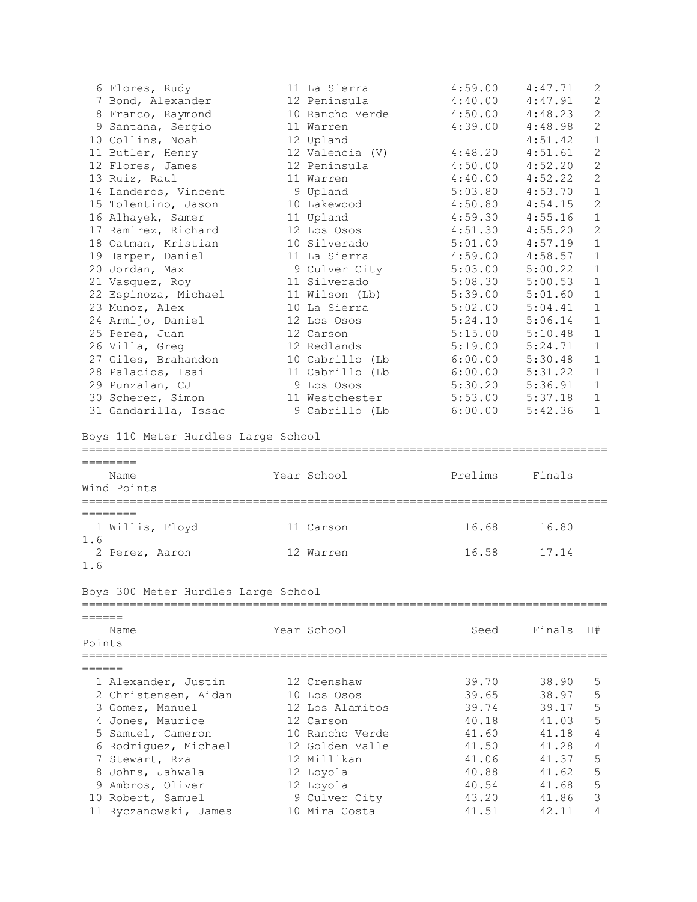| Place | Name | Year | School | Prelims | Finals | H# |
|---|---|---|---|---|---|---|
| 6 | Flores, Rudy | 11 | La Sierra | 4:59.00 | 4:47.71 | 2 |
| 7 | Bond, Alexander | 12 | Peninsula | 4:40.00 | 4:47.91 | 2 |
| 8 | Franco, Raymond | 10 | Rancho Verde | 4:50.00 | 4:48.23 | 2 |
| 9 | Santana, Sergio | 11 | Warren | 4:39.00 | 4:48.98 | 2 |
| 10 | Collins, Noah | 12 | Upland | | 4:51.42 | 1 |
| 11 | Butler, Henry | 12 | Valencia (V) | 4:48.20 | 4:51.61 | 2 |
| 12 | Flores, James | 12 | Peninsula | 4:50.00 | 4:52.20 | 2 |
| 13 | Ruiz, Raul | 11 | Warren | 4:40.00 | 4:52.22 | 2 |
| 14 | Landeros, Vincent | 9 | Upland | 5:03.80 | 4:53.70 | 1 |
| 15 | Tolentino, Jason | 10 | Lakewood | 4:50.80 | 4:54.15 | 2 |
| 16 | Alhayek, Samer | 11 | Upland | 4:59.30 | 4:55.16 | 1 |
| 17 | Ramirez, Richard | 12 | Los Osos | 4:51.30 | 4:55.20 | 2 |
| 18 | Oatman, Kristian | 10 | Silverado | 5:01.00 | 4:57.19 | 1 |
| 19 | Harper, Daniel | 11 | La Sierra | 4:59.00 | 4:58.57 | 1 |
| 20 | Jordan, Max | 9 | Culver City | 5:03.00 | 5:00.22 | 1 |
| 21 | Vasquez, Roy | 11 | Silverado | 5:08.30 | 5:00.53 | 1 |
| 22 | Espinoza, Michael | 11 | Wilson (Lb) | 5:39.00 | 5:01.60 | 1 |
| 23 | Munoz, Alex | 10 | La Sierra | 5:02.00 | 5:04.41 | 1 |
| 24 | Armijo, Daniel | 12 | Los Osos | 5:24.10 | 5:06.14 | 1 |
| 25 | Perea, Juan | 12 | Carson | 5:15.00 | 5:10.48 | 1 |
| 26 | Villa, Greg | 12 | Redlands | 5:19.00 | 5:24.71 | 1 |
| 27 | Giles, Brahandon | 10 | Cabrillo (Lb | 6:00.00 | 5:30.48 | 1 |
| 28 | Palacios, Isai | 11 | Cabrillo (Lb | 6:00.00 | 5:31.22 | 1 |
| 29 | Punzalan, CJ | 9 | Los Osos | 5:30.20 | 5:36.91 | 1 |
| 30 | Scherer, Simon | 11 | Westchester | 5:53.00 | 5:37.18 | 1 |
| 31 | Gandarilla, Issac | 9 | Cabrillo (Lb | 6:00.00 | 5:42.36 | 1 |

## Boys 110 Meter Hurdles Large School

| Place | Name | Year | School | Prelims | Finals | Wind | Points |
|---|---|---|---|---|---|---|---|
| 1 | Willis, Floyd | 11 | Carson | 16.68 | 16.80 | 1.6 | |
| 2 | Perez, Aaron | 12 | Warren | 16.58 | 17.14 | 1.6 | |

## Boys 300 Meter Hurdles Large School

| Place | Name | Year | School | Seed | Finals | H# | Points |
|---|---|---|---|---|---|---|---|
| 1 | Alexander, Justin | 12 | Crenshaw | 39.70 | 38.90 | 5 | |
| 2 | Christensen, Aidan | 10 | Los Osos | 39.65 | 38.97 | 5 | |
| 3 | Gomez, Manuel | 12 | Los Alamitos | 39.74 | 39.17 | 5 | |
| 4 | Jones, Maurice | 12 | Carson | 40.18 | 41.03 | 5 | |
| 5 | Samuel, Cameron | 10 | Rancho Verde | 41.60 | 41.18 | 4 | |
| 6 | Rodriguez, Michael | 12 | Golden Valle | 41.50 | 41.28 | 4 | |
| 7 | Stewart, Rza | 12 | Millikan | 41.06 | 41.37 | 5 | |
| 8 | Johns, Jahwala | 12 | Loyola | 40.88 | 41.62 | 5 | |
| 9 | Ambros, Oliver | 12 | Loyola | 40.54 | 41.68 | 5 | |
| 10 | Robert, Samuel | 9 | Culver City | 43.20 | 41.86 | 3 | |
| 11 | Ryczanowski, James | 10 | Mira Costa | 41.51 | 42.11 | 4 | |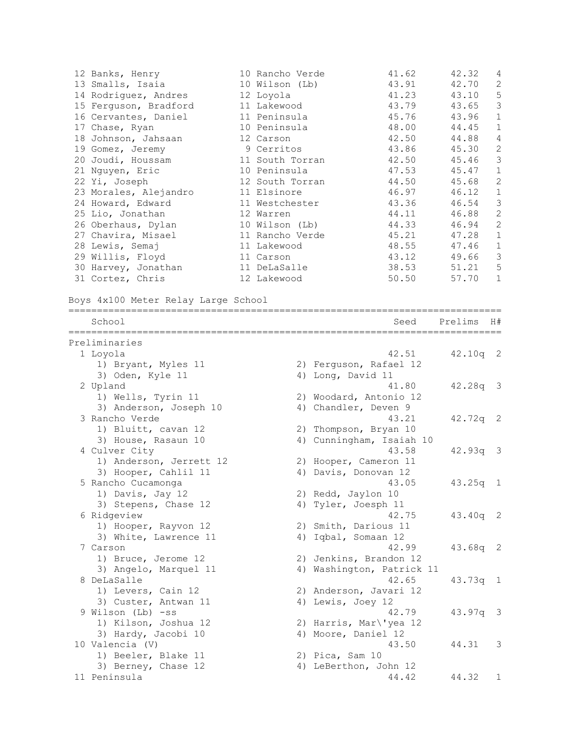| Place | Name | Year | School | Seed | Prelims | H# |
|---|---|---|---|---|---|---|
| 12 | Banks, Henry | 10 | Rancho Verde | 41.62 | 42.32 | 4 |
| 13 | Smalls, Isaia | 10 | Wilson (Lb) | 43.91 | 42.70 | 2 |
| 14 | Rodriguez, Andres | 12 | Loyola | 41.23 | 43.10 | 5 |
| 15 | Ferguson, Bradford | 11 | Lakewood | 43.79 | 43.65 | 3 |
| 16 | Cervantes, Daniel | 11 | Peninsula | 45.76 | 43.96 | 1 |
| 17 | Chase, Ryan | 10 | Peninsula | 48.00 | 44.45 | 1 |
| 18 | Johnson, Jahsaan | 12 | Carson | 42.50 | 44.88 | 4 |
| 19 | Gomez, Jeremy | 9 | Cerritos | 43.86 | 45.30 | 2 |
| 20 | Joudi, Houssam | 11 | South Torran | 42.50 | 45.46 | 3 |
| 21 | Nguyen, Eric | 10 | Peninsula | 47.53 | 45.47 | 1 |
| 22 | Yi, Joseph | 12 | South Torran | 44.50 | 45.68 | 2 |
| 23 | Morales, Alejandro | 11 | Elsinore | 46.97 | 46.12 | 1 |
| 24 | Howard, Edward | 11 | Westchester | 43.36 | 46.54 | 3 |
| 25 | Lio, Jonathan | 12 | Warren | 44.11 | 46.88 | 2 |
| 26 | Oberhaus, Dylan | 10 | Wilson (Lb) | 44.33 | 46.94 | 2 |
| 27 | Chavira, Misael | 11 | Rancho Verde | 45.21 | 47.28 | 1 |
| 28 | Lewis, Semaj | 11 | Lakewood | 48.55 | 47.46 | 1 |
| 29 | Willis, Floyd | 11 | Carson | 43.12 | 49.66 | 3 |
| 30 | Harvey, Jonathan | 11 | DeLaSalle | 38.53 | 51.21 | 5 |
| 31 | Cortez, Chris | 12 | Lakewood | 50.50 | 57.70 | 1 |

## Boys 4x100 Meter Relay Large School

Preliminaries

| Place | School | Seed | Prelims | H# |
|---|---|---|---|---|
| 1 | Loyola | 42.51 | 42.10q | 2 |
| | 1) Bryant, Myles 11; 2) Ferguson, Rafael 12; 3) Oden, Kyle 11; 4) Long, David 11 | | | |
| 2 | Upland | 41.80 | 42.28q | 3 |
| | 1) Wells, Tyrin 11; 2) Woodard, Antonio 12; 3) Anderson, Joseph 10; 4) Chandler, Deven 9 | | | |
| 3 | Rancho Verde | 43.21 | 42.72q | 2 |
| | 1) Bluitt, cavan 12; 2) Thompson, Bryan 10; 3) House, Rasaun 10; 4) Cunningham, Isaiah 10 | | | |
| 4 | Culver City | 43.58 | 42.93q | 3 |
| | 1) Anderson, Jerrett 12; 2) Hooper, Cameron 11; 3) Hooper, Cahlil 11; 4) Davis, Donovan 12 | | | |
| 5 | Rancho Cucamonga | 43.05 | 43.25q | 1 |
| | 1) Davis, Jay 12; 2) Redd, Jaylon 10; 3) Stepens, Chase 12; 4) Tyler, Joesph 11 | | | |
| 6 | Ridgeview | 42.75 | 43.40q | 2 |
| | 1) Hooper, Rayvon 12; 2) Smith, Darious 11; 3) White, Lawrence 11; 4) Iqbal, Somaan 12 | | | |
| 7 | Carson | 42.99 | 43.68q | 2 |
| | 1) Bruce, Jerome 12; 2) Jenkins, Brandon 12; 3) Angelo, Marquel 11; 4) Washington, Patrick 11 | | | |
| 8 | DeLaSalle | 42.65 | 43.73q | 1 |
| | 1) Levers, Cain 12; 2) Anderson, Javari 12; 3) Custer, Antwan 11; 4) Lewis, Joey 12 | | | |
| 9 | Wilson (Lb) -ss | 42.79 | 43.97q | 3 |
| | 1) Kilson, Joshua 12; 2) Harris, Mar\'yea 12; 3) Hardy, Jacobi 10; 4) Moore, Daniel 12 | | | |
| 10 | Valencia (V) | 43.50 | 44.31 | 3 |
| | 1) Beeler, Blake 11; 2) Pica, Sam 10; 3) Berney, Chase 12; 4) LeBerthon, John 12 | | | |
| 11 | Peninsula | 44.42 | 44.32 | 1 |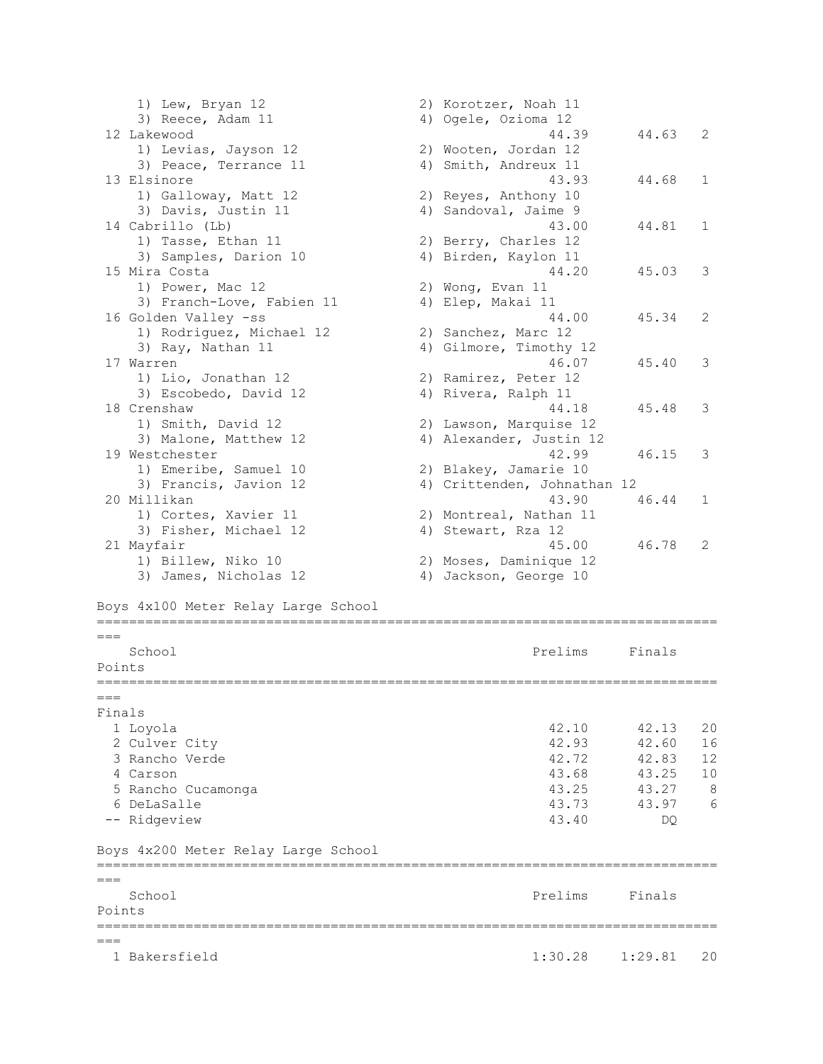| Place | School | Prelims | Finals | Points |
|---|---|---|---|---|
| | 1) Lew, Bryan 12 / 2) Korotzer, Noah 11 / 3) Reece, Adam 11 / 4) Ogele, Ozioma 12 | | | |
| 12 | Lakewood | 44.39 | 44.63 | 2 |
| | 1) Levias, Jayson 12 / 2) Wooten, Jordan 12 / 3) Peace, Terrance 11 / 4) Smith, Andreux 11 | | | |
| 13 | Elsinore | 43.93 | 44.68 | 1 |
| | 1) Galloway, Matt 12 / 2) Reyes, Anthony 10 / 3) Davis, Justin 11 / 4) Sandoval, Jaime 9 | | | |
| 14 | Cabrillo (Lb) | 43.00 | 44.81 | 1 |
| | 1) Tasse, Ethan 11 / 2) Berry, Charles 12 / 3) Samples, Darion 10 / 4) Birden, Kaylon 11 | | | |
| 15 | Mira Costa | 44.20 | 45.03 | 3 |
| | 1) Power, Mac 12 / 2) Wong, Evan 11 / 3) Franch-Love, Fabien 11 / 4) Elep, Makai 11 | | | |
| 16 | Golden Valley -ss | 44.00 | 45.34 | 2 |
| | 1) Rodriguez, Michael 12 / 2) Sanchez, Marc 12 / 3) Ray, Nathan 11 / 4) Gilmore, Timothy 12 | | | |
| 17 | Warren | 46.07 | 45.40 | 3 |
| | 1) Lio, Jonathan 12 / 2) Ramirez, Peter 12 / 3) Escobedo, David 12 / 4) Rivera, Ralph 11 | | | |
| 18 | Crenshaw | 44.18 | 45.48 | 3 |
| | 1) Smith, David 12 / 2) Lawson, Marquise 12 / 3) Malone, Matthew 12 / 4) Alexander, Justin 12 | | | |
| 19 | Westchester | 42.99 | 46.15 | 3 |
| | 1) Emeribe, Samuel 10 / 2) Blakey, Jamarie 10 / 3) Francis, Javion 12 / 4) Crittenden, Johnathan 12 | | | |
| 20 | Millikan | 43.90 | 46.44 | 1 |
| | 1) Cortes, Xavier 11 / 2) Montreal, Nathan 11 / 3) Fisher, Michael 12 / 4) Stewart, Rza 12 | | | |
| 21 | Mayfair | 45.00 | 46.78 | 2 |
| | 1) Billew, Niko 10 / 2) Moses, Daminique 12 / 3) James, Nicholas 12 / 4) Jackson, George 10 | | | |

## Boys 4x100 Meter Relay Large School

Finals

| Place | School | Prelims | Finals | Points |
|---|---|---|---|---|
| 1 | Loyola | 42.10 | 42.13 | 20 |
| 2 | Culver City | 42.93 | 42.60 | 16 |
| 3 | Rancho Verde | 42.72 | 42.83 | 12 |
| 4 | Carson | 43.68 | 43.25 | 10 |
| 5 | Rancho Cucamonga | 43.25 | 43.27 | 8 |
| 6 | DeLaSalle | 43.73 | 43.97 | 6 |
| -- | Ridgeview | 43.40 | DQ | |

## Boys 4x200 Meter Relay Large School

| Place | School | Prelims | Finals | Points |
|---|---|---|---|---|
| 1 | Bakersfield | 1:30.28 | 1:29.81 | 20 |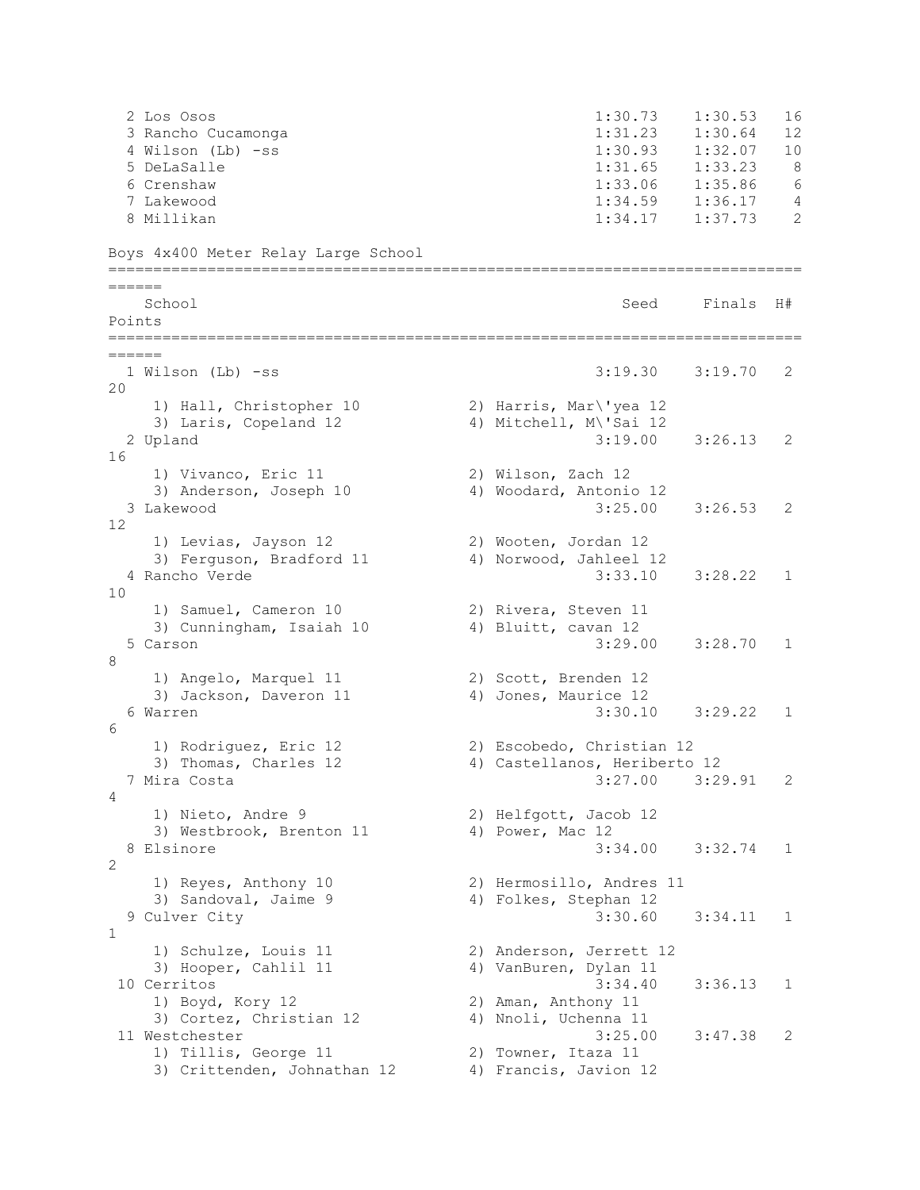| Place | School | Seed | Finals | H# |
|---|---|---|---|---|
| 2 | Los Osos | 1:30.73 | 1:30.53 | 16 |
| 3 | Rancho Cucamonga | 1:31.23 | 1:30.64 | 12 |
| 4 | Wilson (Lb) -ss | 1:30.93 | 1:32.07 | 10 |
| 5 | DeLaSalle | 1:31.65 | 1:33.23 | 8 |
| 6 | Crenshaw | 1:33.06 | 1:35.86 | 6 |
| 7 | Lakewood | 1:34.59 | 1:36.17 | 4 |
| 8 | Millikan | 1:34.17 | 1:37.73 | 2 |

## Boys 4x400 Meter Relay Large School

| Place | School | Seed | Finals | H# | Points |
|---|---|---|---|---|---|
| 1 | Wilson (Lb) -ss | 3:19.30 | 3:19.70 | 2 | 20 |
| | 1) Hall, Christopher 10; 2) Harris, Mar\'yea 12; 3) Laris, Copeland 12; 4) Mitchell, M\'Sai 12 | | | | |
| 2 | Upland | 3:19.00 | 3:26.13 | 2 | 16 |
| | 1) Vivanco, Eric 11; 2) Wilson, Zach 12; 3) Anderson, Joseph 10; 4) Woodard, Antonio 12 | | | | |
| 3 | Lakewood | 3:25.00 | 3:26.53 | 2 | 12 |
| | 1) Levias, Jayson 12; 2) Wooten, Jordan 12; 3) Ferguson, Bradford 11; 4) Norwood, Jahleel 12 | | | | |
| 4 | Rancho Verde | 3:33.10 | 3:28.22 | 1 | 10 |
| | 1) Samuel, Cameron 10; 2) Rivera, Steven 11; 3) Cunningham, Isaiah 10; 4) Bluitt, cavan 12 | | | | |
| 5 | Carson | 3:29.00 | 3:28.70 | 1 | 8 |
| | 1) Angelo, Marquel 11; 2) Scott, Brenden 12; 3) Jackson, Daveron 11; 4) Jones, Maurice 12 | | | | |
| 6 | Warren | 3:30.10 | 3:29.22 | 1 | 6 |
| | 1) Rodriguez, Eric 12; 2) Escobedo, Christian 12; 3) Thomas, Charles 12; 4) Castellanos, Heriberto 12 | | | | |
| 7 | Mira Costa | 3:27.00 | 3:29.91 | 2 | 4 |
| | 1) Nieto, Andre 9; 2) Helfgott, Jacob 12; 3) Westbrook, Brenton 11; 4) Power, Mac 12 | | | | |
| 8 | Elsinore | 3:34.00 | 3:32.74 | 1 | 2 |
| | 1) Reyes, Anthony 10; 2) Hermosillo, Andres 11; 3) Sandoval, Jaime 9; 4) Folkes, Stephan 12 | | | | |
| 9 | Culver City | 3:30.60 | 3:34.11 | 1 | 1 |
| | 1) Schulze, Louis 11; 2) Anderson, Jerrett 12; 3) Hooper, Cahlil 11; 4) VanBuren, Dylan 11 | | | | |
| 10 | Cerritos | 3:34.40 | 3:36.13 | 1 | |
| | 1) Boyd, Kory 12; 2) Aman, Anthony 11; 3) Cortez, Christian 12; 4) Nnoli, Uchenna 11 | | | | |
| 11 | Westchester | 3:25.00 | 3:47.38 | 2 | |
| | 1) Tillis, George 11; 2) Towner, Itaza 11; 3) Crittenden, Johnathan 12; 4) Francis, Javion 12 | | | | |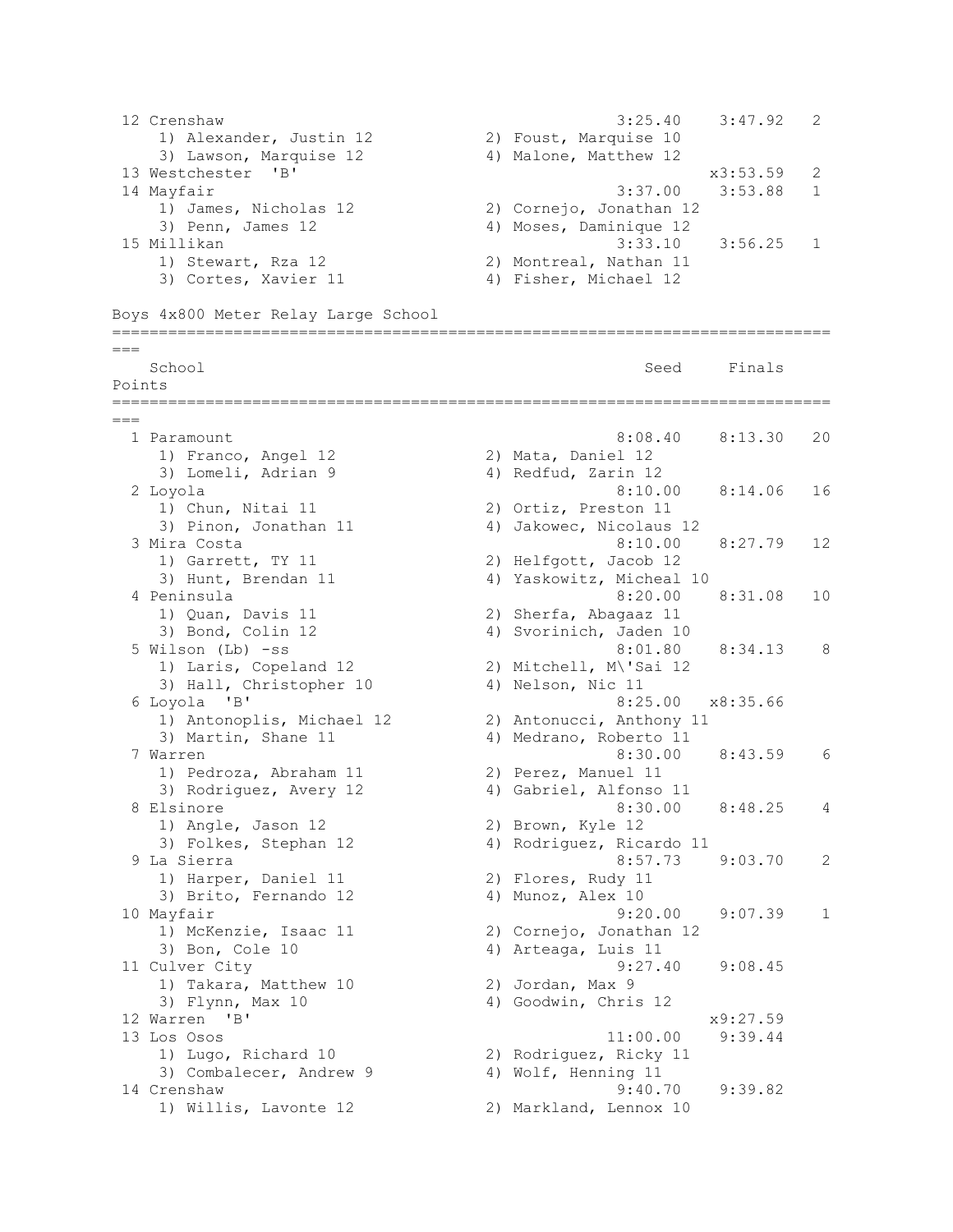```
 12 Crenshaw                                            3:25.40    3:47.92   2 
    1) Alexander, Justin 12           2) Foust, Marquise 10             
    3) Lawson, Marquise 12            4) Malone, Matthew 12             
 13 Westchester  'B'                                             x3:53.59   2 
 14 Mayfair                                             3:37.00    3:53.88   1 
    1) James, Nicholas 12             2) Cornejo, Jonathan 12           
    3) Penn, James 12                 4) Moses, Daminique 12            
 15 Millikan                                            3:33.10    3:56.25   1 
    1) Stewart, Rza 12                2) Montreal, Nathan 11            
    3) Cortes, Xavier 11              4) Fisher, Michael 12             
```

Boys 4x800 Meter Relay Large School

```
================================================================================
===
   School                                               Seed     Finals      
Points
================================================================================
===
  1 Paramount                                           8:08.40    8:13.30   20 
    1) Franco, Angel 12               2) Mata, Daniel 12                
    3) Lomeli, Adrian 9               4) Redfud, Zarin 12               
  2 Loyola                                              8:10.00    8:14.06   16 
    1) Chun, Nitai 11                 2) Ortiz, Preston 11              
    3) Pinon, Jonathan 11             4) Jakowec, Nicolaus 12           
  3 Mira Costa                                          8:10.00    8:27.79   12 
    1) Garrett, TY 11                 2) Helfgott, Jacob 12             
    3) Hunt, Brendan 11               4) Yaskowitz, Micheal 10          
  4 Peninsula                                           8:20.00    8:31.08   10 
    1) Quan, Davis 11                 2) Sherfa, Abagaaz 11             
    3) Bond, Colin 12                 4) Svorinich, Jaden 10            
  5 Wilson (Lb) -ss                                     8:01.80    8:34.13    8 
    1) Laris, Copeland 12             2) Mitchell, M\'Sai 12            
    3) Hall, Christopher 10           4) Nelson, Nic 11                 
  6 Loyola  'B'                                         8:25.00   x8:35.66      
    1) Antonoplis, Michael 12         2) Antonucci, Anthony 11          
    3) Martin, Shane 11               4) Medrano, Roberto 11            
  7 Warren                                              8:30.00    8:43.59    6 
    1) Pedroza, Abraham 11            2) Perez, Manuel 11               
    3) Rodriguez, Avery 12            4) Gabriel, Alfonso 11            
  8 Elsinore                                            8:30.00    8:48.25    4 
    1) Angle, Jason 12                2) Brown, Kyle 12                 
    3) Folkes, Stephan 12             4) Rodriguez, Ricardo 11          
  9 La Sierra                                           8:57.73    9:03.70    2 
    1) Harper, Daniel 11              2) Flores, Rudy 11                
    3) Brito, Fernando 12             4) Munoz, Alex 10                 
 10 Mayfair                                             9:20.00    9:07.39    1 
    1) McKenzie, Isaac 11             2) Cornejo, Jonathan 12           
    3) Bon, Cole 10                   4) Arteaga, Luis 11               
 11 Culver City                                         9:27.40    9:08.45      
    1) Takara, Matthew 10             2) Jordan, Max 9                  
    3) Flynn, Max 10                  4) Goodwin, Chris 12              
 12 Warren  'B'                                                  x9:27.59      
 13 Los Osos                                           11:00.00    9:39.44      
    1) Lugo, Richard 10               2) Rodriguez, Ricky 11            
    3) Combalecer, Andrew 9           4) Wolf, Henning 11               
 14 Crenshaw                                            9:40.70    9:39.82      
    1) Willis, Lavonte 12             2) Markland, Lennox 10            
```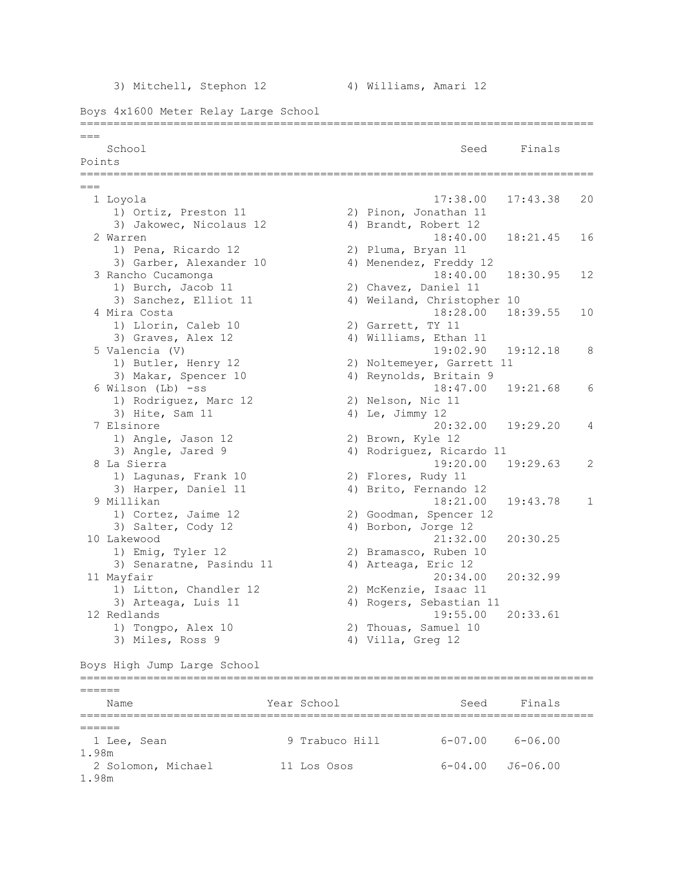3) Mitchell, Stephon 12 | 4) Williams, Amari 12

## Boys 4x1600 Meter Relay Large School

| Place | School | Seed | Finals | Points |
|---|---|---|---|---|
| 1 | Loyola | 17:38.00 | 17:43.38 | 20 |
| | 1) Ortiz, Preston 11; 2) Pinon, Jonathan 11; 3) Jakowec, Nicolaus 12; 4) Brandt, Robert 12 | | | |
| 2 | Warren | 18:40.00 | 18:21.45 | 16 |
| | 1) Pena, Ricardo 12; 2) Pluma, Bryan 11; 3) Garber, Alexander 10; 4) Menendez, Freddy 12 | | | |
| 3 | Rancho Cucamonga | 18:40.00 | 18:30.95 | 12 |
| | 1) Burch, Jacob 11; 2) Chavez, Daniel 11; 3) Sanchez, Elliot 11; 4) Weiland, Christopher 10 | | | |
| 4 | Mira Costa | 18:28.00 | 18:39.55 | 10 |
| | 1) Llorin, Caleb 10; 2) Garrett, TY 11; 3) Graves, Alex 12; 4) Williams, Ethan 11 | | | |
| 5 | Valencia (V) | 19:02.90 | 19:12.18 | 8 |
| | 1) Butler, Henry 12; 2) Noltemeyer, Garrett 11; 3) Makar, Spencer 10; 4) Reynolds, Britain 9 | | | |
| 6 | Wilson (Lb) -ss | 18:47.00 | 19:21.68 | 6 |
| | 1) Rodriguez, Marc 12; 2) Nelson, Nic 11; 3) Hite, Sam 11; 4) Le, Jimmy 12 | | | |
| 7 | Elsinore | 20:32.00 | 19:29.20 | 4 |
| | 1) Angle, Jason 12; 2) Brown, Kyle 12; 3) Angle, Jared 9; 4) Rodriguez, Ricardo 11 | | | |
| 8 | La Sierra | 19:20.00 | 19:29.63 | 2 |
| | 1) Lagunas, Frank 10; 2) Flores, Rudy 11; 3) Harper, Daniel 11; 4) Brito, Fernando 12 | | | |
| 9 | Millikan | 18:21.00 | 19:43.78 | 1 |
| | 1) Cortez, Jaime 12; 2) Goodman, Spencer 12; 3) Salter, Cody 12; 4) Borbon, Jorge 12 | | | |
| 10 | Lakewood | 21:32.00 | 20:30.25 | |
| | 1) Emig, Tyler 12; 2) Bramasco, Ruben 10; 3) Senaratne, Pasindu 11; 4) Arteaga, Eric 12 | | | |
| 11 | Mayfair | 20:34.00 | 20:32.99 | |
| | 1) Litton, Chandler 12; 2) McKenzie, Isaac 11; 3) Arteaga, Luis 11; 4) Rogers, Sebastian 11 | | | |
| 12 | Redlands | 19:55.00 | 20:33.61 | |
| | 1) Tongpo, Alex 10; 2) Thouas, Samuel 10; 3) Miles, Ross 9; 4) Villa, Greg 12 | | | |

## Boys High Jump Large School

| Place | Name | Year | School | Seed | Finals | Metric |
|---|---|---|---|---|---|---|
| 1 | Lee, Sean | 9 | Trabuco Hill | 6-07.00 | 6-06.00 | 1.98m |
| 2 | Solomon, Michael | 11 | Los Osos | 6-04.00 | J6-06.00 | 1.98m |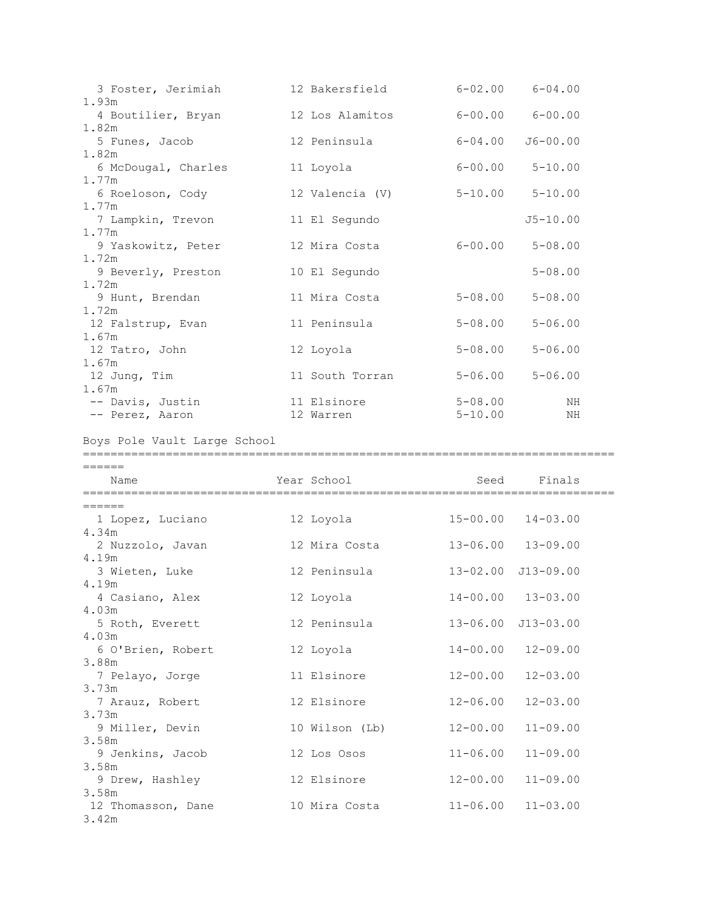| Place | Name | Year | School | Seed | Finals | Metric |
|---|---|---|---|---|---|---|
| 3 | Foster, Jerimiah | 12 | Bakersfield | 6-02.00 | 6-04.00 | 1.93m |
| 4 | Boutilier, Bryan | 12 | Los Alamitos | 6-00.00 | 6-00.00 | 1.82m |
| 5 | Funes, Jacob | 12 | Peninsula | 6-04.00 | J6-00.00 | 1.82m |
| 6 | McDougal, Charles | 11 | Loyola | 6-00.00 | 5-10.00 | 1.77m |
| 6 | Roeloson, Cody | 12 | Valencia (V) | 5-10.00 | 5-10.00 | 1.77m |
| 7 | Lampkin, Trevon | 11 | El Segundo | | J5-10.00 | 1.77m |
| 9 | Yaskowitz, Peter | 12 | Mira Costa | 6-00.00 | 5-08.00 | 1.72m |
| 9 | Beverly, Preston | 10 | El Segundo | | 5-08.00 | 1.72m |
| 9 | Hunt, Brendan | 11 | Mira Costa | 5-08.00 | 5-08.00 | 1.72m |
| 12 | Falstrup, Evan | 11 | Peninsula | 5-08.00 | 5-06.00 | 1.67m |
| 12 | Tatro, John | 12 | Loyola | 5-08.00 | 5-06.00 | 1.67m |
| 12 | Jung, Tim | 11 | South Torran | 5-06.00 | 5-06.00 | 1.67m |
| -- | Davis, Justin | 11 | Elsinore | 5-08.00 | NH | |
| -- | Perez, Aaron | 12 | Warren | 5-10.00 | NH | |

## Boys Pole Vault Large School

| Place | Name | Year | School | Seed | Finals | Metric |
|---|---|---|---|---|---|---|
| 1 | Lopez, Luciano | 12 | Loyola | 15-00.00 | 14-03.00 | 4.34m |
| 2 | Nuzzolo, Javan | 12 | Mira Costa | 13-06.00 | 13-09.00 | 4.19m |
| 3 | Wieten, Luke | 12 | Peninsula | 13-02.00 | J13-09.00 | 4.19m |
| 4 | Casiano, Alex | 12 | Loyola | 14-00.00 | 13-03.00 | 4.03m |
| 5 | Roth, Everett | 12 | Peninsula | 13-06.00 | J13-03.00 | 4.03m |
| 6 | O'Brien, Robert | 12 | Loyola | 14-00.00 | 12-09.00 | 3.88m |
| 7 | Pelayo, Jorge | 11 | Elsinore | 12-00.00 | 12-03.00 | 3.73m |
| 7 | Arauz, Robert | 12 | Elsinore | 12-06.00 | 12-03.00 | 3.73m |
| 9 | Miller, Devin | 10 | Wilson (Lb) | 12-00.00 | 11-09.00 | 3.58m |
| 9 | Jenkins, Jacob | 12 | Los Osos | 11-06.00 | 11-09.00 | 3.58m |
| 9 | Drew, Hashley | 12 | Elsinore | 12-00.00 | 11-09.00 | 3.58m |
| 12 | Thomasson, Dane | 10 | Mira Costa | 11-06.00 | 11-03.00 | 3.42m |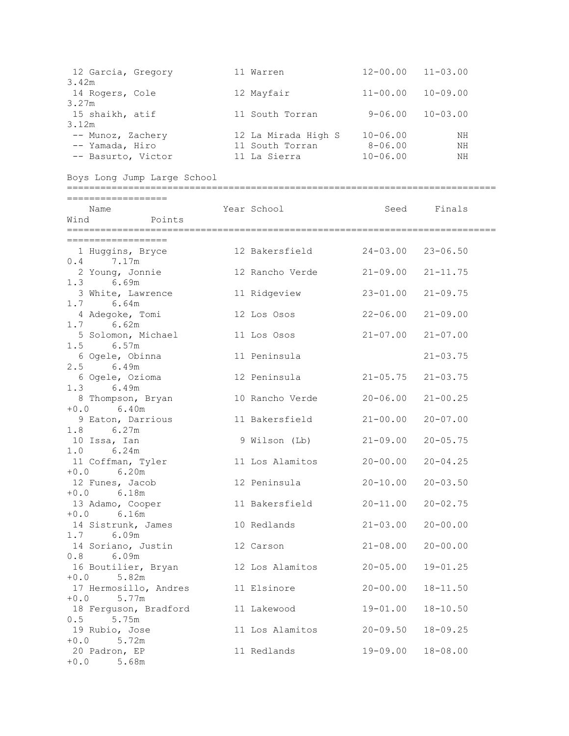| Place | Name | Year | School | Seed | Finals | Wind | Metric |
|---|---|---|---|---|---|---|---|
| 12 | Garcia, Gregory | 11 | Warren | 12-00.00 | 11-03.00 | | 3.42m |
| 14 | Rogers, Cole | 12 | Mayfair | 11-00.00 | 10-09.00 | | 3.27m |
| 15 | shaikh, atif | 11 | South Torran | 9-06.00 | 10-03.00 | | 3.12m |
| -- | Munoz, Zachery | 12 | La Mirada High S | 10-06.00 | NH | | |
| -- | Yamada, Hiro | 11 | South Torran | 8-06.00 | NH | | |
| -- | Basurto, Victor | 11 | La Sierra | 10-06.00 | NH | | |

## Boys Long Jump Large School

| Place | Name | Year | School | Seed | Finals | Wind | Points |
|---|---|---|---|---|---|---|---|
| 1 | Huggins, Bryce | 12 | Bakersfield | 24-03.00 | 23-06.50 | 0.4 | 7.17m |
| 2 | Young, Jonnie | 12 | Rancho Verde | 21-09.00 | 21-11.75 | 1.3 | 6.69m |
| 3 | White, Lawrence | 11 | Ridgeview | 23-01.00 | 21-09.75 | 1.7 | 6.64m |
| 4 | Adegoke, Tomi | 12 | Los Osos | 22-06.00 | 21-09.00 | 1.7 | 6.62m |
| 5 | Solomon, Michael | 11 | Los Osos | 21-07.00 | 21-07.00 | 1.5 | 6.57m |
| 6 | Ogele, Obinna | 11 | Peninsula | | 21-03.75 | 2.5 | 6.49m |
| 6 | Ogele, Ozioma | 12 | Peninsula | 21-05.75 | 21-03.75 | 1.3 | 6.49m |
| 8 | Thompson, Bryan | 10 | Rancho Verde | 20-06.00 | 21-00.25 | +0.0 | 6.40m |
| 9 | Eaton, Darrious | 11 | Bakersfield | 21-00.00 | 20-07.00 | 1.8 | 6.27m |
| 10 | Issa, Ian | 9 | Wilson (Lb) | 21-09.00 | 20-05.75 | 1.0 | 6.24m |
| 11 | Coffman, Tyler | 11 | Los Alamitos | 20-00.00 | 20-04.25 | +0.0 | 6.20m |
| 12 | Funes, Jacob | 12 | Peninsula | 20-10.00 | 20-03.50 | +0.0 | 6.18m |
| 13 | Adamo, Cooper | 11 | Bakersfield | 20-11.00 | 20-02.75 | +0.0 | 6.16m |
| 14 | Sistrunk, James | 10 | Redlands | 21-03.00 | 20-00.00 | 1.7 | 6.09m |
| 14 | Soriano, Justin | 12 | Carson | 21-08.00 | 20-00.00 | 0.8 | 6.09m |
| 16 | Boutilier, Bryan | 12 | Los Alamitos | 20-05.00 | 19-01.25 | +0.0 | 5.82m |
| 17 | Hermosillo, Andres | 11 | Elsinore | 20-00.00 | 18-11.50 | +0.0 | 5.77m |
| 18 | Ferguson, Bradford | 11 | Lakewood | 19-01.00 | 18-10.50 | 0.5 | 5.75m |
| 19 | Rubio, Jose | 11 | Los Alamitos | 20-09.50 | 18-09.25 | +0.0 | 5.72m |
| 20 | Padron, EP | 11 | Redlands | 19-09.00 | 18-08.00 | +0.0 | 5.68m |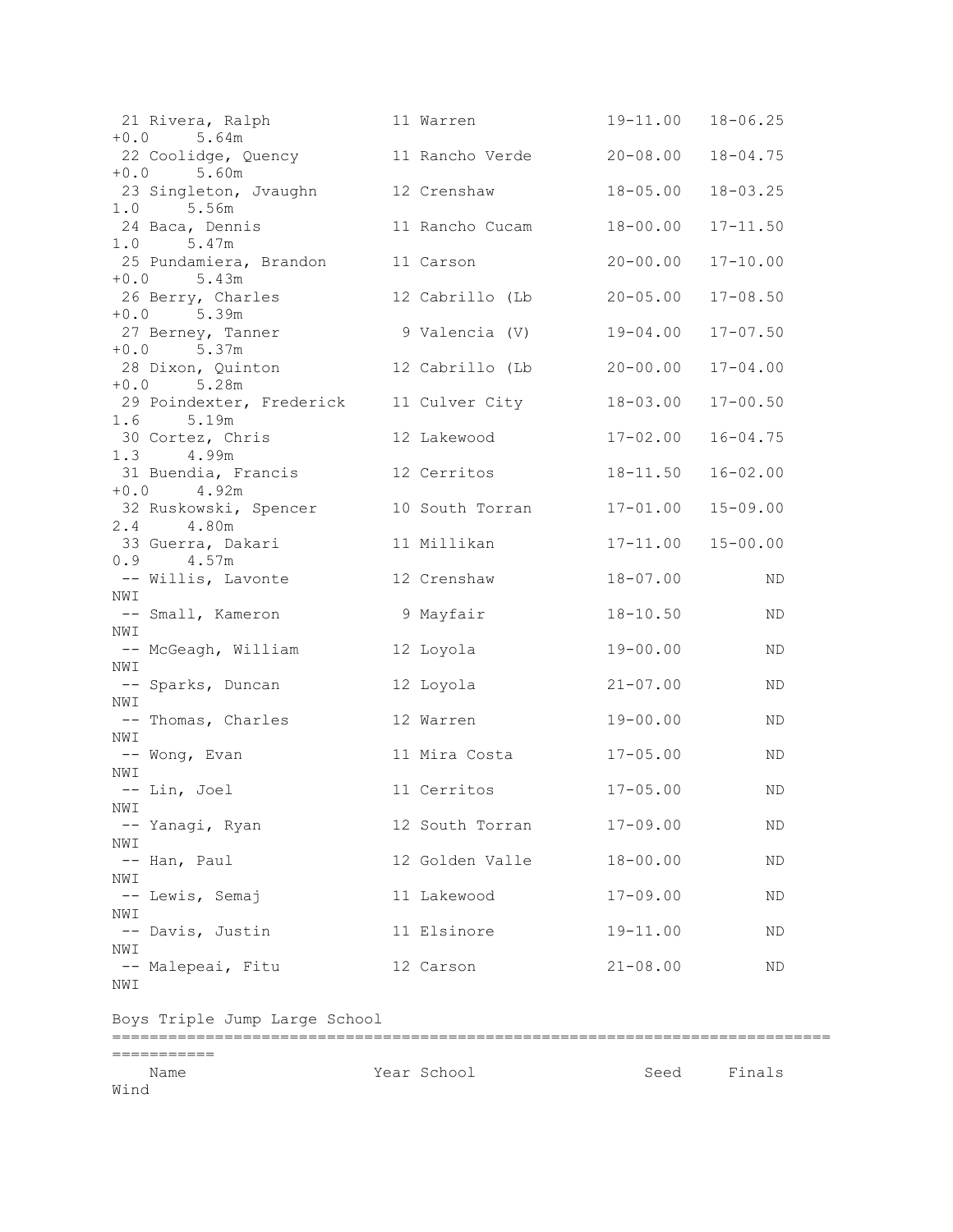| Place | Name | Year | School | Seed | Finals | Wind | Metric |
|---|---|---|---|---|---|---|---|
| 21 | Rivera, Ralph | 11 | Warren | 19-11.00 | 18-06.25 | +0.0 | 5.64m |
| 22 | Coolidge, Quency | 11 | Rancho Verde | 20-08.00 | 18-04.75 | +0.0 | 5.60m |
| 23 | Singleton, Jvaughn | 12 | Crenshaw | 18-05.00 | 18-03.25 | 1.0 | 5.56m |
| 24 | Baca, Dennis | 11 | Rancho Cucam | 18-00.00 | 17-11.50 | 1.0 | 5.47m |
| 25 | Pundamiera, Brandon | 11 | Carson | 20-00.00 | 17-10.00 | +0.0 | 5.43m |
| 26 | Berry, Charles | 12 | Cabrillo (Lb | 20-05.00 | 17-08.50 | +0.0 | 5.39m |
| 27 | Berney, Tanner | 9 | Valencia (V) | 19-04.00 | 17-07.50 | +0.0 | 5.37m |
| 28 | Dixon, Quinton | 12 | Cabrillo (Lb | 20-00.00 | 17-04.00 | +0.0 | 5.28m |
| 29 | Poindexter, Frederick | 11 | Culver City | 18-03.00 | 17-00.50 | 1.6 | 5.19m |
| 30 | Cortez, Chris | 12 | Lakewood | 17-02.00 | 16-04.75 | 1.3 | 4.99m |
| 31 | Buendia, Francis | 12 | Cerritos | 18-11.50 | 16-02.00 | +0.0 | 4.92m |
| 32 | Ruskowski, Spencer | 10 | South Torran | 17-01.00 | 15-09.00 | 2.4 | 4.80m |
| 33 | Guerra, Dakari | 11 | Millikan | 17-11.00 | 15-00.00 | 0.9 | 4.57m |
| -- | Willis, Lavonte | 12 | Crenshaw | 18-07.00 | ND | NWI | |
| -- | Small, Kameron | 9 | Mayfair | 18-10.50 | ND | NWI | |
| -- | McGeagh, William | 12 | Loyola | 19-00.00 | ND | NWI | |
| -- | Sparks, Duncan | 12 | Loyola | 21-07.00 | ND | NWI | |
| -- | Thomas, Charles | 12 | Warren | 19-00.00 | ND | NWI | |
| -- | Wong, Evan | 11 | Mira Costa | 17-05.00 | ND | NWI | |
| -- | Lin, Joel | 11 | Cerritos | 17-05.00 | ND | NWI | |
| -- | Yanagi, Ryan | 12 | South Torran | 17-09.00 | ND | NWI | |
| -- | Han, Paul | 12 | Golden Valle | 18-00.00 | ND | NWI | |
| -- | Lewis, Semaj | 11 | Lakewood | 17-09.00 | ND | NWI | |
| -- | Davis, Justin | 11 | Elsinore | 19-11.00 | ND | NWI | |
| -- | Malepeai, Fitu | 12 | Carson | 21-08.00 | ND | NWI | |

## Boys Triple Jump Large School

| Name | Year | School | Seed | Finals | Wind |
|---|---|---|---|---|---|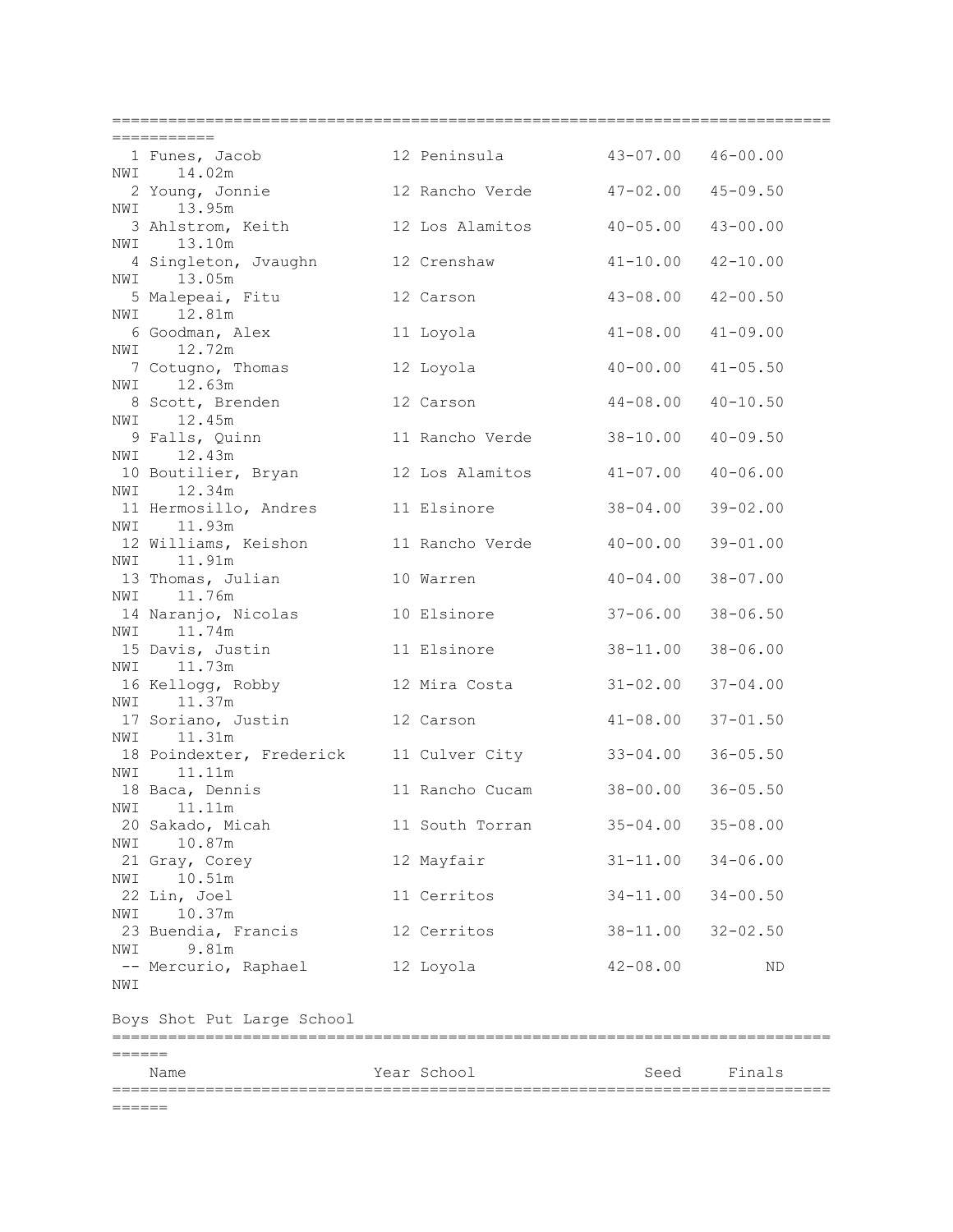| Place | Name | Year | School | Seed | Finals | Wind | Metric |
|---|---|---|---|---|---|---|---|
| 1 | Funes, Jacob | 12 | Peninsula | 43-07.00 | 46-00.00 | NWI | 14.02m |
| 2 | Young, Jonnie | 12 | Rancho Verde | 47-02.00 | 45-09.50 | NWI | 13.95m |
| 3 | Ahlstrom, Keith | 12 | Los Alamitos | 40-05.00 | 43-00.00 | NWI | 13.10m |
| 4 | Singleton, Jvaughn | 12 | Crenshaw | 41-10.00 | 42-10.00 | NWI | 13.05m |
| 5 | Malepeai, Fitu | 12 | Carson | 43-08.00 | 42-00.50 | NWI | 12.81m |
| 6 | Goodman, Alex | 11 | Loyola | 41-08.00 | 41-09.00 | NWI | 12.72m |
| 7 | Cotugno, Thomas | 12 | Loyola | 40-00.00 | 41-05.50 | NWI | 12.63m |
| 8 | Scott, Brenden | 12 | Carson | 44-08.00 | 40-10.50 | NWI | 12.45m |
| 9 | Falls, Quinn | 11 | Rancho Verde | 38-10.00 | 40-09.50 | NWI | 12.43m |
| 10 | Boutilier, Bryan | 12 | Los Alamitos | 41-07.00 | 40-06.00 | NWI | 12.34m |
| 11 | Hermosillo, Andres | 11 | Elsinore | 38-04.00 | 39-02.00 | NWI | 11.93m |
| 12 | Williams, Keishon | 11 | Rancho Verde | 40-00.00 | 39-01.00 | NWI | 11.91m |
| 13 | Thomas, Julian | 10 | Warren | 40-04.00 | 38-07.00 | NWI | 11.76m |
| 14 | Naranjo, Nicolas | 10 | Elsinore | 37-06.00 | 38-06.50 | NWI | 11.74m |
| 15 | Davis, Justin | 11 | Elsinore | 38-11.00 | 38-06.00 | NWI | 11.73m |
| 16 | Kellogg, Robby | 12 | Mira Costa | 31-02.00 | 37-04.00 | NWI | 11.37m |
| 17 | Soriano, Justin | 12 | Carson | 41-08.00 | 37-01.50 | NWI | 11.31m |
| 18 | Poindexter, Frederick | 11 | Culver City | 33-04.00 | 36-05.50 | NWI | 11.11m |
| 18 | Baca, Dennis | 11 | Rancho Cucam | 38-00.00 | 36-05.50 | NWI | 11.11m |
| 20 | Sakado, Micah | 11 | South Torran | 35-04.00 | 35-08.00 | NWI | 10.87m |
| 21 | Gray, Corey | 12 | Mayfair | 31-11.00 | 34-06.00 | NWI | 10.51m |
| 22 | Lin, Joel | 11 | Cerritos | 34-11.00 | 34-00.50 | NWI | 10.37m |
| 23 | Buendia, Francis | 12 | Cerritos | 38-11.00 | 32-02.50 | NWI | 9.81m |
| -- | Mercurio, Raphael | 12 | Loyola | 42-08.00 | ND | NWI | |

Boys Shot Put Large School

| Name | Year | School | Seed | Finals |
|---|---|---|---|---|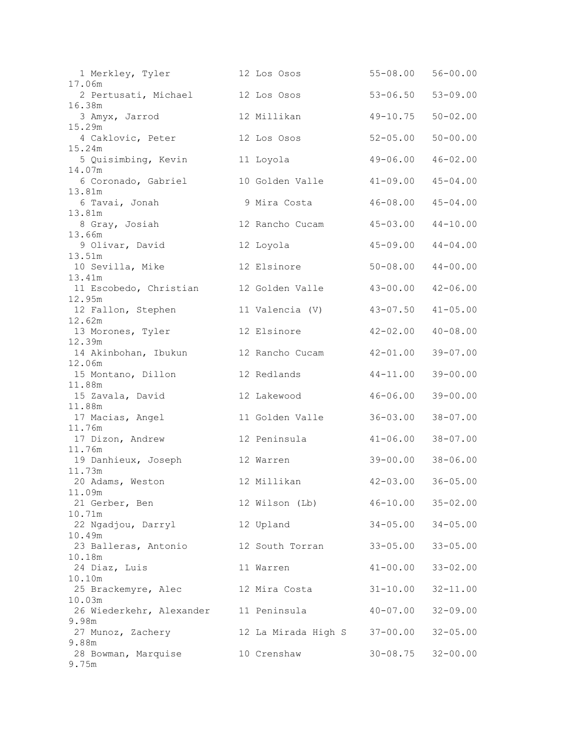```
  1 Merkley, Tyler           12 Los Osos            55-08.00   56-00.00
17.06m
  2 Pertusati, Michael       12 Los Osos            53-06.50   53-09.00
16.38m
  3 Amyx, Jarrod             12 Millikan            49-10.75   50-02.00
15.29m
  4 Caklovic, Peter          12 Los Osos            52-05.00   50-00.00
15.24m
  5 Quisimbing, Kevin        11 Loyola              49-06.00   46-02.00
14.07m
  6 Coronado, Gabriel        10 Golden Valle        41-09.00   45-04.00
13.81m
  6 Tavai, Jonah              9 Mira Costa          46-08.00   45-04.00
13.81m
  8 Gray, Josiah             12 Rancho Cucam        45-03.00   44-10.00
13.66m
  9 Olivar, David            12 Loyola              45-09.00   44-04.00
13.51m
 10 Sevilla, Mike            12 Elsinore            50-08.00   44-00.00
13.41m
 11 Escobedo, Christian      12 Golden Valle        43-00.00   42-06.00
12.95m
 12 Fallon, Stephen          11 Valencia (V)        43-07.50   41-05.00
12.62m
 13 Morones, Tyler           12 Elsinore            42-02.00   40-08.00
12.39m
 14 Akinbohan, Ibukun        12 Rancho Cucam        42-01.00   39-07.00
12.06m
 15 Montano, Dillon          12 Redlands            44-11.00   39-00.00
11.88m
 15 Zavala, David            12 Lakewood            46-06.00   39-00.00
11.88m
 17 Macias, Angel            11 Golden Valle        36-03.00   38-07.00
11.76m
 17 Dizon, Andrew            12 Peninsula           41-06.00   38-07.00
11.76m
 19 Danhieux, Joseph         12 Warren              39-00.00   38-06.00
11.73m
 20 Adams, Weston            12 Millikan            42-03.00   36-05.00
11.09m
 21 Gerber, Ben              12 Wilson (Lb)         46-10.00   35-02.00
10.71m
 22 Ngadjou, Darryl          12 Upland              34-05.00   34-05.00
10.49m
 23 Balleras, Antonio        12 South Torran        33-05.00   33-05.00
10.18m
 24 Diaz, Luis               11 Warren              41-00.00   33-02.00
10.10m
 25 Brackemyre, Alec         12 Mira Costa          31-10.00   32-11.00
10.03m
 26 Wiederkehr, Alexander    11 Peninsula           40-07.00   32-09.00
9.98m
 27 Munoz, Zachery           12 La Mirada High S    37-00.00   32-05.00
9.88m
 28 Bowman, Marquise         10 Crenshaw            30-08.75   32-00.00
9.75m
```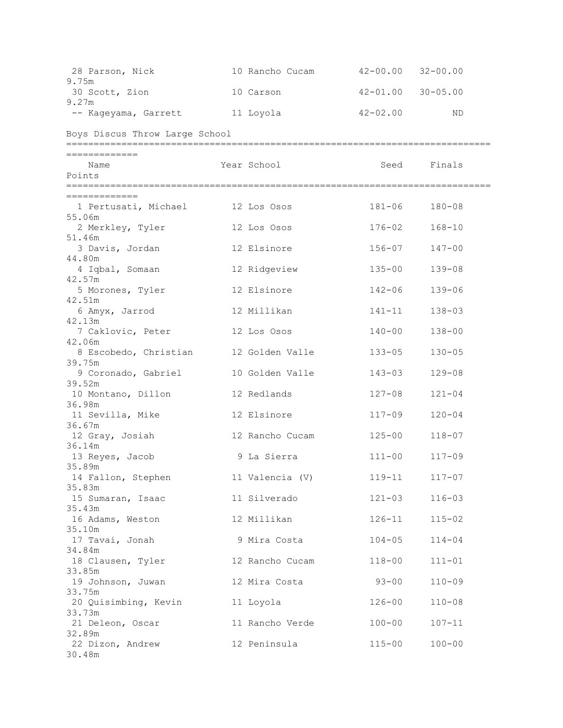| Place | Name | Year | School | Seed | Finals | Points |
|---|---|---|---|---|---|---|
| 28 | Parson, Nick | 10 | Rancho Cucam | 42-00.00 | 32-00.00 | 9.75m |
| 30 | Scott, Zion | 10 | Carson | 42-01.00 | 30-05.00 | 9.27m |
| -- | Kageyama, Garrett | 11 | Loyola | 42-02.00 | ND | |

## Boys Discus Throw Large School

| Place | Name | Year | School | Seed | Finals | Points |
|---|---|---|---|---|---|---|
| 1 | Pertusati, Michael | 12 | Los Osos | 181-06 | 180-08 | 55.06m |
| 2 | Merkley, Tyler | 12 | Los Osos | 176-02 | 168-10 | 51.46m |
| 3 | Davis, Jordan | 12 | Elsinore | 156-07 | 147-00 | 44.80m |
| 4 | Iqbal, Somaan | 12 | Ridgeview | 135-00 | 139-08 | 42.57m |
| 5 | Morones, Tyler | 12 | Elsinore | 142-06 | 139-06 | 42.51m |
| 6 | Amyx, Jarrod | 12 | Millikan | 141-11 | 138-03 | 42.13m |
| 7 | Caklovic, Peter | 12 | Los Osos | 140-00 | 138-00 | 42.06m |
| 8 | Escobedo, Christian | 12 | Golden Valle | 133-05 | 130-05 | 39.75m |
| 9 | Coronado, Gabriel | 10 | Golden Valle | 143-03 | 129-08 | 39.52m |
| 10 | Montano, Dillon | 12 | Redlands | 127-08 | 121-04 | 36.98m |
| 11 | Sevilla, Mike | 12 | Elsinore | 117-09 | 120-04 | 36.67m |
| 12 | Gray, Josiah | 12 | Rancho Cucam | 125-00 | 118-07 | 36.14m |
| 13 | Reyes, Jacob | 9 | La Sierra | 111-00 | 117-09 | 35.89m |
| 14 | Fallon, Stephen | 11 | Valencia (V) | 119-11 | 117-07 | 35.83m |
| 15 | Sumaran, Isaac | 11 | Silverado | 121-03 | 116-03 | 35.43m |
| 16 | Adams, Weston | 12 | Millikan | 126-11 | 115-02 | 35.10m |
| 17 | Tavai, Jonah | 9 | Mira Costa | 104-05 | 114-04 | 34.84m |
| 18 | Clausen, Tyler | 12 | Rancho Cucam | 118-00 | 111-01 | 33.85m |
| 19 | Johnson, Juwan | 12 | Mira Costa | 93-00 | 110-09 | 33.75m |
| 20 | Quisimbing, Kevin | 11 | Loyola | 126-00 | 110-08 | 33.73m |
| 21 | Deleon, Oscar | 11 | Rancho Verde | 100-00 | 107-11 | 32.89m |
| 22 | Dizon, Andrew | 12 | Peninsula | 115-00 | 100-00 | 30.48m |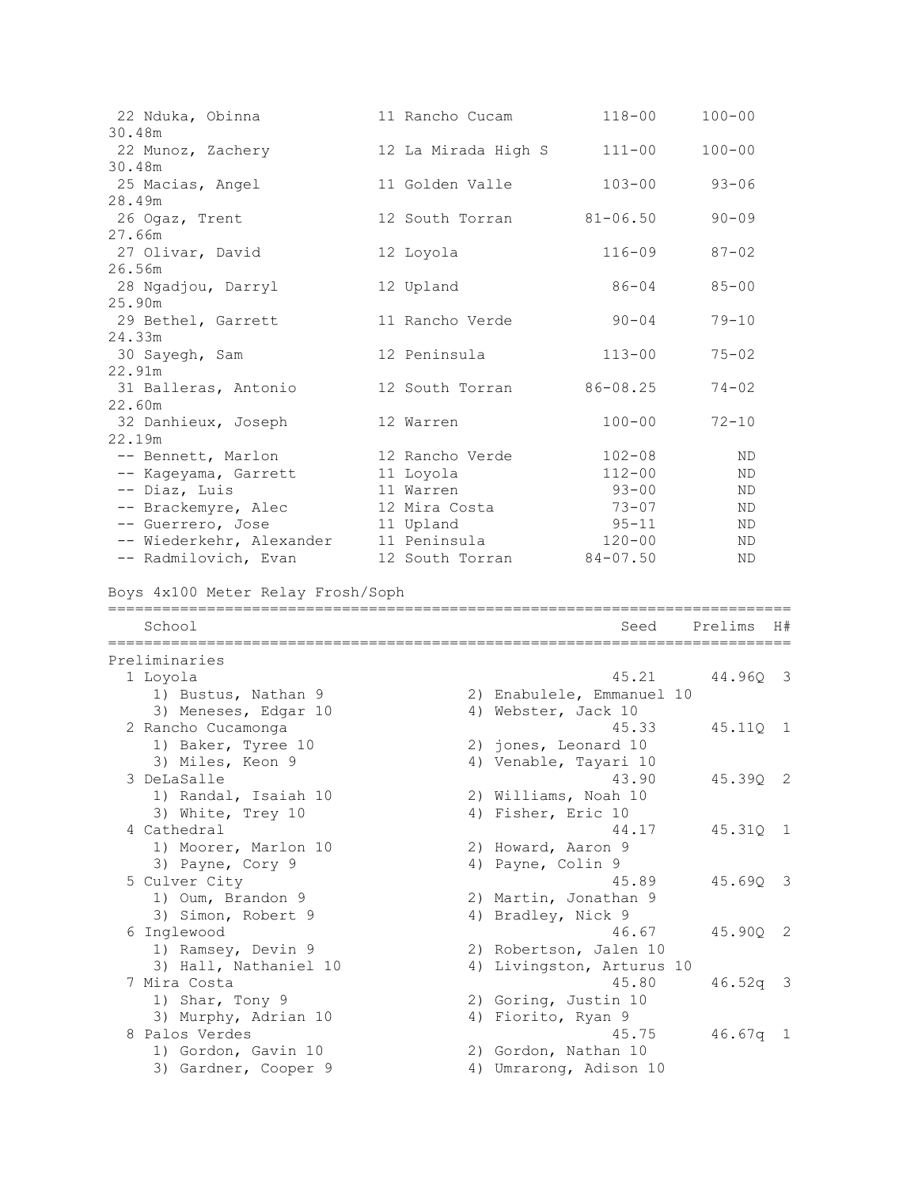| Place | Name | Year | School | Seed | Prelims |
|---|---|---|---|---|---|
| 22 | Nduka, Obinna | 11 | Rancho Cucam | 118-00 | 100-00 |
| | 30.48m | | | | |
| 22 | Munoz, Zachery | 12 | La Mirada High S | 111-00 | 100-00 |
| | 30.48m | | | | |
| 25 | Macias, Angel | 11 | Golden Valle | 103-00 | 93-06 |
| | 28.49m | | | | |
| 26 | Ogaz, Trent | 12 | South Torran | 81-06.50 | 90-09 |
| | 27.66m | | | | |
| 27 | Olivar, David | 12 | Loyola | 116-09 | 87-02 |
| | 26.56m | | | | |
| 28 | Ngadjou, Darryl | 12 | Upland | 86-04 | 85-00 |
| | 25.90m | | | | |
| 29 | Bethel, Garrett | 11 | Rancho Verde | 90-04 | 79-10 |
| | 24.33m | | | | |
| 30 | Sayegh, Sam | 12 | Peninsula | 113-00 | 75-02 |
| | 22.91m | | | | |
| 31 | Balleras, Antonio | 12 | South Torran | 86-08.25 | 74-02 |
| | 22.60m | | | | |
| 32 | Danhieux, Joseph | 12 | Warren | 100-00 | 72-10 |
| | 22.19m | | | | |
| -- | Bennett, Marlon | 12 | Rancho Verde | 102-08 | ND |
| -- | Kageyama, Garrett | 11 | Loyola | 112-00 | ND |
| -- | Diaz, Luis | 11 | Warren | 93-00 | ND |
| -- | Brackemyre, Alec | 12 | Mira Costa | 73-07 | ND |
| -- | Guerrero, Jose | 11 | Upland | 95-11 | ND |
| -- | Wiederkehr, Alexander | 11 | Peninsula | 120-00 | ND |
| -- | Radmilovich, Evan | 12 | South Torran | 84-07.50 | ND |

Boys 4x100 Meter Relay Frosh/Soph

| Place | School | Seed | Prelims | H# |
|---|---|---|---|---|
| **Preliminaries** | | | | |
| 1 | Loyola | 45.21 | 44.96Q | 3 |
| | 1) Bustus, Nathan 9; 2) Enabulele, Emmanuel 10; 3) Meneses, Edgar 10; 4) Webster, Jack 10 | | | |
| 2 | Rancho Cucamonga | 45.33 | 45.11Q | 1 |
| | 1) Baker, Tyree 10; 2) jones, Leonard 10; 3) Miles, Keon 9; 4) Venable, Tayari 10 | | | |
| 3 | DeLaSalle | 43.90 | 45.39Q | 2 |
| | 1) Randal, Isaiah 10; 2) Williams, Noah 10; 3) White, Trey 10; 4) Fisher, Eric 10 | | | |
| 4 | Cathedral | 44.17 | 45.31Q | 1 |
| | 1) Moorer, Marlon 10; 2) Howard, Aaron 9; 3) Payne, Cory 9; 4) Payne, Colin 9 | | | |
| 5 | Culver City | 45.89 | 45.69Q | 3 |
| | 1) Oum, Brandon 9; 2) Martin, Jonathan 9; 3) Simon, Robert 9; 4) Bradley, Nick 9 | | | |
| 6 | Inglewood | 46.67 | 45.90Q | 2 |
| | 1) Ramsey, Devin 9; 2) Robertson, Jalen 10; 3) Hall, Nathaniel 10; 4) Livingston, Arturus 10 | | | |
| 7 | Mira Costa | 45.80 | 46.52q | 3 |
| | 1) Shar, Tony 9; 2) Goring, Justin 10; 3) Murphy, Adrian 10; 4) Fiorito, Ryan 9 | | | |
| 8 | Palos Verdes | 45.75 | 46.67q | 1 |
| | 1) Gordon, Gavin 10; 2) Gordon, Nathan 10; 3) Gardner, Cooper 9; 4) Umrarong, Adison 10 | | | |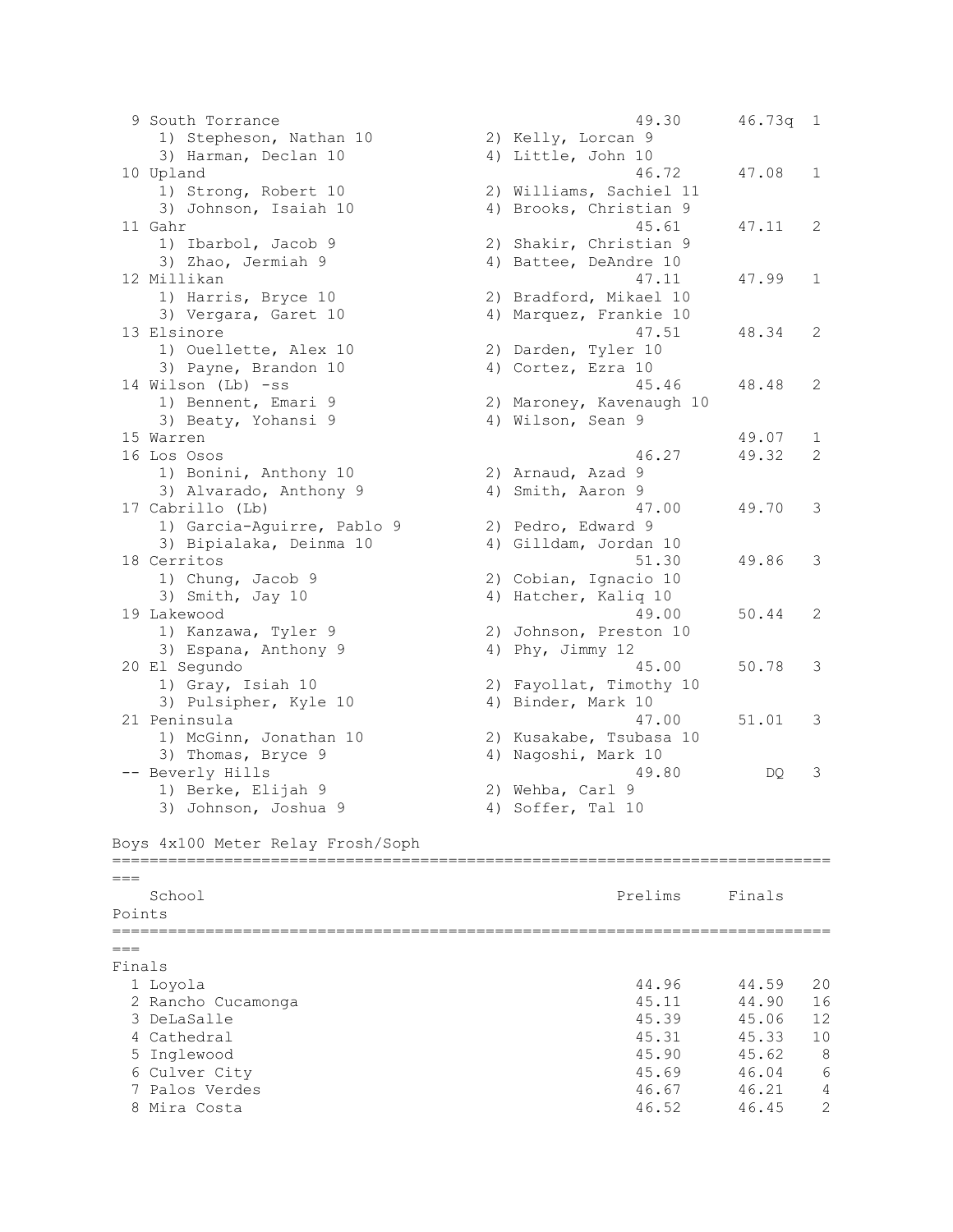| Place | School | Prelims | Finals | Points |
|---|---|---|---|---|
| 9 | South Torrance | 49.30 | 46.73q | 1 |
| | 1) Stepheson, Nathan 10; 2) Kelly, Lorcan 9; 3) Harman, Declan 10; 4) Little, John 10 | | | |
| 10 | Upland | 46.72 | 47.08 | 1 |
| | 1) Strong, Robert 10; 2) Williams, Sachiel 11; 3) Johnson, Isaiah 10; 4) Brooks, Christian 9 | | | |
| 11 | Gahr | 45.61 | 47.11 | 2 |
| | 1) Ibarbol, Jacob 9; 2) Shakir, Christian 9; 3) Zhao, Jermiah 9; 4) Battee, DeAndre 10 | | | |
| 12 | Millikan | 47.11 | 47.99 | 1 |
| | 1) Harris, Bryce 10; 2) Bradford, Mikael 10; 3) Vergara, Garet 10; 4) Marquez, Frankie 10 | | | |
| 13 | Elsinore | 47.51 | 48.34 | 2 |
| | 1) Ouellette, Alex 10; 2) Darden, Tyler 10; 3) Payne, Brandon 10; 4) Cortez, Ezra 10 | | | |
| 14 | Wilson (Lb) -ss | 45.46 | 48.48 | 2 |
| | 1) Bennent, Emari 9; 2) Maroney, Kavenaugh 10; 3) Beaty, Yohansi 9; 4) Wilson, Sean 9 | | | |
| 15 | Warren | | 49.07 | 1 |
| 16 | Los Osos | 46.27 | 49.32 | 2 |
| | 1) Bonini, Anthony 10; 2) Arnaud, Azad 9; 3) Alvarado, Anthony 9; 4) Smith, Aaron 9 | | | |
| 17 | Cabrillo (Lb) | 47.00 | 49.70 | 3 |
| | 1) Garcia-Aguirre, Pablo 9; 2) Pedro, Edward 9; 3) Bipialaka, Deinma 10; 4) Gilldam, Jordan 10 | | | |
| 18 | Cerritos | 51.30 | 49.86 | 3 |
| | 1) Chung, Jacob 9; 2) Cobian, Ignacio 10; 3) Smith, Jay 10; 4) Hatcher, Kaliq 10 | | | |
| 19 | Lakewood | 49.00 | 50.44 | 2 |
| | 1) Kanzawa, Tyler 9; 2) Johnson, Preston 10; 3) Espana, Anthony 9; 4) Phy, Jimmy 12 | | | |
| 20 | El Segundo | 45.00 | 50.78 | 3 |
| | 1) Gray, Isiah 10; 2) Fayollat, Timothy 10; 3) Pulsipher, Kyle 10; 4) Binder, Mark 10 | | | |
| 21 | Peninsula | 47.00 | 51.01 | 3 |
| | 1) McGinn, Jonathan 10; 2) Kusakabe, Tsubasa 10; 3) Thomas, Bryce 9; 4) Nagoshi, Mark 10 | | | |
| -- | Beverly Hills | 49.80 | DQ | 3 |
| | 1) Berke, Elijah 9; 2) Wehba, Carl 9; 3) Johnson, Joshua 9; 4) Soffer, Tal 10 | | | |

## Boys 4x100 Meter Relay Frosh/Soph

**Finals**

| Place | School | Prelims | Finals | Points |
|---|---|---|---|---|
| 1 | Loyola | 44.96 | 44.59 | 20 |
| 2 | Rancho Cucamonga | 45.11 | 44.90 | 16 |
| 3 | DeLaSalle | 45.39 | 45.06 | 12 |
| 4 | Cathedral | 45.31 | 45.33 | 10 |
| 5 | Inglewood | 45.90 | 45.62 | 8 |
| 6 | Culver City | 45.69 | 46.04 | 6 |
| 7 | Palos Verdes | 46.67 | 46.21 | 4 |
| 8 | Mira Costa | 46.52 | 46.45 | 2 |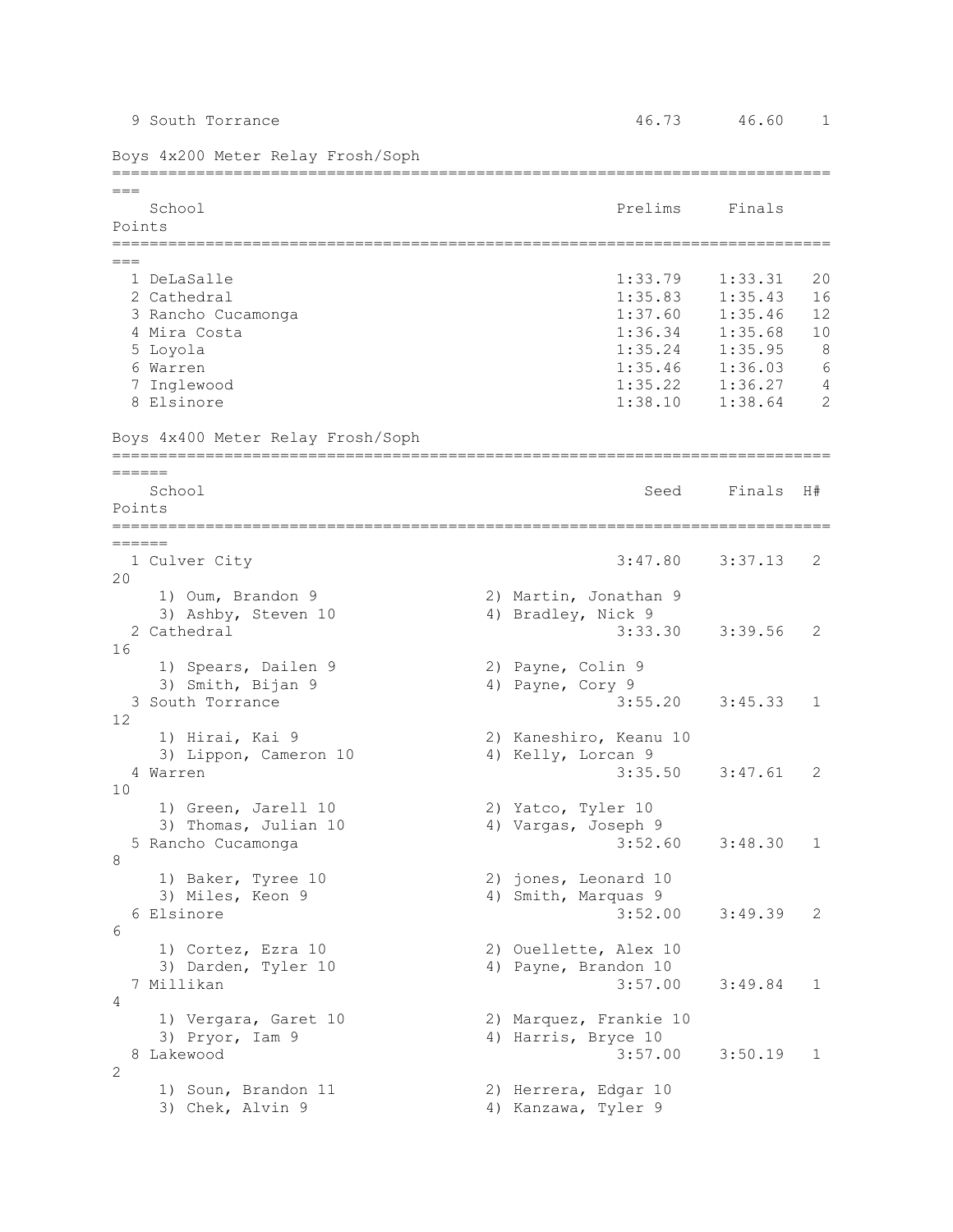| | School | Prelims | Finals | Points |
|---|---|---|---|---|
| 9 | South Torrance | 46.73 | 46.60 | 1 |

## Boys 4x200 Meter Relay Frosh/Soph

| | School | Prelims | Finals | Points |
|---|---|---|---|---|
| 1 | DeLaSalle | 1:33.79 | 1:33.31 | 20 |
| 2 | Cathedral | 1:35.83 | 1:35.43 | 16 |
| 3 | Rancho Cucamonga | 1:37.60 | 1:35.46 | 12 |
| 4 | Mira Costa | 1:36.34 | 1:35.68 | 10 |
| 5 | Loyola | 1:35.24 | 1:35.95 | 8 |
| 6 | Warren | 1:35.46 | 1:36.03 | 6 |
| 7 | Inglewood | 1:35.22 | 1:36.27 | 4 |
| 8 | Elsinore | 1:38.10 | 1:38.64 | 2 |

## Boys 4x400 Meter Relay Frosh/Soph

| | School | Seed | Finals | H# | Points |
|---|---|---|---|---|---|
| 1 | Culver City | 3:47.80 | 3:37.13 | 2 | 20 |
| | 1) Oum, Brandon 9; 2) Martin, Jonathan 9; 3) Ashby, Steven 10; 4) Bradley, Nick 9 | | | | |
| 2 | Cathedral | 3:33.30 | 3:39.56 | 2 | 16 |
| | 1) Spears, Dailen 9; 2) Payne, Colin 9; 3) Smith, Bijan 9; 4) Payne, Cory 9 | | | | |
| 3 | South Torrance | 3:55.20 | 3:45.33 | 1 | 12 |
| | 1) Hirai, Kai 9; 2) Kaneshiro, Keanu 10; 3) Lippon, Cameron 10; 4) Kelly, Lorcan 9 | | | | |
| 4 | Warren | 3:35.50 | 3:47.61 | 2 | 10 |
| | 1) Green, Jarell 10; 2) Yatco, Tyler 10; 3) Thomas, Julian 10; 4) Vargas, Joseph 9 | | | | |
| 5 | Rancho Cucamonga | 3:52.60 | 3:48.30 | 1 | 8 |
| | 1) Baker, Tyree 10; 2) jones, Leonard 10; 3) Miles, Keon 9; 4) Smith, Marquas 9 | | | | |
| 6 | Elsinore | 3:52.00 | 3:49.39 | 2 | 6 |
| | 1) Cortez, Ezra 10; 2) Ouellette, Alex 10; 3) Darden, Tyler 10; 4) Payne, Brandon 10 | | | | |
| 7 | Millikan | 3:57.00 | 3:49.84 | 1 | 4 |
| | 1) Vergara, Garet 10; 2) Marquez, Frankie 10; 3) Pryor, Iam 9; 4) Harris, Bryce 10 | | | | |
| 8 | Lakewood | 3:57.00 | 3:50.19 | 1 | 2 |
| | 1) Soun, Brandon 11; 2) Herrera, Edgar 10; 3) Chek, Alvin 9; 4) Kanzawa, Tyler 9 | | | | |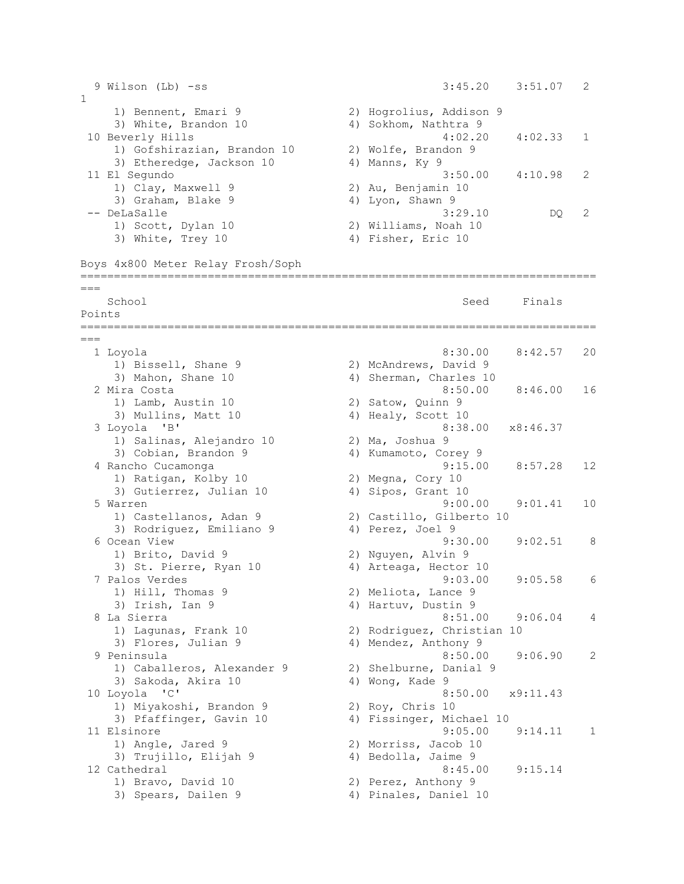| Place | School | Seed | Finals | Points |
|---|---|---|---|---|
| 9 | Wilson (Lb) -ss | 3:45.20 | 3:51.07 | 2 |
| | 1) Bennent, Emari 9 | 2) Hogrolius, Addison 9 | | |
| | 3) White, Brandon 10 | 4) Sokhom, Nathtra 9 | | |
| 10 | Beverly Hills | 4:02.20 | 4:02.33 | 1 |
| | 1) Gofshirazian, Brandon 10 | 2) Wolfe, Brandon 9 | | |
| | 3) Etheredge, Jackson 10 | 4) Manns, Ky 9 | | |
| 11 | El Segundo | 3:50.00 | 4:10.98 | 2 |
| | 1) Clay, Maxwell 9 | 2) Au, Benjamin 10 | | |
| | 3) Graham, Blake 9 | 4) Lyon, Shawn 9 | | |
| -- | DeLaSalle | 3:29.10 | DQ | 2 |
| | 1) Scott, Dylan 10 | 2) Williams, Noah 10 | | |
| | 3) White, Trey 10 | 4) Fisher, Eric 10 | | |

## Boys 4x800 Meter Relay Frosh/Soph

| Place | School | Seed | Finals | Points |
|---|---|---|---|---|
| 1 | Loyola | 8:30.00 | 8:42.57 | 20 |
| | 1) Bissell, Shane 9 | 2) McAndrews, David 9 | | |
| | 3) Mahon, Shane 10 | 4) Sherman, Charles 10 | | |
| 2 | Mira Costa | 8:50.00 | 8:46.00 | 16 |
| | 1) Lamb, Austin 10 | 2) Satow, Quinn 9 | | |
| | 3) Mullins, Matt 10 | 4) Healy, Scott 10 | | |
| 3 | Loyola 'B' | 8:38.00 | x8:46.37 | |
| | 1) Salinas, Alejandro 10 | 2) Ma, Joshua 9 | | |
| | 3) Cobian, Brandon 9 | 4) Kumamoto, Corey 9 | | |
| 4 | Rancho Cucamonga | 9:15.00 | 8:57.28 | 12 |
| | 1) Ratigan, Kolby 10 | 2) Megna, Cory 10 | | |
| | 3) Gutierrez, Julian 10 | 4) Sipos, Grant 10 | | |
| 5 | Warren | 9:00.00 | 9:01.41 | 10 |
| | 1) Castellanos, Adan 9 | 2) Castillo, Gilberto 10 | | |
| | 3) Rodriguez, Emiliano 9 | 4) Perez, Joel 9 | | |
| 6 | Ocean View | 9:30.00 | 9:02.51 | 8 |
| | 1) Brito, David 9 | 2) Nguyen, Alvin 9 | | |
| | 3) St. Pierre, Ryan 10 | 4) Arteaga, Hector 10 | | |
| 7 | Palos Verdes | 9:03.00 | 9:05.58 | 6 |
| | 1) Hill, Thomas 9 | 2) Meliota, Lance 9 | | |
| | 3) Irish, Ian 9 | 4) Hartuv, Dustin 9 | | |
| 8 | La Sierra | 8:51.00 | 9:06.04 | 4 |
| | 1) Lagunas, Frank 10 | 2) Rodriguez, Christian 10 | | |
| | 3) Flores, Julian 9 | 4) Mendez, Anthony 9 | | |
| 9 | Peninsula | 8:50.00 | 9:06.90 | 2 |
| | 1) Caballeros, Alexander 9 | 2) Shelburne, Danial 9 | | |
| | 3) Sakoda, Akira 10 | 4) Wong, Kade 9 | | |
| 10 | Loyola 'C' | 8:50.00 | x9:11.43 | |
| | 1) Miyakoshi, Brandon 9 | 2) Roy, Chris 10 | | |
| | 3) Pfaffinger, Gavin 10 | 4) Fissinger, Michael 10 | | |
| 11 | Elsinore | 9:05.00 | 9:14.11 | 1 |
| | 1) Angle, Jared 9 | 2) Morriss, Jacob 10 | | |
| | 3) Trujillo, Elijah 9 | 4) Bedolla, Jaime 9 | | |
| 12 | Cathedral | 8:45.00 | 9:15.14 | |
| | 1) Bravo, David 10 | 2) Perez, Anthony 9 | | |
| | 3) Spears, Dailen 9 | 4) Pinales, Daniel 10 | | |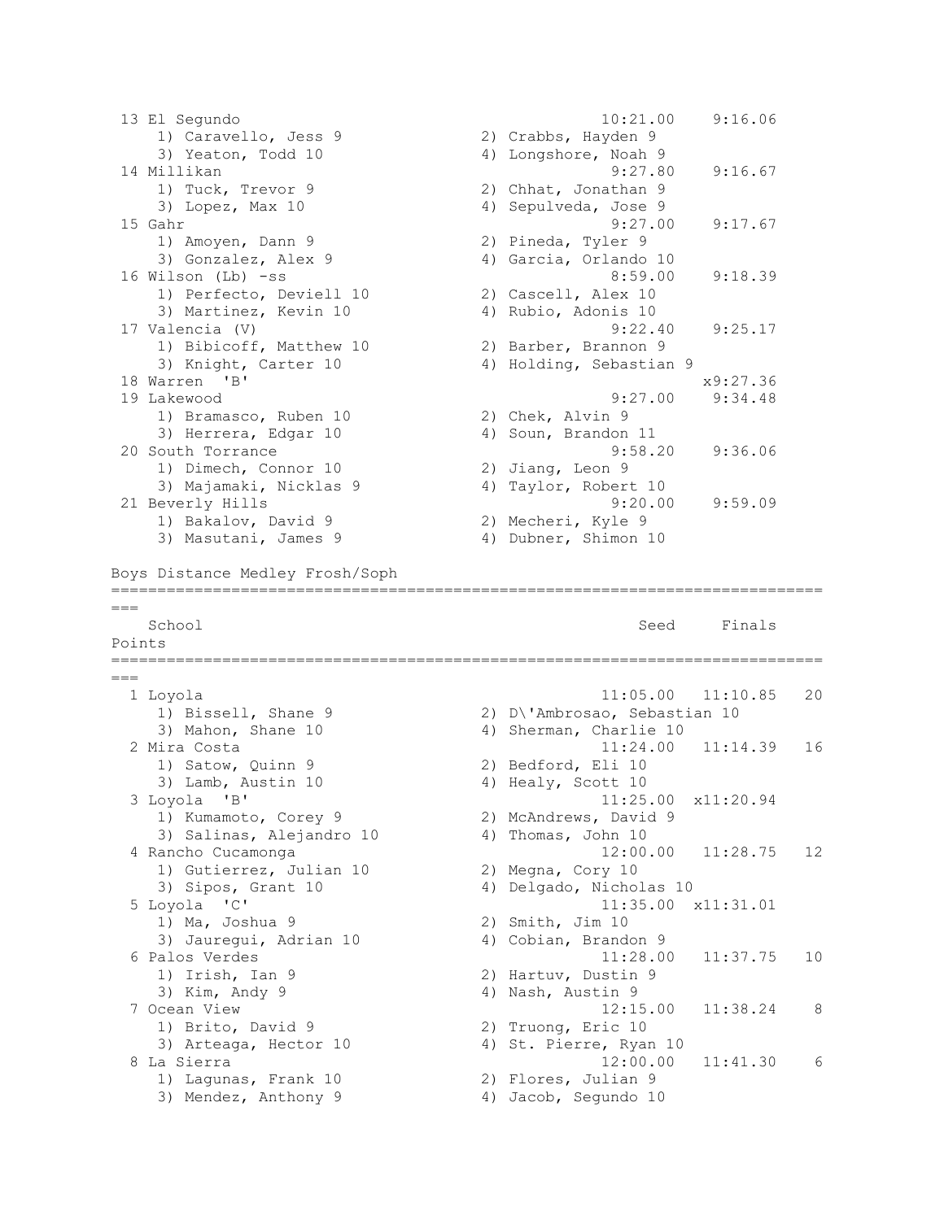| Place | School | Seed | Finals |
|---|---|---|---|
| 13 | El Segundo | 10:21.00 | 9:16.06 |
| | 1) Caravello, Jess 9; 2) Crabbs, Hayden 9; 3) Yeaton, Todd 10; 4) Longshore, Noah 9 | | |
| 14 | Millikan | 9:27.80 | 9:16.67 |
| | 1) Tuck, Trevor 9; 2) Chhat, Jonathan 9; 3) Lopez, Max 10; 4) Sepulveda, Jose 9 | | |
| 15 | Gahr | 9:27.00 | 9:17.67 |
| | 1) Amoyen, Dann 9; 2) Pineda, Tyler 9; 3) Gonzalez, Alex 9; 4) Garcia, Orlando 10 | | |
| 16 | Wilson (Lb) -ss | 8:59.00 | 9:18.39 |
| | 1) Perfecto, Deviell 10; 2) Cascell, Alex 10; 3) Martinez, Kevin 10; 4) Rubio, Adonis 10 | | |
| 17 | Valencia (V) | 9:22.40 | 9:25.17 |
| | 1) Bibicoff, Matthew 10; 2) Barber, Brannon 9; 3) Knight, Carter 10; 4) Holding, Sebastian 9 | | |
| 18 | Warren 'B' | | x9:27.36 |
| 19 | Lakewood | 9:27.00 | 9:34.48 |
| | 1) Bramasco, Ruben 10; 2) Chek, Alvin 9; 3) Herrera, Edgar 10; 4) Soun, Brandon 11 | | |
| 20 | South Torrance | 9:58.20 | 9:36.06 |
| | 1) Dimech, Connor 10; 2) Jiang, Leon 9; 3) Majamaki, Nicklas 9; 4) Taylor, Robert 10 | | |
| 21 | Beverly Hills | 9:20.00 | 9:59.09 |
| | 1) Bakalov, David 9; 2) Mecheri, Kyle 9; 3) Masutani, James 9; 4) Dubner, Shimon 10 | | |

## Boys Distance Medley Frosh/Soph

| Place | School | Seed | Finals | Points |
|---|---|---|---|---|
| 1 | Loyola | 11:05.00 | 11:10.85 | 20 |
| | 1) Bissell, Shane 9; 2) D\'Ambrosao, Sebastian 10; 3) Mahon, Shane 10; 4) Sherman, Charlie 10 | | | |
| 2 | Mira Costa | 11:24.00 | 11:14.39 | 16 |
| | 1) Satow, Quinn 9; 2) Bedford, Eli 10; 3) Lamb, Austin 10; 4) Healy, Scott 10 | | | |
| 3 | Loyola 'B' | 11:25.00 | x11:20.94 | |
| | 1) Kumamoto, Corey 9; 2) McAndrews, David 9; 3) Salinas, Alejandro 10; 4) Thomas, John 10 | | | |
| 4 | Rancho Cucamonga | 12:00.00 | 11:28.75 | 12 |
| | 1) Gutierrez, Julian 10; 2) Megna, Cory 10; 3) Sipos, Grant 10; 4) Delgado, Nicholas 10 | | | |
| 5 | Loyola 'C' | 11:35.00 | x11:31.01 | |
| | 1) Ma, Joshua 9; 2) Smith, Jim 10; 3) Jauregui, Adrian 10; 4) Cobian, Brandon 9 | | | |
| 6 | Palos Verdes | 11:28.00 | 11:37.75 | 10 |
| | 1) Irish, Ian 9; 2) Hartuv, Dustin 9; 3) Kim, Andy 9; 4) Nash, Austin 9 | | | |
| 7 | Ocean View | 12:15.00 | 11:38.24 | 8 |
| | 1) Brito, David 9; 2) Truong, Eric 10; 3) Arteaga, Hector 10; 4) St. Pierre, Ryan 10 | | | |
| 8 | La Sierra | 12:00.00 | 11:41.30 | 6 |
| | 1) Lagunas, Frank 10; 2) Flores, Julian 9; 3) Mendez, Anthony 9; 4) Jacob, Segundo 10 | | | |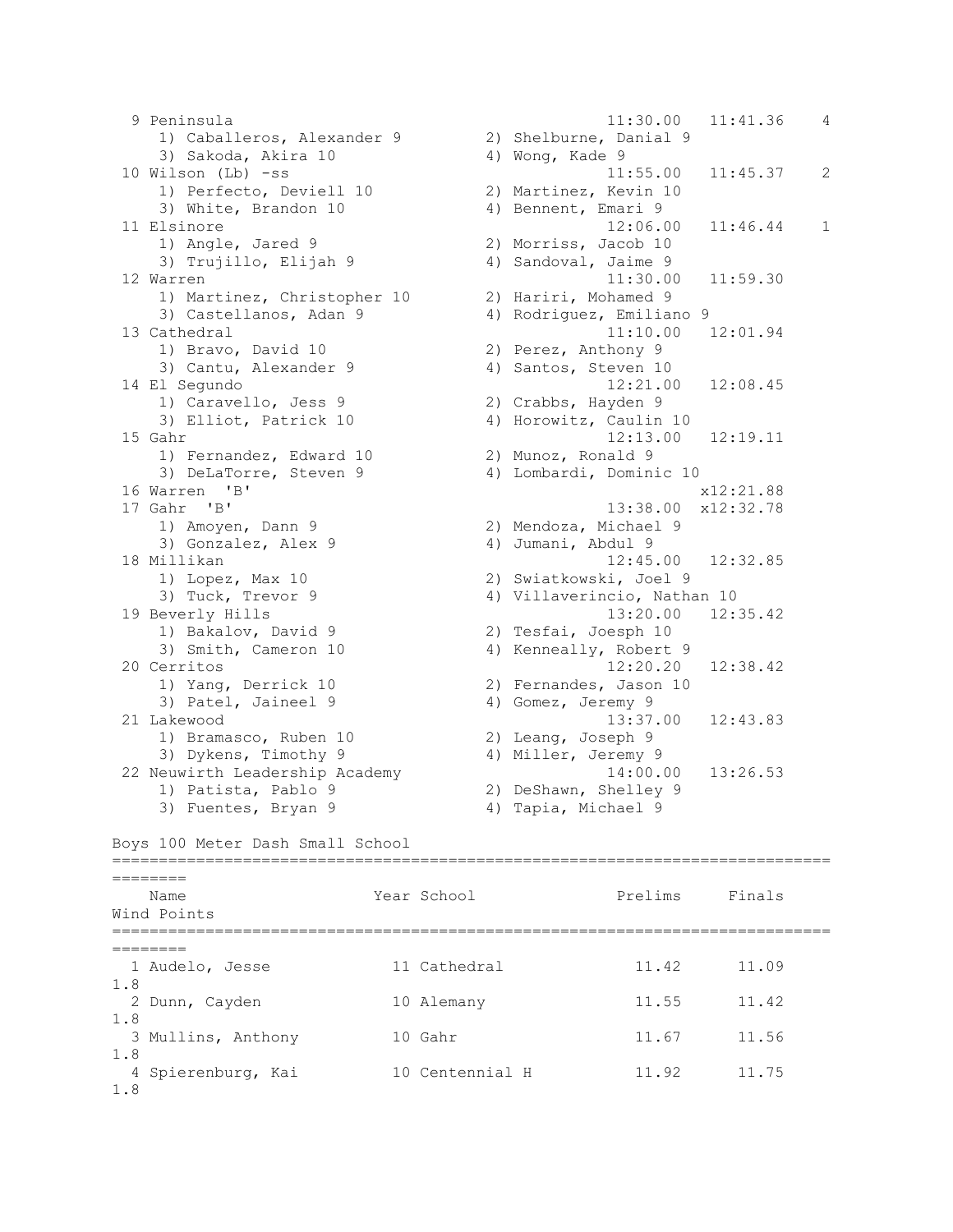| Place | Team | Seed | Finals | Points |
|---|---|---|---|---|
| 9 | Peninsula | 11:30.00 | 11:41.36 | 4 |
| | 1) Caballeros, Alexander 9; 2) Shelburne, Danial 9; 3) Sakoda, Akira 10; 4) Wong, Kade 9 | | | |
| 10 | Wilson (Lb) -ss | 11:55.00 | 11:45.37 | 2 |
| | 1) Perfecto, Deviell 10; 2) Martinez, Kevin 10; 3) White, Brandon 10; 4) Bennent, Emari 9 | | | |
| 11 | Elsinore | 12:06.00 | 11:46.44 | 1 |
| | 1) Angle, Jared 9; 2) Morriss, Jacob 10; 3) Trujillo, Elijah 9; 4) Sandoval, Jaime 9 | | | |
| 12 | Warren | 11:30.00 | 11:59.30 | |
| | 1) Martinez, Christopher 10; 2) Hariri, Mohamed 9; 3) Castellanos, Adan 9; 4) Rodriguez, Emiliano 9 | | | |
| 13 | Cathedral | 11:10.00 | 12:01.94 | |
| | 1) Bravo, David 10; 2) Perez, Anthony 9; 3) Cantu, Alexander 9; 4) Santos, Steven 10 | | | |
| 14 | El Segundo | 12:21.00 | 12:08.45 | |
| | 1) Caravello, Jess 9; 2) Crabbs, Hayden 9; 3) Elliot, Patrick 10; 4) Horowitz, Caulin 10 | | | |
| 15 | Gahr | 12:13.00 | 12:19.11 | |
| | 1) Fernandez, Edward 10; 2) Munoz, Ronald 9; 3) DeLaTorre, Steven 9; 4) Lombardi, Dominic 10 | | | |
| 16 | Warren 'B' | | x12:21.88 | |
| 17 | Gahr 'B' | 13:38.00 | x12:32.78 | |
| | 1) Amoyen, Dann 9; 2) Mendoza, Michael 9; 3) Gonzalez, Alex 9; 4) Jumani, Abdul 9 | | | |
| 18 | Millikan | 12:45.00 | 12:32.85 | |
| | 1) Lopez, Max 10; 2) Swiatkowski, Joel 9; 3) Tuck, Trevor 9; 4) Villaverincio, Nathan 10 | | | |
| 19 | Beverly Hills | 13:20.00 | 12:35.42 | |
| | 1) Bakalov, David 9; 2) Tesfai, Joesph 10; 3) Smith, Cameron 10; 4) Kenneally, Robert 9 | | | |
| 20 | Cerritos | 12:20.20 | 12:38.42 | |
| | 1) Yang, Derrick 10; 2) Fernandes, Jason 10; 3) Patel, Jaineel 9; 4) Gomez, Jeremy 9 | | | |
| 21 | Lakewood | 13:37.00 | 12:43.83 | |
| | 1) Bramasco, Ruben 10; 2) Leang, Joseph 9; 3) Dykens, Timothy 9; 4) Miller, Jeremy 9 | | | |
| 22 | Neuwirth Leadership Academy | 14:00.00 | 13:26.53 | |
| | 1) Patista, Pablo 9; 2) DeShawn, Shelley 9; 3) Fuentes, Bryan 9; 4) Tapia, Michael 9 | | | |

## Boys 100 Meter Dash Small School

| Place | Name | Year | School | Prelims | Finals | Wind | Points |
|---|---|---|---|---|---|---|---|
| 1 | Audelo, Jesse | 11 | Cathedral | 11.42 | 11.09 | 1.8 | |
| 2 | Dunn, Cayden | 10 | Alemany | 11.55 | 11.42 | 1.8 | |
| 3 | Mullins, Anthony | 10 | Gahr | 11.67 | 11.56 | 1.8 | |
| 4 | Spierenburg, Kai | 10 | Centennial H | 11.92 | 11.75 | 1.8 | |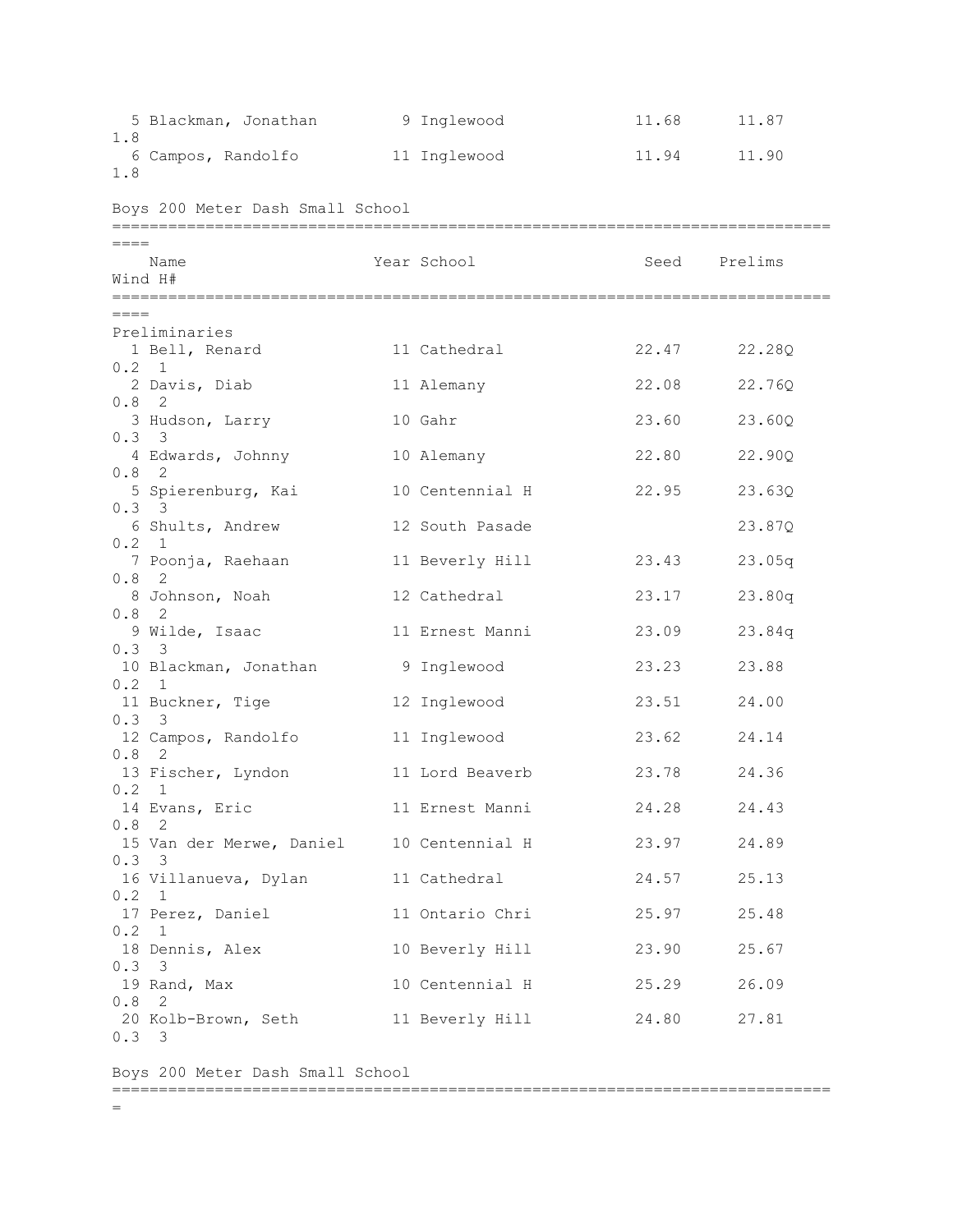| | Name | Year | School | Seed | Prelims | Wind | H# |
|---|---|---|---|---|---|---|---|
| 5 | Blackman, Jonathan | 9 | Inglewood | 11.68 | 11.87 | 1.8 | |
| 6 | Campos, Randolfo | 11 | Inglewood | 11.94 | 11.90 | 1.8 | |

## Boys 200 Meter Dash Small School

**Preliminaries**

| | Name | Year | School | Seed | Prelims | Wind | H# |
|---|---|---|---|---|---|---|---|
| 1 | Bell, Renard | 11 | Cathedral | 22.47 | 22.28Q | 0.2 | 1 |
| 2 | Davis, Diab | 11 | Alemany | 22.08 | 22.76Q | 0.8 | 2 |
| 3 | Hudson, Larry | 10 | Gahr | 23.60 | 23.60Q | 0.3 | 3 |
| 4 | Edwards, Johnny | 10 | Alemany | 22.80 | 22.90Q | 0.8 | 2 |
| 5 | Spierenburg, Kai | 10 | Centennial H | 22.95 | 23.63Q | 0.3 | 3 |
| 6 | Shults, Andrew | 12 | South Pasade | | 23.87Q | 0.2 | 1 |
| 7 | Poonja, Raehaan | 11 | Beverly Hill | 23.43 | 23.05q | 0.8 | 2 |
| 8 | Johnson, Noah | 12 | Cathedral | 23.17 | 23.80q | 0.8 | 2 |
| 9 | Wilde, Isaac | 11 | Ernest Manni | 23.09 | 23.84q | 0.3 | 3 |
| 10 | Blackman, Jonathan | 9 | Inglewood | 23.23 | 23.88 | 0.2 | 1 |
| 11 | Buckner, Tige | 12 | Inglewood | 23.51 | 24.00 | 0.3 | 3 |
| 12 | Campos, Randolfo | 11 | Inglewood | 23.62 | 24.14 | 0.8 | 2 |
| 13 | Fischer, Lyndon | 11 | Lord Beaverb | 23.78 | 24.36 | 0.2 | 1 |
| 14 | Evans, Eric | 11 | Ernest Manni | 24.28 | 24.43 | 0.8 | 2 |
| 15 | Van der Merwe, Daniel | 10 | Centennial H | 23.97 | 24.89 | 0.3 | 3 |
| 16 | Villanueva, Dylan | 11 | Cathedral | 24.57 | 25.13 | 0.2 | 1 |
| 17 | Perez, Daniel | 11 | Ontario Chri | 25.97 | 25.48 | 0.2 | 1 |
| 18 | Dennis, Alex | 10 | Beverly Hill | 23.90 | 25.67 | 0.3 | 3 |
| 19 | Rand, Max | 10 | Centennial H | 25.29 | 26.09 | 0.8 | 2 |
| 20 | Kolb-Brown, Seth | 11 | Beverly Hill | 24.80 | 27.81 | 0.3 | 3 |

## Boys 200 Meter Dash Small School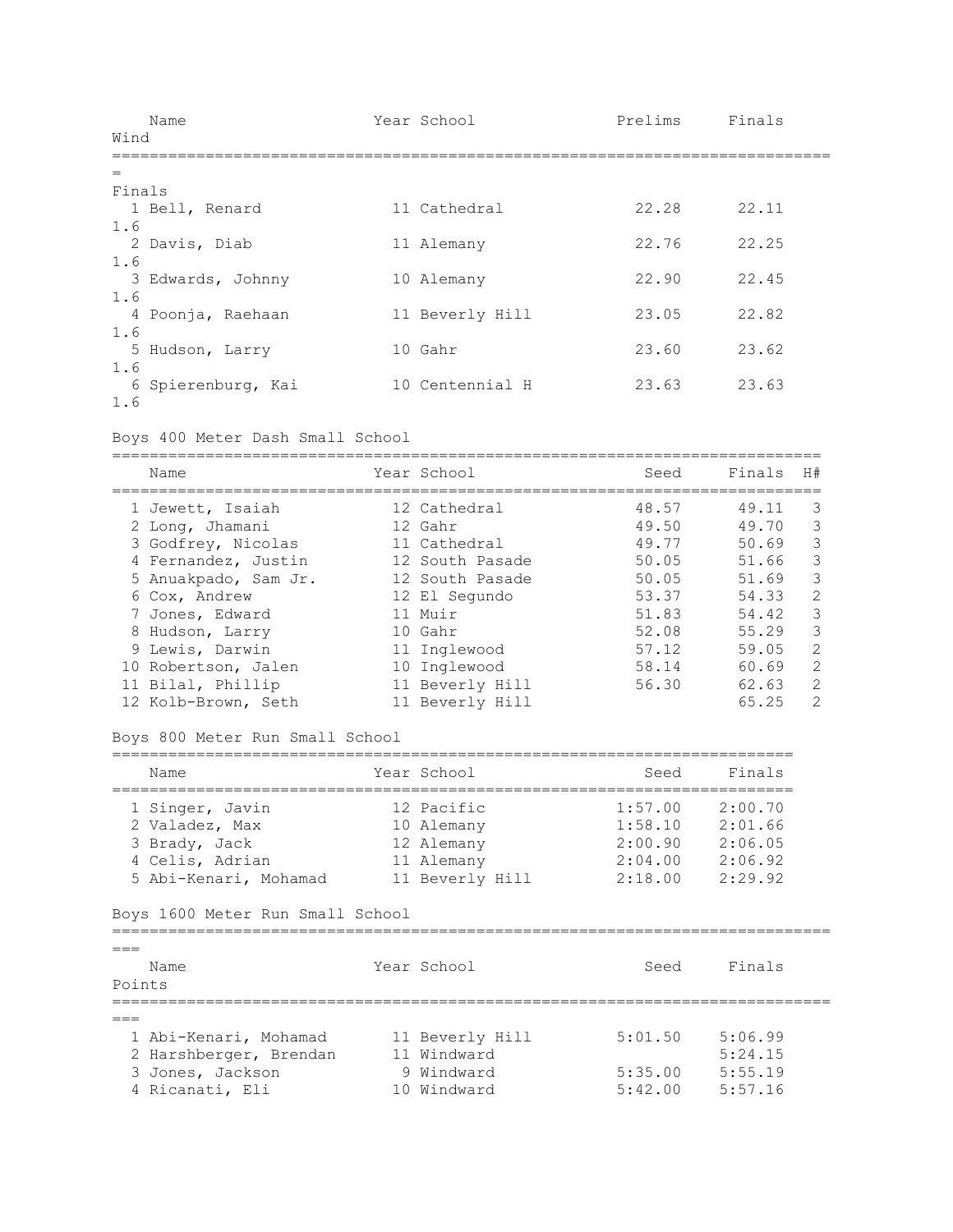| | Name | Year | School | Prelims | Finals | Wind |
|---|---|---|---|---|---|---|
| **Finals** | | | | | | |
| 1 | Bell, Renard | 11 | Cathedral | 22.28 | 22.11 | 1.6 |
| 2 | Davis, Diab | 11 | Alemany | 22.76 | 22.25 | 1.6 |
| 3 | Edwards, Johnny | 10 | Alemany | 22.90 | 22.45 | 1.6 |
| 4 | Poonja, Raehaan | 11 | Beverly Hill | 23.05 | 22.82 | 1.6 |
| 5 | Hudson, Larry | 10 | Gahr | 23.60 | 23.62 | 1.6 |
| 6 | Spierenburg, Kai | 10 | Centennial H | 23.63 | 23.63 | 1.6 |

## Boys 400 Meter Dash Small School

| | Name | Year | School | Seed | Finals | H# |
|---|---|---|---|---|---|---|
| 1 | Jewett, Isaiah | 12 | Cathedral | 48.57 | 49.11 | 3 |
| 2 | Long, Jhamani | 12 | Gahr | 49.50 | 49.70 | 3 |
| 3 | Godfrey, Nicolas | 11 | Cathedral | 49.77 | 50.69 | 3 |
| 4 | Fernandez, Justin | 12 | South Pasade | 50.05 | 51.66 | 3 |
| 5 | Anuakpado, Sam Jr. | 12 | South Pasade | 50.05 | 51.69 | 3 |
| 6 | Cox, Andrew | 12 | El Segundo | 53.37 | 54.33 | 2 |
| 7 | Jones, Edward | 11 | Muir | 51.83 | 54.42 | 3 |
| 8 | Hudson, Larry | 10 | Gahr | 52.08 | 55.29 | 3 |
| 9 | Lewis, Darwin | 11 | Inglewood | 57.12 | 59.05 | 2 |
| 10 | Robertson, Jalen | 10 | Inglewood | 58.14 | 60.69 | 2 |
| 11 | Bilal, Phillip | 11 | Beverly Hill | 56.30 | 62.63 | 2 |
| 12 | Kolb-Brown, Seth | 11 | Beverly Hill | | 65.25 | 2 |

## Boys 800 Meter Run Small School

| | Name | Year | School | Seed | Finals |
|---|---|---|---|---|---|
| 1 | Singer, Javin | 12 | Pacific | 1:57.00 | 2:00.70 |
| 2 | Valadez, Max | 10 | Alemany | 1:58.10 | 2:01.66 |
| 3 | Brady, Jack | 12 | Alemany | 2:00.90 | 2:06.05 |
| 4 | Celis, Adrian | 11 | Alemany | 2:04.00 | 2:06.92 |
| 5 | Abi-Kenari, Mohamad | 11 | Beverly Hill | 2:18.00 | 2:29.92 |

## Boys 1600 Meter Run Small School

| | Name | Year | School | Seed | Finals | Points |
|---|---|---|---|---|---|---|
| 1 | Abi-Kenari, Mohamad | 11 | Beverly Hill | 5:01.50 | 5:06.99 | |
| 2 | Harshberger, Brendan | 11 | Windward | | 5:24.15 | |
| 3 | Jones, Jackson | 9 | Windward | 5:35.00 | 5:55.19 | |
| 4 | Ricanati, Eli | 10 | Windward | 5:42.00 | 5:57.16 | |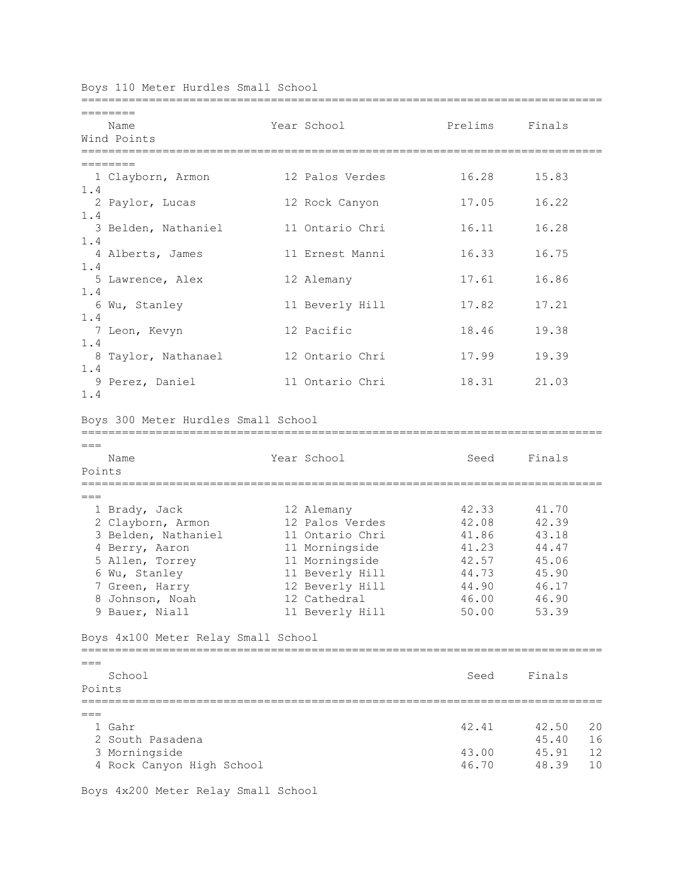## Boys 110 Meter Hurdles Small School

| | Name | Year | School | Prelims | Finals | Wind | Points |
|---|---|---|---|---|---|---|---|
| 1 | Clayborn, Armon | 12 | Palos Verdes | 16.28 | 15.83 | 1.4 | |
| 2 | Paylor, Lucas | 12 | Rock Canyon | 17.05 | 16.22 | 1.4 | |
| 3 | Belden, Nathaniel | 11 | Ontario Chri | 16.11 | 16.28 | 1.4 | |
| 4 | Alberts, James | 11 | Ernest Manni | 16.33 | 16.75 | 1.4 | |
| 5 | Lawrence, Alex | 12 | Alemany | 17.61 | 16.86 | 1.4 | |
| 6 | Wu, Stanley | 11 | Beverly Hill | 17.82 | 17.21 | 1.4 | |
| 7 | Leon, Kevyn | 12 | Pacific | 18.46 | 19.38 | 1.4 | |
| 8 | Taylor, Nathanael | 12 | Ontario Chri | 17.99 | 19.39 | 1.4 | |
| 9 | Perez, Daniel | 11 | Ontario Chri | 18.31 | 21.03 | 1.4 | |

## Boys 300 Meter Hurdles Small School

| | Name | Year | School | Seed | Finals | Points |
|---|---|---|---|---|---|---|
| 1 | Brady, Jack | 12 | Alemany | 42.33 | 41.70 | |
| 2 | Clayborn, Armon | 12 | Palos Verdes | 42.08 | 42.39 | |
| 3 | Belden, Nathaniel | 11 | Ontario Chri | 41.86 | 43.18 | |
| 4 | Berry, Aaron | 11 | Morningside | 41.23 | 44.47 | |
| 5 | Allen, Torrey | 11 | Morningside | 42.57 | 45.06 | |
| 6 | Wu, Stanley | 11 | Beverly Hill | 44.73 | 45.90 | |
| 7 | Green, Harry | 12 | Beverly Hill | 44.90 | 46.17 | |
| 8 | Johnson, Noah | 12 | Cathedral | 46.00 | 46.90 | |
| 9 | Bauer, Niall | 11 | Beverly Hill | 50.00 | 53.39 | |

## Boys 4x100 Meter Relay Small School

| | School | Seed | Finals | Points |
|---|---|---|---|---|
| 1 | Gahr | 42.41 | 42.50 | 20 |
| 2 | South Pasadena | | 45.40 | 16 |
| 3 | Morningside | 43.00 | 45.91 | 12 |
| 4 | Rock Canyon High School | 46.70 | 48.39 | 10 |

## Boys 4x200 Meter Relay Small School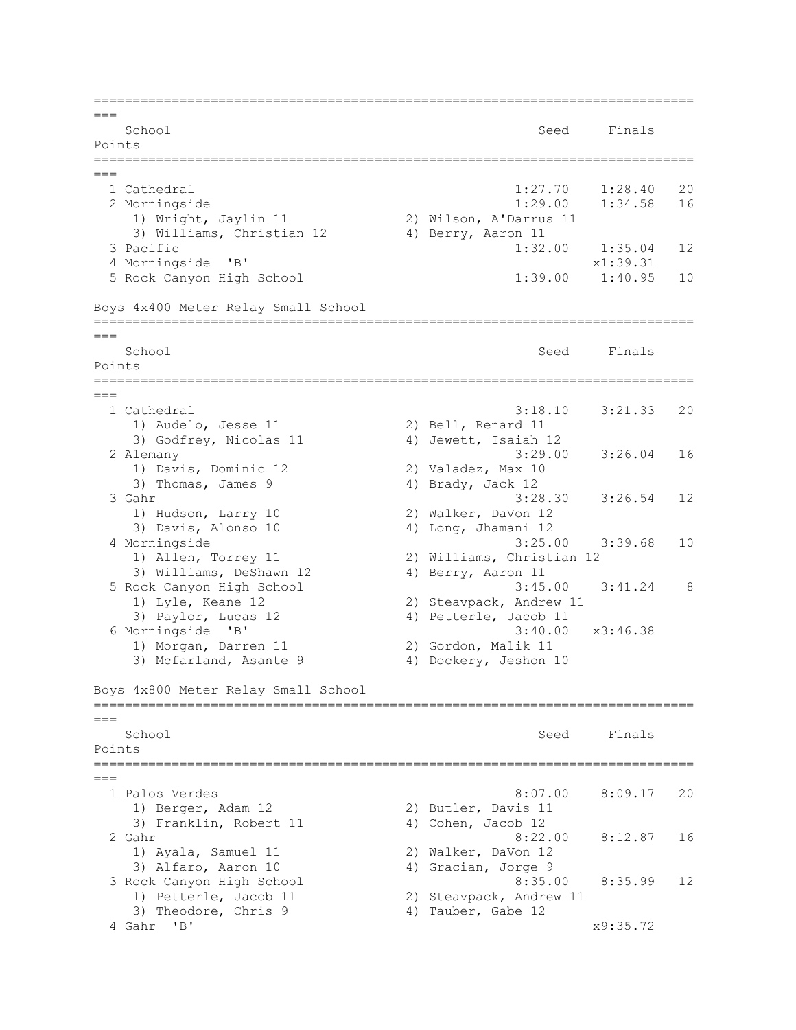| | School | Seed | Finals | Points |
|---|---|---|---|---|
| 1 | Cathedral | 1:27.70 | 1:28.40 | 20 |
| 2 | Morningside | 1:29.00 | 1:34.58 | 16 |
| | 1) Wright, Jaylin 11; 2) Wilson, A'Darrus 11; 3) Williams, Christian 12; 4) Berry, Aaron 11 | | | |
| 3 | Pacific | 1:32.00 | 1:35.04 | 12 |
| 4 | Morningside 'B' | | x1:39.31 | |
| 5 | Rock Canyon High School | 1:39.00 | 1:40.95 | 10 |

## Boys 4x400 Meter Relay Small School

| | School | Seed | Finals | Points |
|---|---|---|---|---|
| 1 | Cathedral | 3:18.10 | 3:21.33 | 20 |
| | 1) Audelo, Jesse 11; 2) Bell, Renard 11; 3) Godfrey, Nicolas 11; 4) Jewett, Isaiah 12 | | | |
| 2 | Alemany | 3:29.00 | 3:26.04 | 16 |
| | 1) Davis, Dominic 12; 2) Valadez, Max 10; 3) Thomas, James 9; 4) Brady, Jack 12 | | | |
| 3 | Gahr | 3:28.30 | 3:26.54 | 12 |
| | 1) Hudson, Larry 10; 2) Walker, DaVon 12; 3) Davis, Alonso 10; 4) Long, Jhamani 12 | | | |
| 4 | Morningside | 3:25.00 | 3:39.68 | 10 |
| | 1) Allen, Torrey 11; 2) Williams, Christian 12; 3) Williams, DeShawn 12; 4) Berry, Aaron 11 | | | |
| 5 | Rock Canyon High School | 3:45.00 | 3:41.24 | 8 |
| | 1) Lyle, Keane 12; 2) Steavpack, Andrew 11; 3) Paylor, Lucas 12; 4) Petterle, Jacob 11 | | | |
| 6 | Morningside 'B' | 3:40.00 | x3:46.38 | |
| | 1) Morgan, Darren 11; 2) Gordon, Malik 11; 3) Mcfarland, Asante 9; 4) Dockery, Jeshon 10 | | | |

## Boys 4x800 Meter Relay Small School

| | School | Seed | Finals | Points |
|---|---|---|---|---|
| 1 | Palos Verdes | 8:07.00 | 8:09.17 | 20 |
| | 1) Berger, Adam 12; 2) Butler, Davis 11; 3) Franklin, Robert 11; 4) Cohen, Jacob 12 | | | |
| 2 | Gahr | 8:22.00 | 8:12.87 | 16 |
| | 1) Ayala, Samuel 11; 2) Walker, DaVon 12; 3) Alfaro, Aaron 10; 4) Gracian, Jorge 9 | | | |
| 3 | Rock Canyon High School | 8:35.00 | 8:35.99 | 12 |
| | 1) Petterle, Jacob 11; 2) Steavpack, Andrew 11; 3) Theodore, Chris 9; 4) Tauber, Gabe 12 | | | |
| 4 | Gahr 'B' | | x9:35.72 | |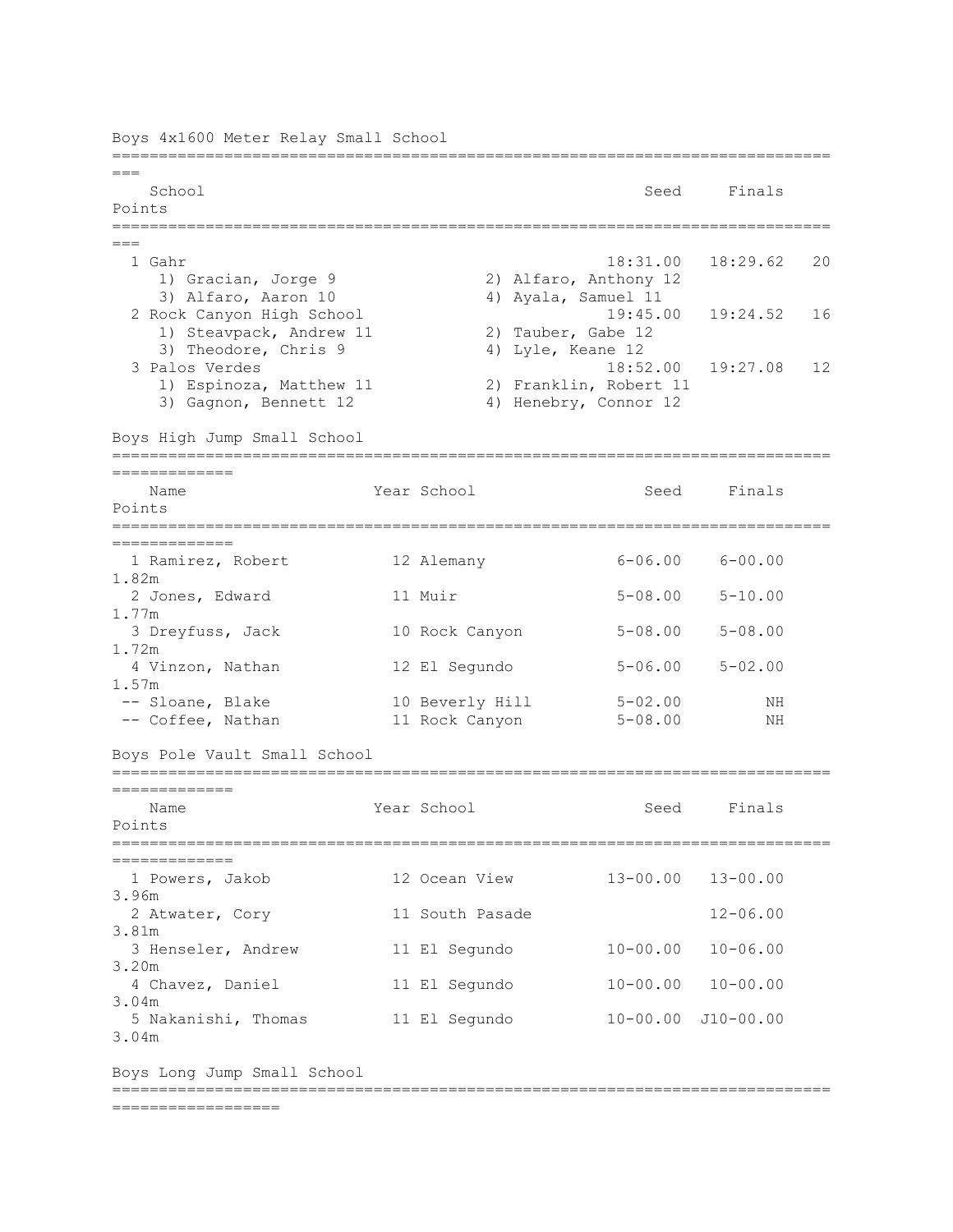## Boys 4x1600 Meter Relay Small School

| Place | School | Seed | Finals | Points |
|---|---|---|---|---|
| 1 | Gahr | 18:31.00 | 18:29.62 | 20 |
| | 1) Gracian, Jorge 9; 2) Alfaro, Anthony 12; 3) Alfaro, Aaron 10; 4) Ayala, Samuel 11 | | | |
| 2 | Rock Canyon High School | 19:45.00 | 19:24.52 | 16 |
| | 1) Steavpack, Andrew 11; 2) Tauber, Gabe 12; 3) Theodore, Chris 9; 4) Lyle, Keane 12 | | | |
| 3 | Palos Verdes | 18:52.00 | 19:27.08 | 12 |
| | 1) Espinoza, Matthew 11; 2) Franklin, Robert 11; 3) Gagnon, Bennett 12; 4) Henebry, Connor 12 | | | |

## Boys High Jump Small School

| Place | Name | Year | School | Seed | Finals | Points |
|---|---|---|---|---|---|---|
| 1 | Ramirez, Robert | 12 | Alemany | 6-06.00 | 6-00.00  1.82m | |
| 2 | Jones, Edward | 11 | Muir | 5-08.00 | 5-10.00 1.77m | |
| 3 | Dreyfuss, Jack | 10 | Rock Canyon | 5-08.00 | 5-08.00 1.72m | |
| 4 | Vinzon, Nathan | 12 | El Segundo | 5-06.00 | 5-02.00 1.57m | |
| -- | Sloane, Blake | 10 | Beverly Hill | 5-02.00 | NH | |
| -- | Coffee, Nathan | 11 | Rock Canyon | 5-08.00 | NH | |

## Boys Pole Vault Small School

| Place | Name | Year | School | Seed | Finals | Points |
|---|---|---|---|---|---|---|
| 1 | Powers, Jakob | 12 | Ocean View | 13-00.00 | 13-00.00 3.96m | |
| 2 | Atwater, Cory | 11 | South Pasade | | 12-06.00 3.81m | |
| 3 | Henseler, Andrew | 11 | El Segundo | 10-00.00 | 10-06.00 3.20m | |
| 4 | Chavez, Daniel | 11 | El Segundo | 10-00.00 | 10-00.00 3.04m | |
| 5 | Nakanishi, Thomas | 11 | El Segundo | 10-00.00 | J10-00.00 3.04m | |

## Boys Long Jump Small School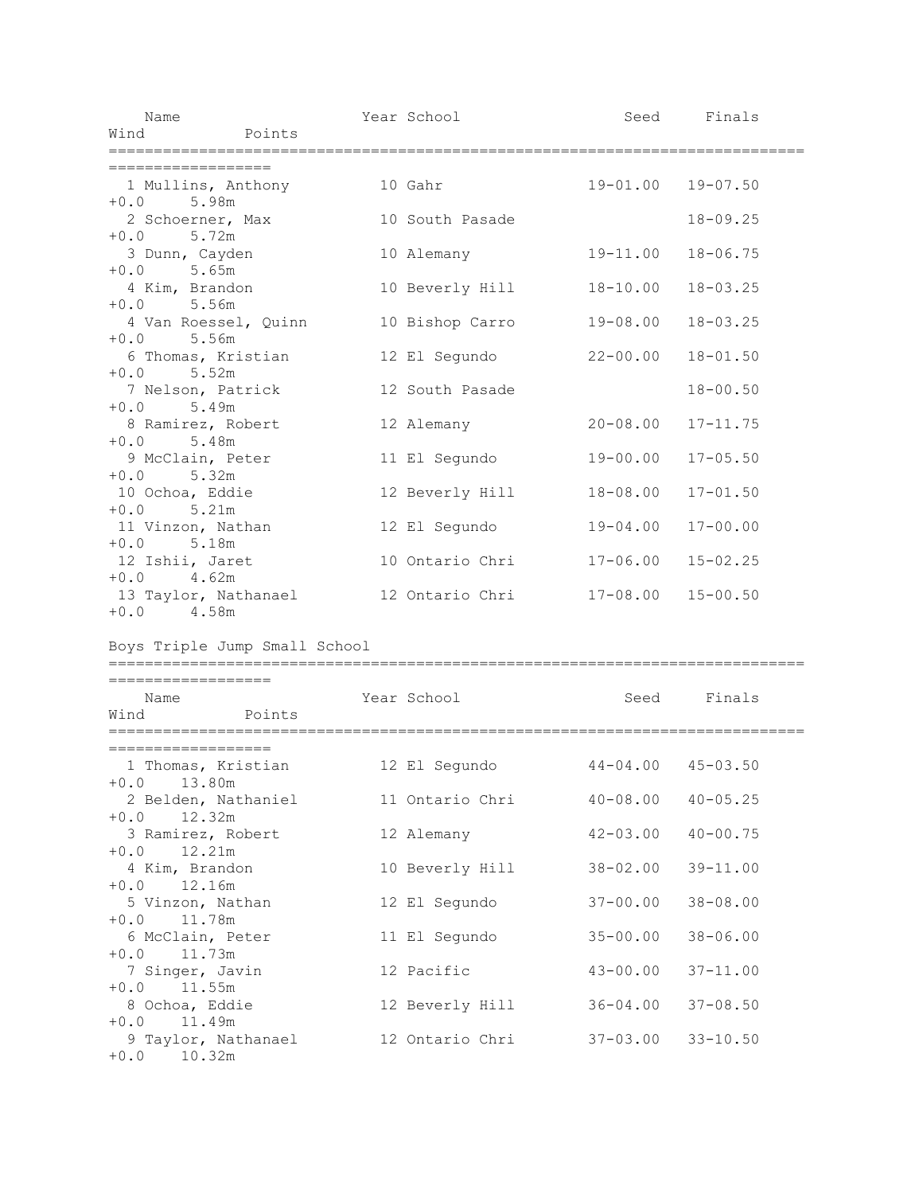| Place | Name | Year | School | Seed | Finals | Wind | Points |
|---|---|---|---|---|---|---|---|
| 1 | Mullins, Anthony | 10 | Gahr | 19-01.00 | 19-07.50 | +0.0 | 5.98m |
| 2 | Schoerner, Max | 10 | South Pasade | | 18-09.25 | +0.0 | 5.72m |
| 3 | Dunn, Cayden | 10 | Alemany | 19-11.00 | 18-06.75 | +0.0 | 5.65m |
| 4 | Kim, Brandon | 10 | Beverly Hill | 18-10.00 | 18-03.25 | +0.0 | 5.56m |
| 4 | Van Roessel, Quinn | 10 | Bishop Carro | 19-08.00 | 18-03.25 | +0.0 | 5.56m |
| 6 | Thomas, Kristian | 12 | El Segundo | 22-00.00 | 18-01.50 | +0.0 | 5.52m |
| 7 | Nelson, Patrick | 12 | South Pasade | | 18-00.50 | +0.0 | 5.49m |
| 8 | Ramirez, Robert | 12 | Alemany | 20-08.00 | 17-11.75 | +0.0 | 5.48m |
| 9 | McClain, Peter | 11 | El Segundo | 19-00.00 | 17-05.50 | +0.0 | 5.32m |
| 10 | Ochoa, Eddie | 12 | Beverly Hill | 18-08.00 | 17-01.50 | +0.0 | 5.21m |
| 11 | Vinzon, Nathan | 12 | El Segundo | 19-04.00 | 17-00.00 | +0.0 | 5.18m |
| 12 | Ishii, Jaret | 10 | Ontario Chri | 17-06.00 | 15-02.25 | +0.0 | 4.62m |
| 13 | Taylor, Nathanael | 12 | Ontario Chri | 17-08.00 | 15-00.50 | +0.0 | 4.58m |

## Boys Triple Jump Small School

| Place | Name | Year | School | Seed | Finals | Wind | Points |
|---|---|---|---|---|---|---|---|
| 1 | Thomas, Kristian | 12 | El Segundo | 44-04.00 | 45-03.50 | +0.0 | 13.80m |
| 2 | Belden, Nathaniel | 11 | Ontario Chri | 40-08.00 | 40-05.25 | +0.0 | 12.32m |
| 3 | Ramirez, Robert | 12 | Alemany | 42-03.00 | 40-00.75 | +0.0 | 12.21m |
| 4 | Kim, Brandon | 10 | Beverly Hill | 38-02.00 | 39-11.00 | +0.0 | 12.16m |
| 5 | Vinzon, Nathan | 12 | El Segundo | 37-00.00 | 38-08.00 | +0.0 | 11.78m |
| 6 | McClain, Peter | 11 | El Segundo | 35-00.00 | 38-06.00 | +0.0 | 11.73m |
| 7 | Singer, Javin | 12 | Pacific | 43-00.00 | 37-11.00 | +0.0 | 11.55m |
| 8 | Ochoa, Eddie | 12 | Beverly Hill | 36-04.00 | 37-08.50 | +0.0 | 11.49m |
| 9 | Taylor, Nathanael | 12 | Ontario Chri | 37-03.00 | 33-10.50 | +0.0 | 10.32m |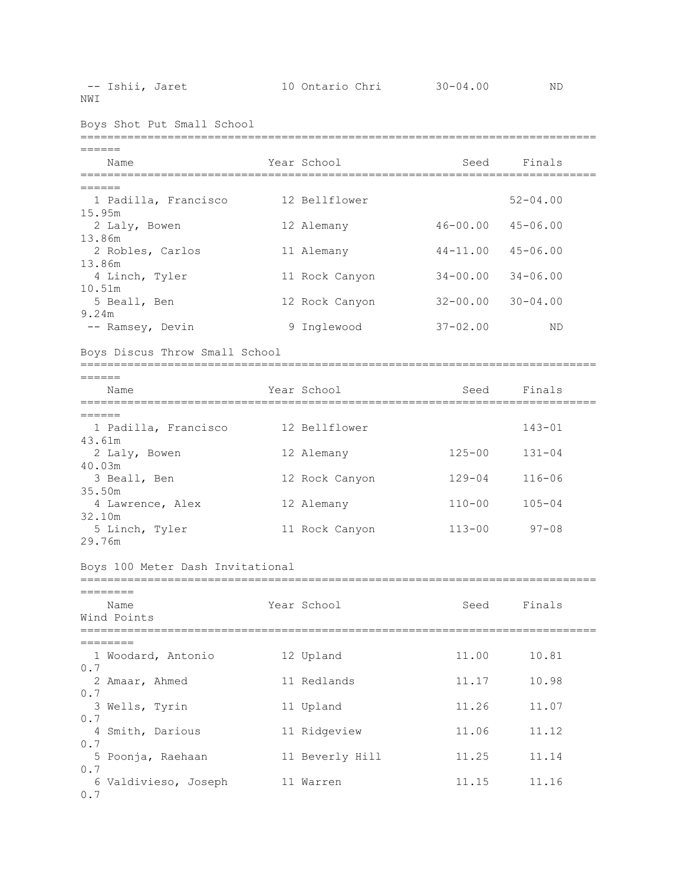| | Name | Year | School | Seed | Finals | |
|---|---|---|---|---|---|---|
| -- | Ishii, Jaret | 10 | Ontario Chri | 30-04.00 | ND | NWI |

## Boys Shot Put Small School

| | Name | Year | School | Seed | Finals | |
|---|---|---|---|---|---|---|
| 1 | Padilla, Francisco | 12 | Bellflower | | 52-04.00 | 15.95m |
| 2 | Laly, Bowen | 12 | Alemany | 46-00.00 | 45-06.00 | 13.86m |
| 2 | Robles, Carlos | 11 | Alemany | 44-11.00 | 45-06.00 | 13.86m |
| 4 | Linch, Tyler | 11 | Rock Canyon | 34-00.00 | 34-06.00 | 10.51m |
| 5 | Beall, Ben | 12 | Rock Canyon | 32-00.00 | 30-04.00 | 9.24m |
| -- | Ramsey, Devin | 9 | Inglewood | 37-02.00 | ND | |

## Boys Discus Throw Small School

| | Name | Year | School | Seed | Finals | |
|---|---|---|---|---|---|---|
| 1 | Padilla, Francisco | 12 | Bellflower | | 143-01 | 43.61m |
| 2 | Laly, Bowen | 12 | Alemany | 125-00 | 131-04 | 40.03m |
| 3 | Beall, Ben | 12 | Rock Canyon | 129-04 | 116-06 | 35.50m |
| 4 | Lawrence, Alex | 12 | Alemany | 110-00 | 105-04 | 32.10m |
| 5 | Linch, Tyler | 11 | Rock Canyon | 113-00 | 97-08 | 29.76m |

## Boys 100 Meter Dash Invitational

| | Name | Year | School | Seed | Finals | Wind | Points |
|---|---|---|---|---|---|---|---|
| 1 | Woodard, Antonio | 12 | Upland | 11.00 | 10.81 | 0.7 | |
| 2 | Amaar, Ahmed | 11 | Redlands | 11.17 | 10.98 | 0.7 | |
| 3 | Wells, Tyrin | 11 | Upland | 11.26 | 11.07 | 0.7 | |
| 4 | Smith, Darious | 11 | Ridgeview | 11.06 | 11.12 | 0.7 | |
| 5 | Poonja, Raehaan | 11 | Beverly Hill | 11.25 | 11.14 | 0.7 | |
| 6 | Valdivieso, Joseph | 11 | Warren | 11.15 | 11.16 | 0.7 | |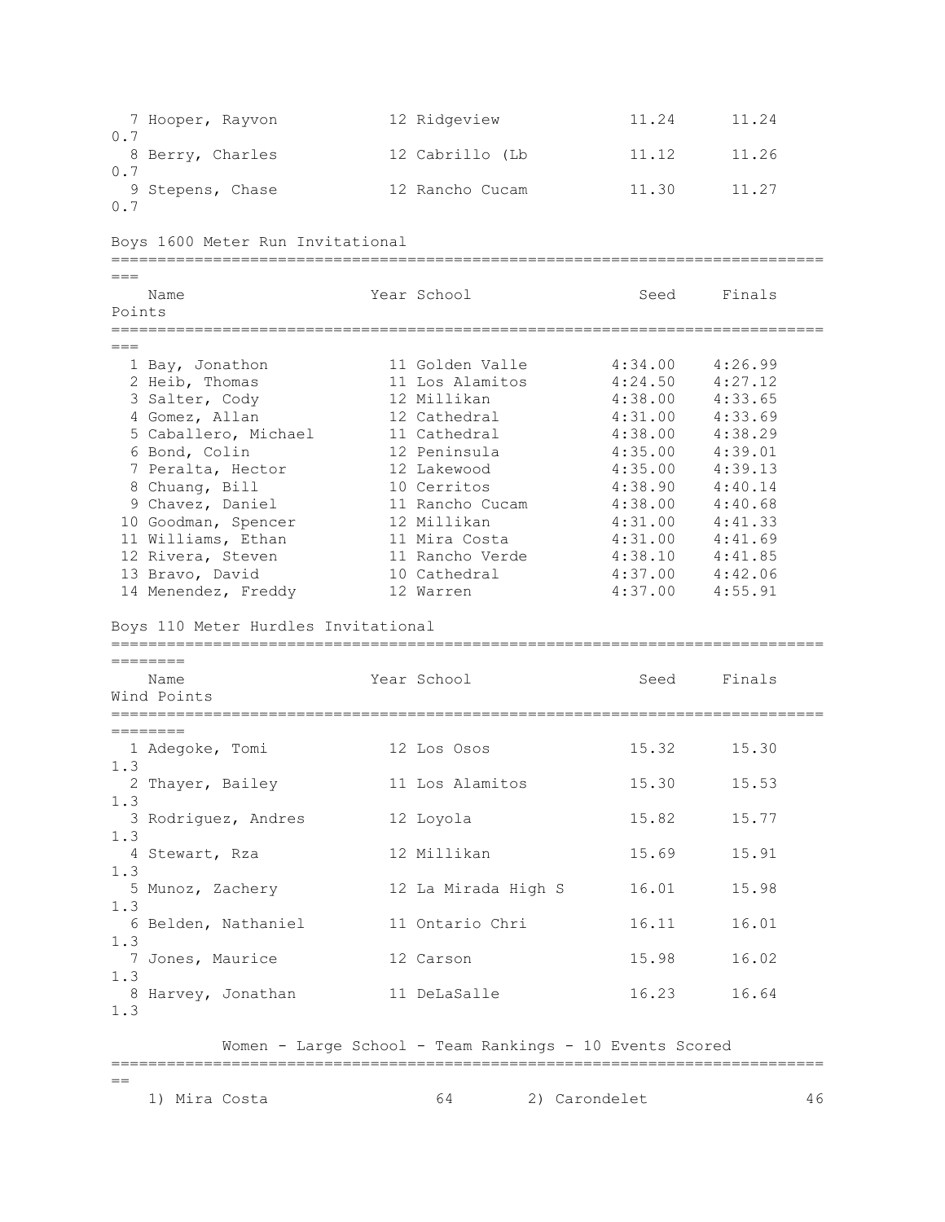| Place | Name | Year | School | Seed | Finals | Wind |
|---|---|---|---|---|---|---|
| 7 | Hooper, Rayvon | 12 | Ridgeview | 11.24 | 11.24 | 0.7 |
| 8 | Berry, Charles | 12 | Cabrillo (Lb | 11.12 | 11.26 | 0.7 |
| 9 | Stepens, Chase | 12 | Rancho Cucam | 11.30 | 11.27 | 0.7 |

## Boys 1600 Meter Run Invitational

| Place | Name | Year | School | Seed | Finals | Points |
|---|---|---|---|---|---|---|
| 1 | Bay, Jonathon | 11 | Golden Valle | 4:34.00 | 4:26.99 | |
| 2 | Heib, Thomas | 11 | Los Alamitos | 4:24.50 | 4:27.12 | |
| 3 | Salter, Cody | 12 | Millikan | 4:38.00 | 4:33.65 | |
| 4 | Gomez, Allan | 12 | Cathedral | 4:31.00 | 4:33.69 | |
| 5 | Caballero, Michael | 11 | Cathedral | 4:38.00 | 4:38.29 | |
| 6 | Bond, Colin | 12 | Peninsula | 4:35.00 | 4:39.01 | |
| 7 | Peralta, Hector | 12 | Lakewood | 4:35.00 | 4:39.13 | |
| 8 | Chuang, Bill | 10 | Cerritos | 4:38.90 | 4:40.14 | |
| 9 | Chavez, Daniel | 11 | Rancho Cucam | 4:38.00 | 4:40.68 | |
| 10 | Goodman, Spencer | 12 | Millikan | 4:31.00 | 4:41.33 | |
| 11 | Williams, Ethan | 11 | Mira Costa | 4:31.00 | 4:41.69 | |
| 12 | Rivera, Steven | 11 | Rancho Verde | 4:38.10 | 4:41.85 | |
| 13 | Bravo, David | 10 | Cathedral | 4:37.00 | 4:42.06 | |
| 14 | Menendez, Freddy | 12 | Warren | 4:37.00 | 4:55.91 | |

## Boys 110 Meter Hurdles Invitational

| Place | Name | Year | School | Seed | Finals | Wind | Points |
|---|---|---|---|---|---|---|---|
| 1 | Adegoke, Tomi | 12 | Los Osos | 15.32 | 15.30 | 1.3 | |
| 2 | Thayer, Bailey | 11 | Los Alamitos | 15.30 | 15.53 | 1.3 | |
| 3 | Rodriguez, Andres | 12 | Loyola | 15.82 | 15.77 | 1.3 | |
| 4 | Stewart, Rza | 12 | Millikan | 15.69 | 15.91 | 1.3 | |
| 5 | Munoz, Zachery | 12 | La Mirada High S | 16.01 | 15.98 | 1.3 | |
| 6 | Belden, Nathaniel | 11 | Ontario Chri | 16.11 | 16.01 | 1.3 | |
| 7 | Jones, Maurice | 12 | Carson | 15.98 | 16.02 | 1.3 | |
| 8 | Harvey, Jonathan | 11 | DeLaSalle | 16.23 | 16.64 | 1.3 | |

## Women - Large School - Team Rankings - 10 Events Scored

| Rank | Team | Points | Rank | Team | Points |
|---|---|---|---|---|---|
| 1) | Mira Costa | 64 | 2) | Carondelet | 46 |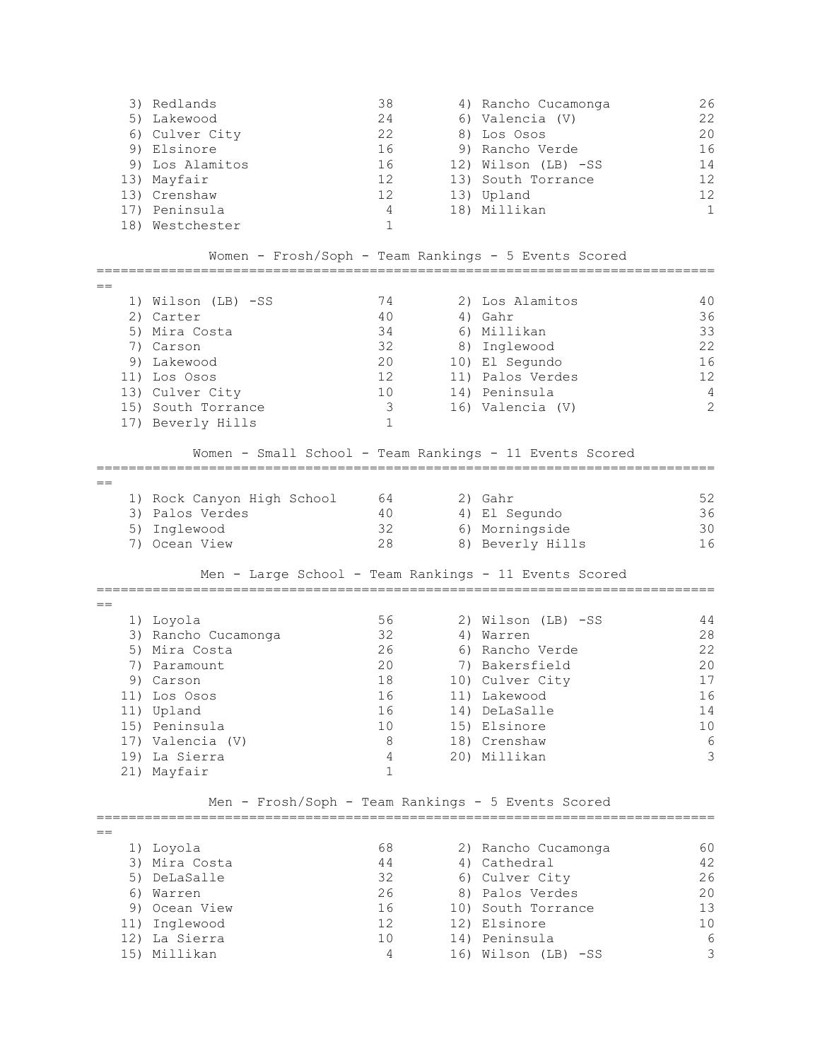```
   3) Redlands                38       4) Rancho Cucamonga         26
   5) Lakewood                24       6) Valencia (V)             22
   6) Culver City             22       8) Los Osos                 20
   9) Elsinore                16       9) Rancho Verde             16
   9) Los Alamitos            16      12) Wilson (LB) -SS          14
  13) Mayfair                 12      13) South Torrance           12
  13) Crenshaw                12      13) Upland                   12
  17) Peninsula                4      18) Millikan                  1
  18) Westchester              1
```

### Women - Frosh/Soph - Team Rankings - 5 Events Scored

```
===========================================================================
==
   1) Wilson (LB) -SS         74       2) Los Alamitos             40
   2) Carter                  40       4) Gahr                     36
   5) Mira Costa              34       6) Millikan                 33
   7) Carson                  32       8) Inglewood                22
   9) Lakewood                20      10) El Segundo               16
  11) Los Osos                12      11) Palos Verdes             12
  13) Culver City             10      14) Peninsula                 4
  15) South Torrance           3      16) Valencia (V)              2
  17) Beverly Hills            1
```

### Women - Small School - Team Rankings - 11 Events Scored

```
===========================================================================
==
   1) Rock Canyon High School 64       2) Gahr                     52
   3) Palos Verdes            40       4) El Segundo               36
   5) Inglewood               32       6) Morningside              30
   7) Ocean View              28       8) Beverly Hills            16
```

### Men - Large School - Team Rankings - 11 Events Scored

```
===========================================================================
==
   1) Loyola                  56       2) Wilson (LB) -SS          44
   3) Rancho Cucamonga        32       4) Warren                   28
   5) Mira Costa              26       6) Rancho Verde             22
   7) Paramount               20       7) Bakersfield              20
   9) Carson                  18      10) Culver City              17
  11) Los Osos                16      11) Lakewood                 16
  11) Upland                  16      14) DeLaSalle                14
  15) Peninsula               10      15) Elsinore                 10
  17) Valencia (V)             8      18) Crenshaw                  6
  19) La Sierra                4      20) Millikan                  3
  21) Mayfair                  1
```

### Men - Frosh/Soph - Team Rankings - 5 Events Scored

```
===========================================================================
==
   1) Loyola                  68       2) Rancho Cucamonga         60
   3) Mira Costa              44       4) Cathedral                42
   5) DeLaSalle               32       6) Culver City              26
   6) Warren                  26       8) Palos Verdes             20
   9) Ocean View              16      10) South Torrance           13
  11) Inglewood               12      12) Elsinore                 10
  12) La Sierra               10      14) Peninsula                 6
  15) Millikan                 4      16) Wilson (LB) -SS           3
```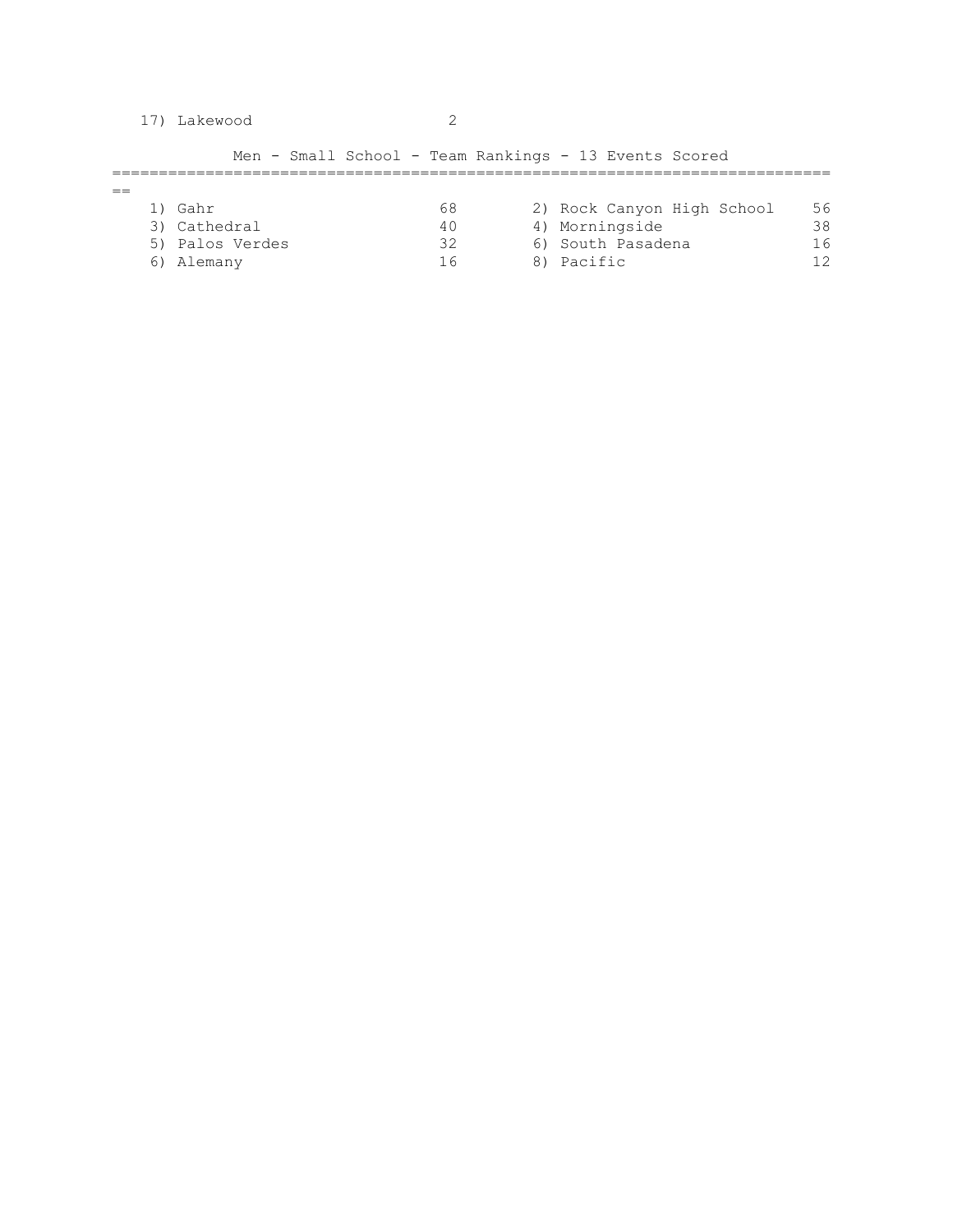17) Lakewood 2

## Men - Small School - Team Rankings - 13 Events Scored

| | | | |
|---|---|---|---|
| 1) Gahr | 68 | 2) Rock Canyon High School | 56 |
| 3) Cathedral | 40 | 4) Morningside | 38 |
| 5) Palos Verdes | 32 | 6) South Pasadena | 16 |
| 6) Alemany | 16 | 8) Pacific | 12 |